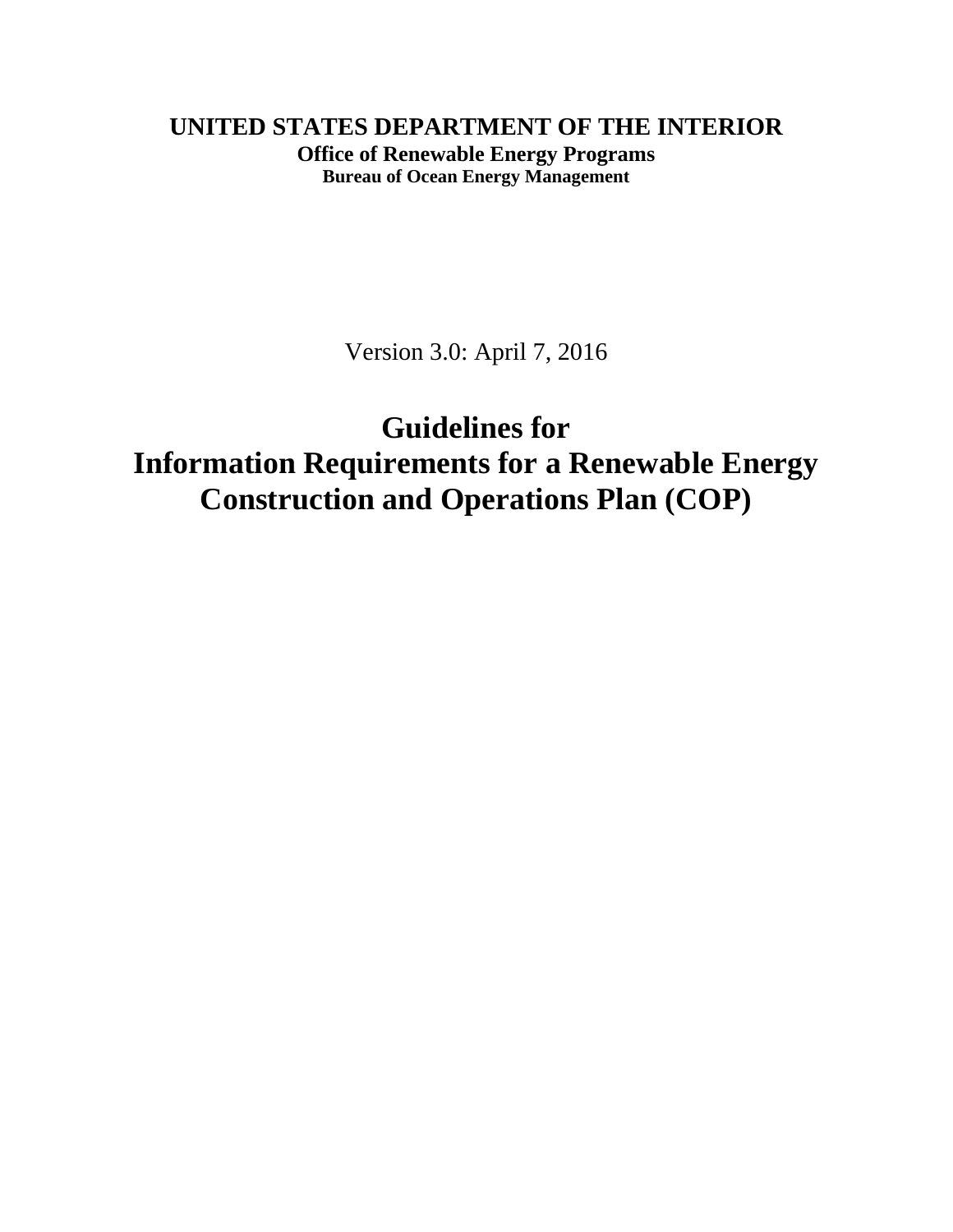**UNITED STATES DEPARTMENT OF THE INTERIOR**
**Office of Renewable Energy Programs**
**Bureau of Ocean Energy Management**

Version 3.0: April 7, 2016

# Guidelines for Information Requirements for a Renewable Energy Construction and Operations Plan (COP)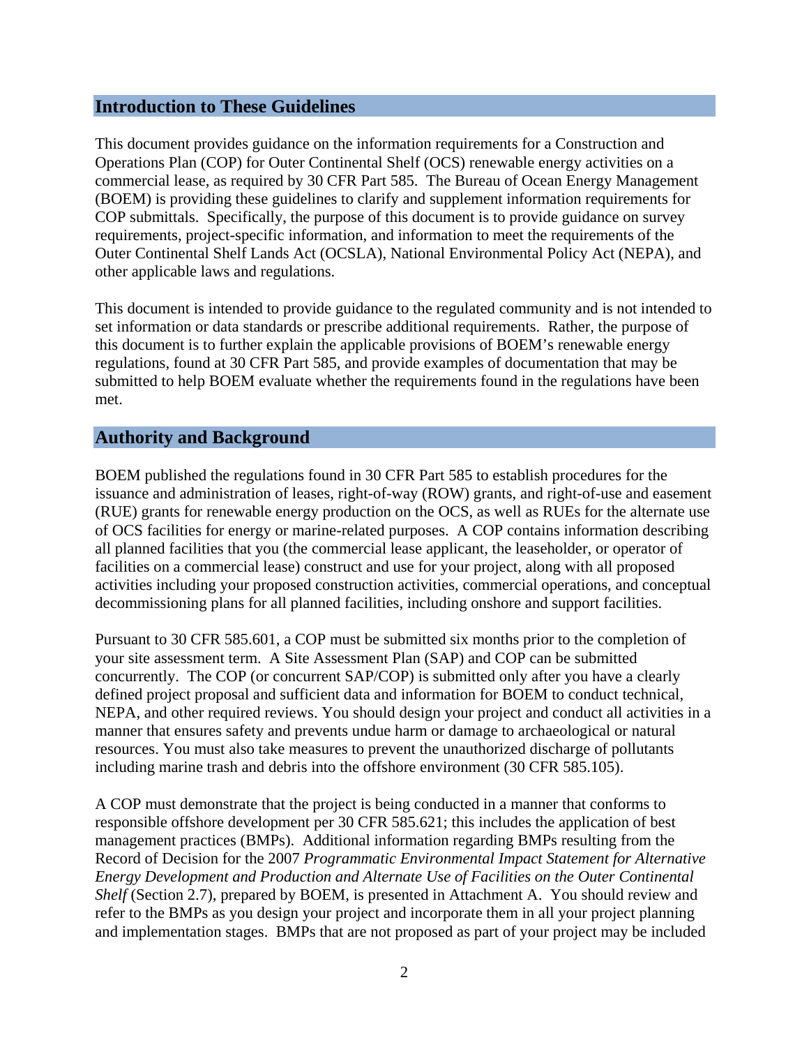## Introduction to These Guidelines

This document provides guidance on the information requirements for a Construction and Operations Plan (COP) for Outer Continental Shelf (OCS) renewable energy activities on a commercial lease, as required by 30 CFR Part 585. The Bureau of Ocean Energy Management (BOEM) is providing these guidelines to clarify and supplement information requirements for COP submittals. Specifically, the purpose of this document is to provide guidance on survey requirements, project-specific information, and information to meet the requirements of the Outer Continental Shelf Lands Act (OCSLA), National Environmental Policy Act (NEPA), and other applicable laws and regulations.

This document is intended to provide guidance to the regulated community and is not intended to set information or data standards or prescribe additional requirements. Rather, the purpose of this document is to further explain the applicable provisions of BOEM's renewable energy regulations, found at 30 CFR Part 585, and provide examples of documentation that may be submitted to help BOEM evaluate whether the requirements found in the regulations have been met.

## Authority and Background

BOEM published the regulations found in 30 CFR Part 585 to establish procedures for the issuance and administration of leases, right-of-way (ROW) grants, and right-of-use and easement (RUE) grants for renewable energy production on the OCS, as well as RUEs for the alternate use of OCS facilities for energy or marine-related purposes. A COP contains information describing all planned facilities that you (the commercial lease applicant, the leaseholder, or operator of facilities on a commercial lease) construct and use for your project, along with all proposed activities including your proposed construction activities, commercial operations, and conceptual decommissioning plans for all planned facilities, including onshore and support facilities.

Pursuant to 30 CFR 585.601, a COP must be submitted six months prior to the completion of your site assessment term. A Site Assessment Plan (SAP) and COP can be submitted concurrently. The COP (or concurrent SAP/COP) is submitted only after you have a clearly defined project proposal and sufficient data and information for BOEM to conduct technical, NEPA, and other required reviews. You should design your project and conduct all activities in a manner that ensures safety and prevents undue harm or damage to archaeological or natural resources. You must also take measures to prevent the unauthorized discharge of pollutants including marine trash and debris into the offshore environment (30 CFR 585.105).

A COP must demonstrate that the project is being conducted in a manner that conforms to responsible offshore development per 30 CFR 585.621; this includes the application of best management practices (BMPs). Additional information regarding BMPs resulting from the Record of Decision for the 2007 *Programmatic Environmental Impact Statement for Alternative Energy Development and Production and Alternate Use of Facilities on the Outer Continental Shelf* (Section 2.7), prepared by BOEM, is presented in Attachment A. You should review and refer to the BMPs as you design your project and incorporate them in all your project planning and implementation stages. BMPs that are not proposed as part of your project may be included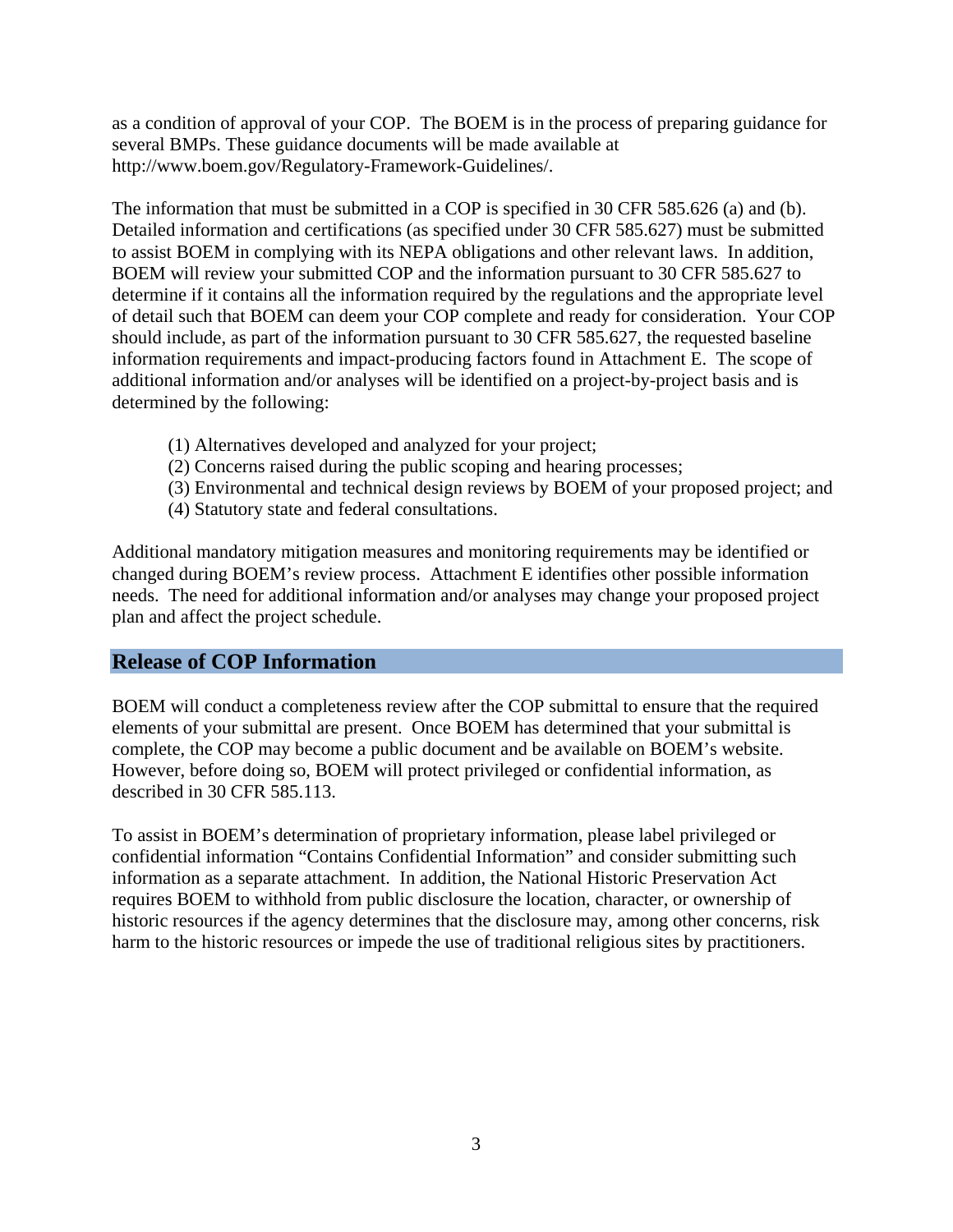as a condition of approval of your COP. The BOEM is in the process of preparing guidance for several BMPs. These guidance documents will be made available at http://www.boem.gov/Regulatory-Framework-Guidelines/.

The information that must be submitted in a COP is specified in 30 CFR 585.626 (a) and (b). Detailed information and certifications (as specified under 30 CFR 585.627) must be submitted to assist BOEM in complying with its NEPA obligations and other relevant laws. In addition, BOEM will review your submitted COP and the information pursuant to 30 CFR 585.627 to determine if it contains all the information required by the regulations and the appropriate level of detail such that BOEM can deem your COP complete and ready for consideration. Your COP should include, as part of the information pursuant to 30 CFR 585.627, the requested baseline information requirements and impact-producing factors found in Attachment E. The scope of additional information and/or analyses will be identified on a project-by-project basis and is determined by the following:

(1) Alternatives developed and analyzed for your project;
(2) Concerns raised during the public scoping and hearing processes;
(3) Environmental and technical design reviews by BOEM of your proposed project; and
(4) Statutory state and federal consultations.

Additional mandatory mitigation measures and monitoring requirements may be identified or changed during BOEM's review process. Attachment E identifies other possible information needs. The need for additional information and/or analyses may change your proposed project plan and affect the project schedule.

## Release of COP Information

BOEM will conduct a completeness review after the COP submittal to ensure that the required elements of your submittal are present. Once BOEM has determined that your submittal is complete, the COP may become a public document and be available on BOEM's website. However, before doing so, BOEM will protect privileged or confidential information, as described in 30 CFR 585.113.

To assist in BOEM's determination of proprietary information, please label privileged or confidential information "Contains Confidential Information" and consider submitting such information as a separate attachment. In addition, the National Historic Preservation Act requires BOEM to withhold from public disclosure the location, character, or ownership of historic resources if the agency determines that the disclosure may, among other concerns, risk harm to the historic resources or impede the use of traditional religious sites by practitioners.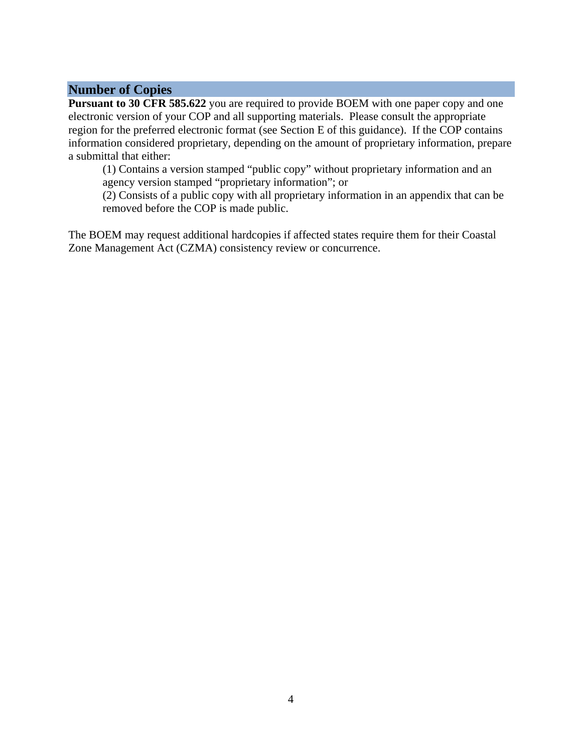## Number of Copies

**Pursuant to 30 CFR 585.622** you are required to provide BOEM with one paper copy and one electronic version of your COP and all supporting materials. Please consult the appropriate region for the preferred electronic format (see Section E of this guidance). If the COP contains information considered proprietary, depending on the amount of proprietary information, prepare a submittal that either:

> (1) Contains a version stamped "public copy" without proprietary information and an agency version stamped "proprietary information"; or
>
> (2) Consists of a public copy with all proprietary information in an appendix that can be removed before the COP is made public.

The BOEM may request additional hardcopies if affected states require them for their Coastal Zone Management Act (CZMA) consistency review or concurrence.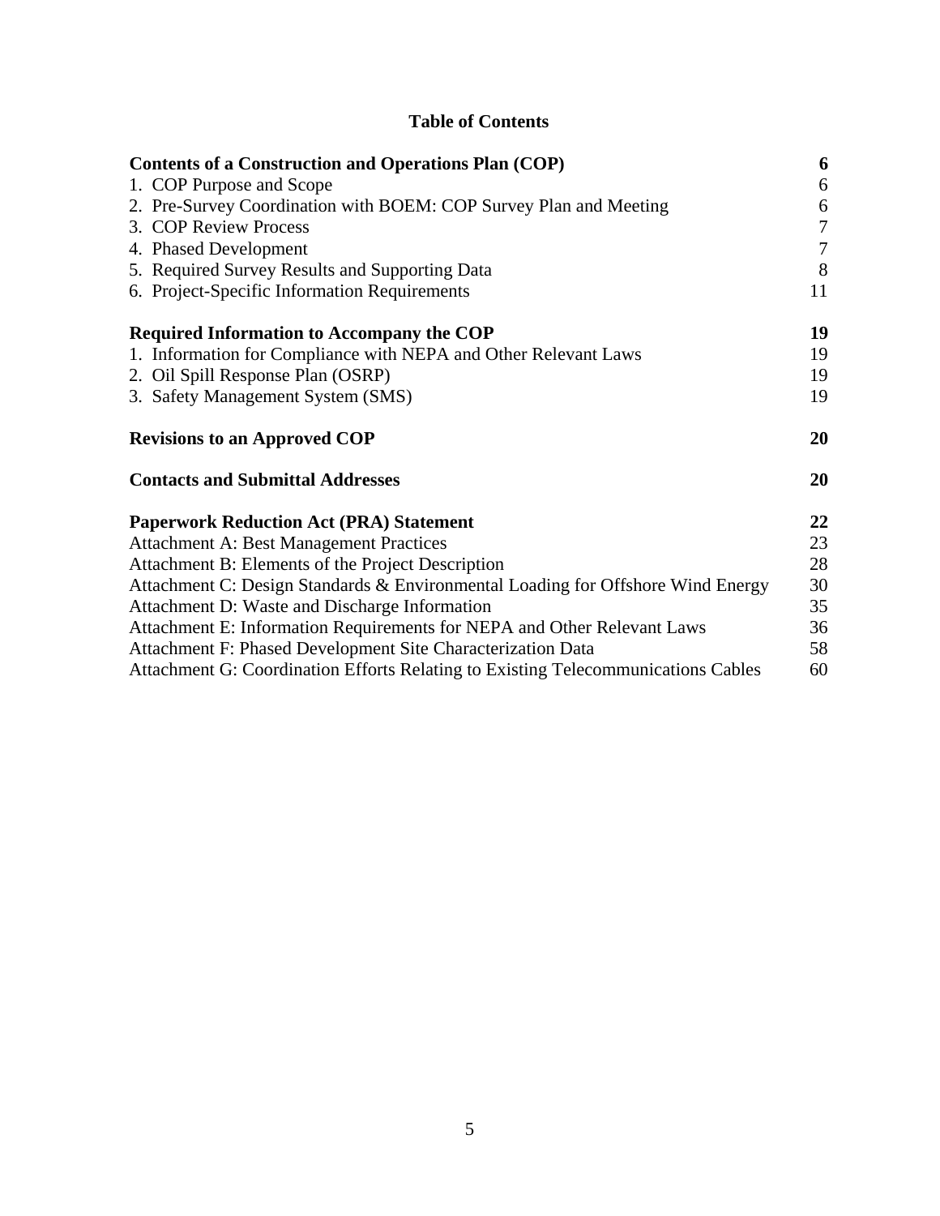# Table of Contents

| | |
|---|---|
| **Contents of a Construction and Operations Plan (COP)** | **6** |
| 1. COP Purpose and Scope | 6 |
| 2. Pre-Survey Coordination with BOEM: COP Survey Plan and Meeting | 6 |
| 3. COP Review Process | 7 |
| 4. Phased Development | 7 |
| 5. Required Survey Results and Supporting Data | 8 |
| 6. Project-Specific Information Requirements | 11 |
| **Required Information to Accompany the COP** | **19** |
| 1. Information for Compliance with NEPA and Other Relevant Laws | 19 |
| 2. Oil Spill Response Plan (OSRP) | 19 |
| 3. Safety Management System (SMS) | 19 |
| **Revisions to an Approved COP** | **20** |
| **Contacts and Submittal Addresses** | **20** |
| **Paperwork Reduction Act (PRA) Statement** | **22** |
| Attachment A: Best Management Practices | 23 |
| Attachment B: Elements of the Project Description | 28 |
| Attachment C: Design Standards & Environmental Loading for Offshore Wind Energy | 30 |
| Attachment D: Waste and Discharge Information | 35 |
| Attachment E: Information Requirements for NEPA and Other Relevant Laws | 36 |
| Attachment F: Phased Development Site Characterization Data | 58 |
| Attachment G: Coordination Efforts Relating to Existing Telecommunications Cables | 60 |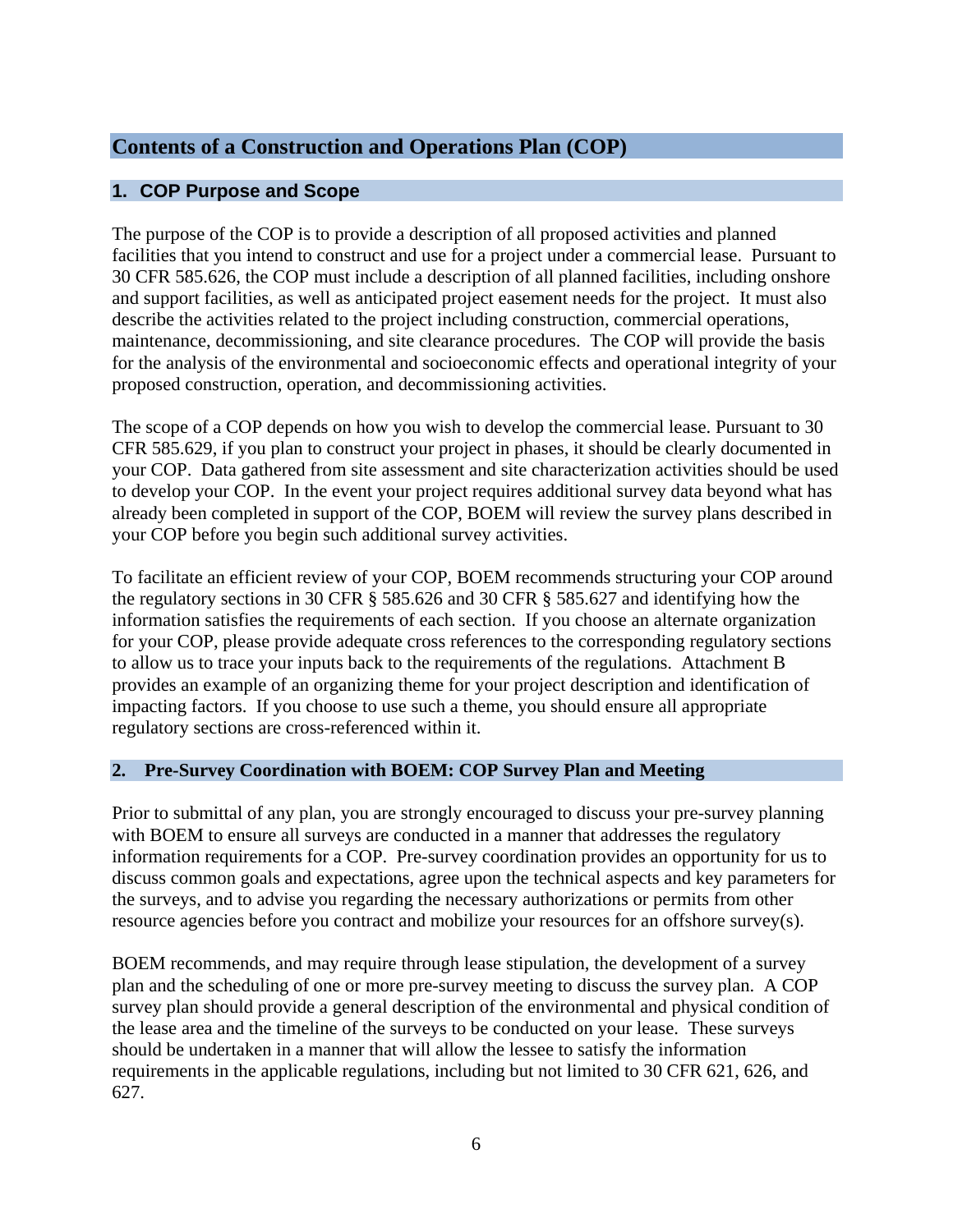# Contents of a Construction and Operations Plan (COP)

## 1. COP Purpose and Scope

The purpose of the COP is to provide a description of all proposed activities and planned facilities that you intend to construct and use for a project under a commercial lease. Pursuant to 30 CFR 585.626, the COP must include a description of all planned facilities, including onshore and support facilities, as well as anticipated project easement needs for the project. It must also describe the activities related to the project including construction, commercial operations, maintenance, decommissioning, and site clearance procedures. The COP will provide the basis for the analysis of the environmental and socioeconomic effects and operational integrity of your proposed construction, operation, and decommissioning activities.

The scope of a COP depends on how you wish to develop the commercial lease. Pursuant to 30 CFR 585.629, if you plan to construct your project in phases, it should be clearly documented in your COP. Data gathered from site assessment and site characterization activities should be used to develop your COP. In the event your project requires additional survey data beyond what has already been completed in support of the COP, BOEM will review the survey plans described in your COP before you begin such additional survey activities.

To facilitate an efficient review of your COP, BOEM recommends structuring your COP around the regulatory sections in 30 CFR § 585.626 and 30 CFR § 585.627 and identifying how the information satisfies the requirements of each section. If you choose an alternate organization for your COP, please provide adequate cross references to the corresponding regulatory sections to allow us to trace your inputs back to the requirements of the regulations. Attachment B provides an example of an organizing theme for your project description and identification of impacting factors. If you choose to use such a theme, you should ensure all appropriate regulatory sections are cross-referenced within it.

## 2. Pre-Survey Coordination with BOEM: COP Survey Plan and Meeting

Prior to submittal of any plan, you are strongly encouraged to discuss your pre-survey planning with BOEM to ensure all surveys are conducted in a manner that addresses the regulatory information requirements for a COP. Pre-survey coordination provides an opportunity for us to discuss common goals and expectations, agree upon the technical aspects and key parameters for the surveys, and to advise you regarding the necessary authorizations or permits from other resource agencies before you contract and mobilize your resources for an offshore survey(s).

BOEM recommends, and may require through lease stipulation, the development of a survey plan and the scheduling of one or more pre-survey meeting to discuss the survey plan. A COP survey plan should provide a general description of the environmental and physical condition of the lease area and the timeline of the surveys to be conducted on your lease. These surveys should be undertaken in a manner that will allow the lessee to satisfy the information requirements in the applicable regulations, including but not limited to 30 CFR 621, 626, and 627.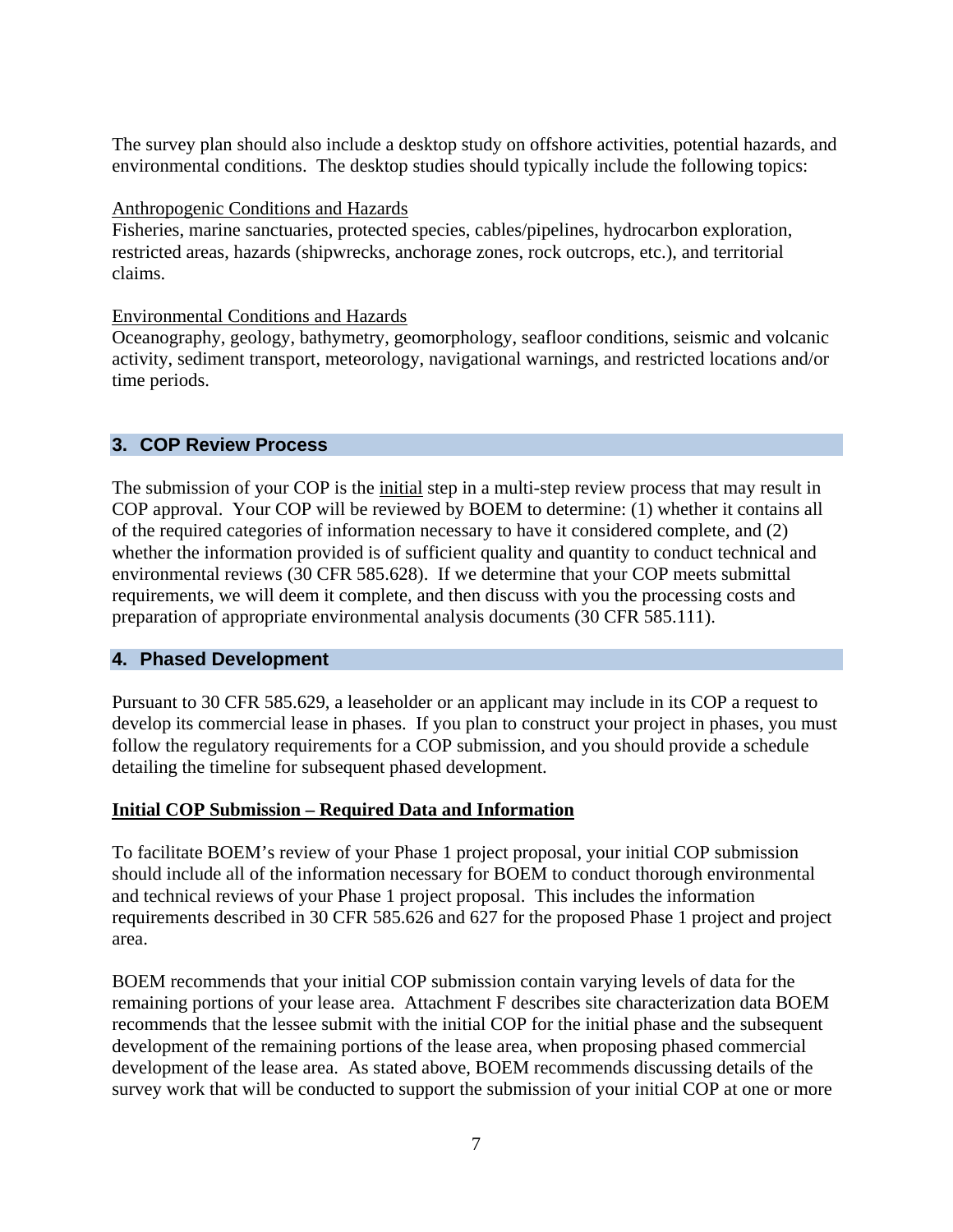The survey plan should also include a desktop study on offshore activities, potential hazards, and environmental conditions. The desktop studies should typically include the following topics:

Anthropogenic Conditions and Hazards
Fisheries, marine sanctuaries, protected species, cables/pipelines, hydrocarbon exploration, restricted areas, hazards (shipwrecks, anchorage zones, rock outcrops, etc.), and territorial claims.

Environmental Conditions and Hazards
Oceanography, geology, bathymetry, geomorphology, seafloor conditions, seismic and volcanic activity, sediment transport, meteorology, navigational warnings, and restricted locations and/or time periods.

## 3. COP Review Process

The submission of your COP is the initial step in a multi-step review process that may result in COP approval. Your COP will be reviewed by BOEM to determine: (1) whether it contains all of the required categories of information necessary to have it considered complete, and (2) whether the information provided is of sufficient quality and quantity to conduct technical and environmental reviews (30 CFR 585.628). If we determine that your COP meets submittal requirements, we will deem it complete, and then discuss with you the processing costs and preparation of appropriate environmental analysis documents (30 CFR 585.111).

## 4. Phased Development

Pursuant to 30 CFR 585.629, a leaseholder or an applicant may include in its COP a request to develop its commercial lease in phases. If you plan to construct your project in phases, you must follow the regulatory requirements for a COP submission, and you should provide a schedule detailing the timeline for subsequent phased development.

**Initial COP Submission – Required Data and Information**

To facilitate BOEM's review of your Phase 1 project proposal, your initial COP submission should include all of the information necessary for BOEM to conduct thorough environmental and technical reviews of your Phase 1 project proposal. This includes the information requirements described in 30 CFR 585.626 and 627 for the proposed Phase 1 project and project area.

BOEM recommends that your initial COP submission contain varying levels of data for the remaining portions of your lease area. Attachment F describes site characterization data BOEM recommends that the lessee submit with the initial COP for the initial phase and the subsequent development of the remaining portions of the lease area, when proposing phased commercial development of the lease area. As stated above, BOEM recommends discussing details of the survey work that will be conducted to support the submission of your initial COP at one or more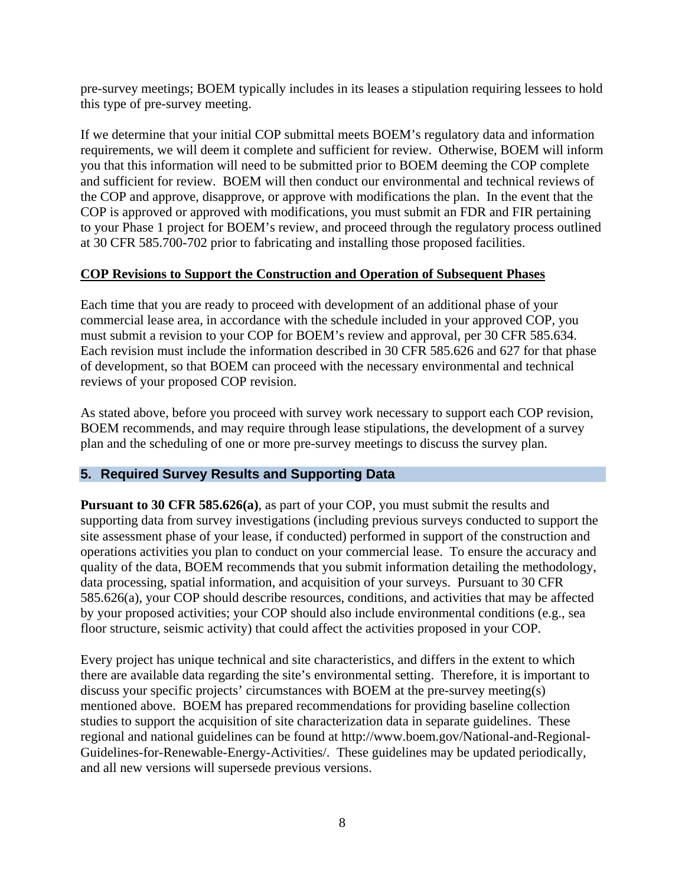pre-survey meetings; BOEM typically includes in its leases a stipulation requiring lessees to hold this type of pre-survey meeting.

If we determine that your initial COP submittal meets BOEM's regulatory data and information requirements, we will deem it complete and sufficient for review. Otherwise, BOEM will inform you that this information will need to be submitted prior to BOEM deeming the COP complete and sufficient for review. BOEM will then conduct our environmental and technical reviews of the COP and approve, disapprove, or approve with modifications the plan. In the event that the COP is approved or approved with modifications, you must submit an FDR and FIR pertaining to your Phase 1 project for BOEM's review, and proceed through the regulatory process outlined at 30 CFR 585.700-702 prior to fabricating and installing those proposed facilities.

**COP Revisions to Support the Construction and Operation of Subsequent Phases**

Each time that you are ready to proceed with development of an additional phase of your commercial lease area, in accordance with the schedule included in your approved COP, you must submit a revision to your COP for BOEM's review and approval, per 30 CFR 585.634. Each revision must include the information described in 30 CFR 585.626 and 627 for that phase of development, so that BOEM can proceed with the necessary environmental and technical reviews of your proposed COP revision.

As stated above, before you proceed with survey work necessary to support each COP revision, BOEM recommends, and may require through lease stipulations, the development of a survey plan and the scheduling of one or more pre-survey meetings to discuss the survey plan.

## 5. Required Survey Results and Supporting Data

**Pursuant to 30 CFR 585.626(a)**, as part of your COP, you must submit the results and supporting data from survey investigations (including previous surveys conducted to support the site assessment phase of your lease, if conducted) performed in support of the construction and operations activities you plan to conduct on your commercial lease. To ensure the accuracy and quality of the data, BOEM recommends that you submit information detailing the methodology, data processing, spatial information, and acquisition of your surveys. Pursuant to 30 CFR 585.626(a), your COP should describe resources, conditions, and activities that may be affected by your proposed activities; your COP should also include environmental conditions (e.g., sea floor structure, seismic activity) that could affect the activities proposed in your COP.

Every project has unique technical and site characteristics, and differs in the extent to which there are available data regarding the site's environmental setting. Therefore, it is important to discuss your specific projects' circumstances with BOEM at the pre-survey meeting(s) mentioned above. BOEM has prepared recommendations for providing baseline collection studies to support the acquisition of site characterization data in separate guidelines. These regional and national guidelines can be found at http://www.boem.gov/National-and-Regional-Guidelines-for-Renewable-Energy-Activities/. These guidelines may be updated periodically, and all new versions will supersede previous versions.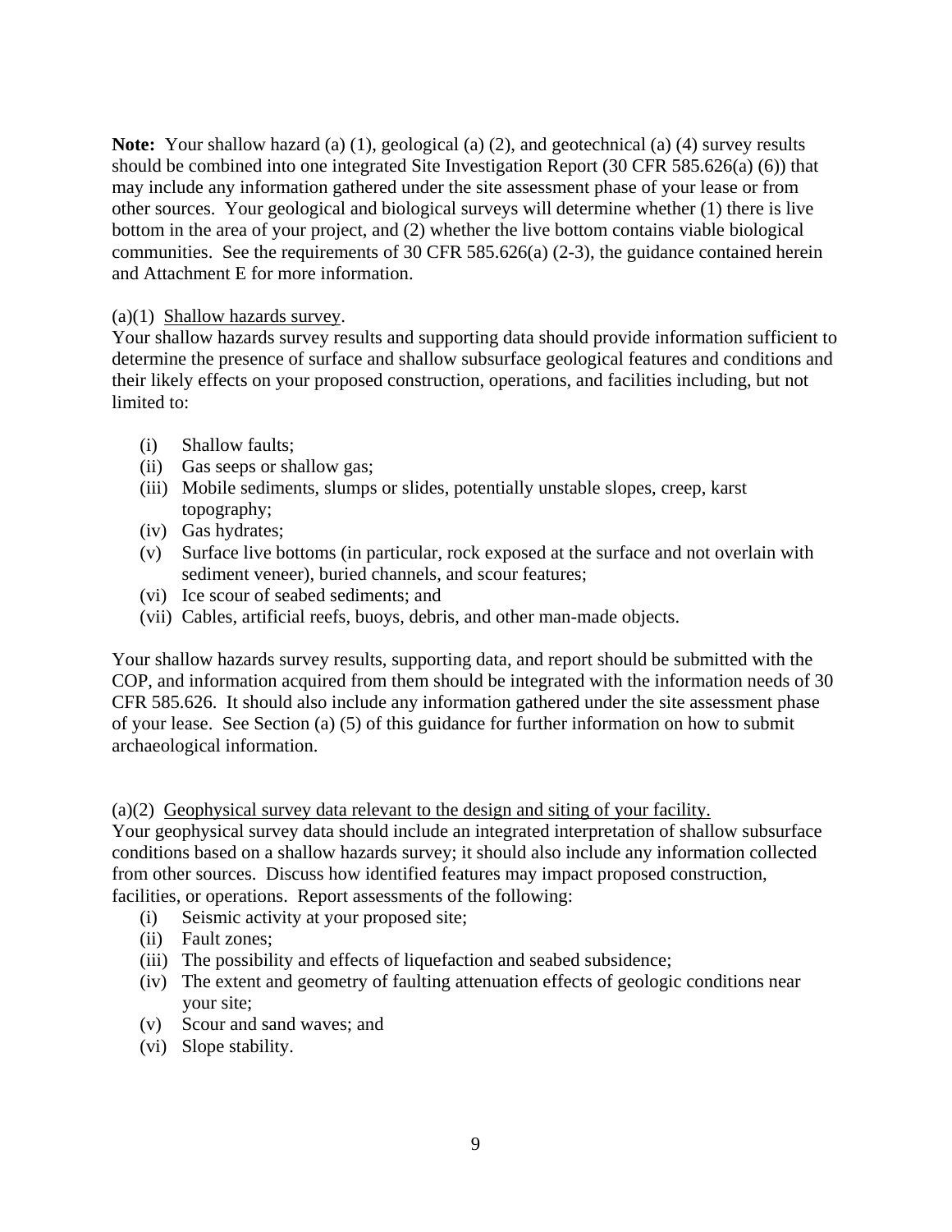**Note:** Your shallow hazard (a) (1), geological (a) (2), and geotechnical (a) (4) survey results should be combined into one integrated Site Investigation Report (30 CFR 585.626(a) (6)) that may include any information gathered under the site assessment phase of your lease or from other sources. Your geological and biological surveys will determine whether (1) there is live bottom in the area of your project, and (2) whether the live bottom contains viable biological communities. See the requirements of 30 CFR 585.626(a) (2-3), the guidance contained herein and Attachment E for more information.

(a)(1) <u>Shallow hazards survey</u>.

Your shallow hazards survey results and supporting data should provide information sufficient to determine the presence of surface and shallow subsurface geological features and conditions and their likely effects on your proposed construction, operations, and facilities including, but not limited to:

- (i) Shallow faults;
- (ii) Gas seeps or shallow gas;
- (iii) Mobile sediments, slumps or slides, potentially unstable slopes, creep, karst topography;
- (iv) Gas hydrates;
- (v) Surface live bottoms (in particular, rock exposed at the surface and not overlain with sediment veneer), buried channels, and scour features;
- (vi) Ice scour of seabed sediments; and
- (vii) Cables, artificial reefs, buoys, debris, and other man-made objects.

Your shallow hazards survey results, supporting data, and report should be submitted with the COP, and information acquired from them should be integrated with the information needs of 30 CFR 585.626. It should also include any information gathered under the site assessment phase of your lease. See Section (a) (5) of this guidance for further information on how to submit archaeological information.

(a)(2) <u>Geophysical survey data relevant to the design and siting of your facility.</u>

Your geophysical survey data should include an integrated interpretation of shallow subsurface conditions based on a shallow hazards survey; it should also include any information collected from other sources. Discuss how identified features may impact proposed construction, facilities, or operations. Report assessments of the following:

- (i) Seismic activity at your proposed site;
- (ii) Fault zones;
- (iii) The possibility and effects of liquefaction and seabed subsidence;
- (iv) The extent and geometry of faulting attenuation effects of geologic conditions near your site;
- (v) Scour and sand waves; and
- (vi) Slope stability.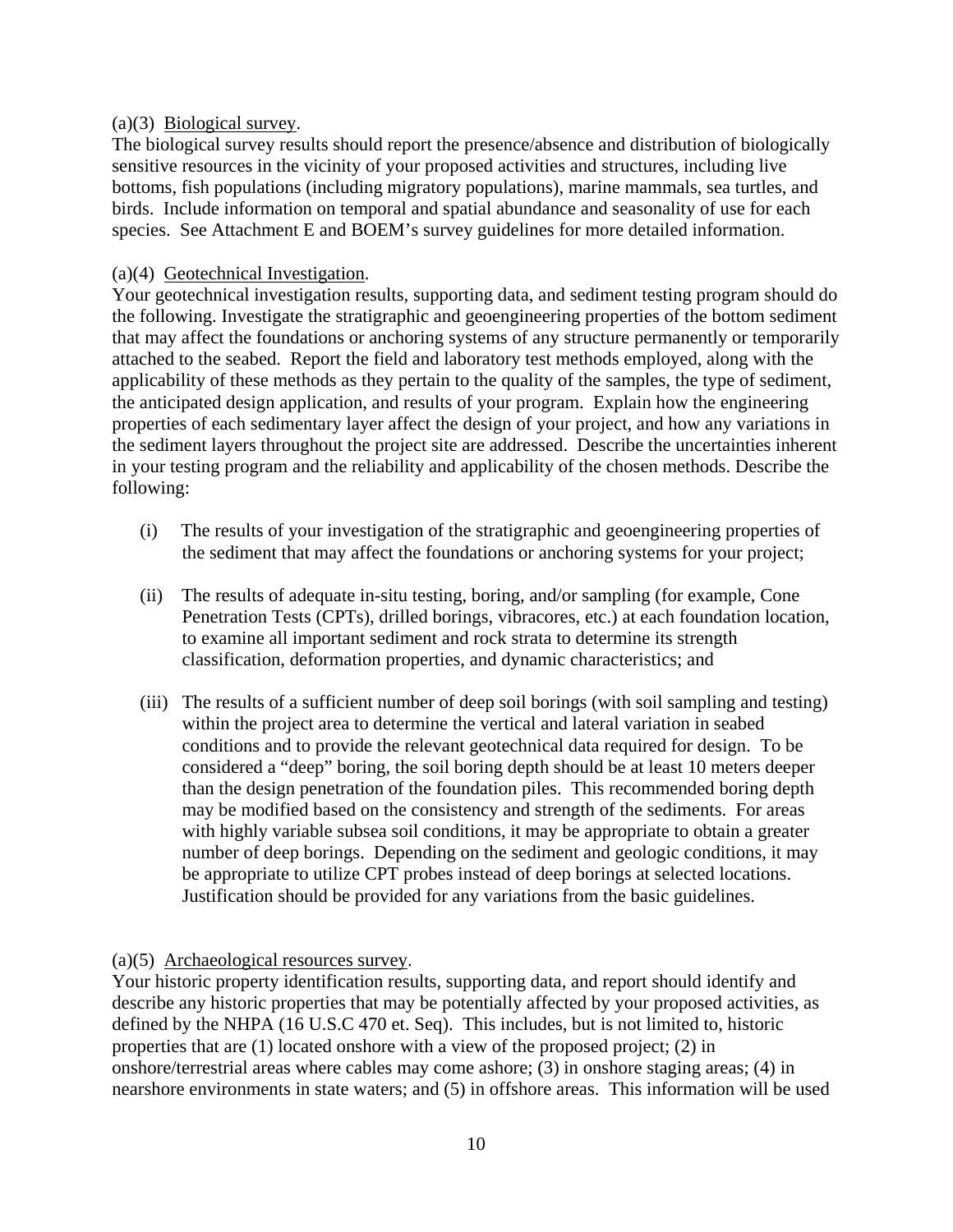(a)(3) Biological survey.

The biological survey results should report the presence/absence and distribution of biologically sensitive resources in the vicinity of your proposed activities and structures, including live bottoms, fish populations (including migratory populations), marine mammals, sea turtles, and birds. Include information on temporal and spatial abundance and seasonality of use for each species. See Attachment E and BOEM's survey guidelines for more detailed information.

(a)(4) Geotechnical Investigation.

Your geotechnical investigation results, supporting data, and sediment testing program should do the following. Investigate the stratigraphic and geoengineering properties of the bottom sediment that may affect the foundations or anchoring systems of any structure permanently or temporarily attached to the seabed. Report the field and laboratory test methods employed, along with the applicability of these methods as they pertain to the quality of the samples, the type of sediment, the anticipated design application, and results of your program. Explain how the engineering properties of each sedimentary layer affect the design of your project, and how any variations in the sediment layers throughout the project site are addressed. Describe the uncertainties inherent in your testing program and the reliability and applicability of the chosen methods. Describe the following:

(i) The results of your investigation of the stratigraphic and geoengineering properties of the sediment that may affect the foundations or anchoring systems for your project;

(ii) The results of adequate in-situ testing, boring, and/or sampling (for example, Cone Penetration Tests (CPTs), drilled borings, vibracores, etc.) at each foundation location, to examine all important sediment and rock strata to determine its strength classification, deformation properties, and dynamic characteristics; and

(iii) The results of a sufficient number of deep soil borings (with soil sampling and testing) within the project area to determine the vertical and lateral variation in seabed conditions and to provide the relevant geotechnical data required for design. To be considered a "deep" boring, the soil boring depth should be at least 10 meters deeper than the design penetration of the foundation piles. This recommended boring depth may be modified based on the consistency and strength of the sediments. For areas with highly variable subsea soil conditions, it may be appropriate to obtain a greater number of deep borings. Depending on the sediment and geologic conditions, it may be appropriate to utilize CPT probes instead of deep borings at selected locations. Justification should be provided for any variations from the basic guidelines.

(a)(5) Archaeological resources survey.

Your historic property identification results, supporting data, and report should identify and describe any historic properties that may be potentially affected by your proposed activities, as defined by the NHPA (16 U.S.C 470 et. Seq). This includes, but is not limited to, historic properties that are (1) located onshore with a view of the proposed project; (2) in onshore/terrestrial areas where cables may come ashore; (3) in onshore staging areas; (4) in nearshore environments in state waters; and (5) in offshore areas. This information will be used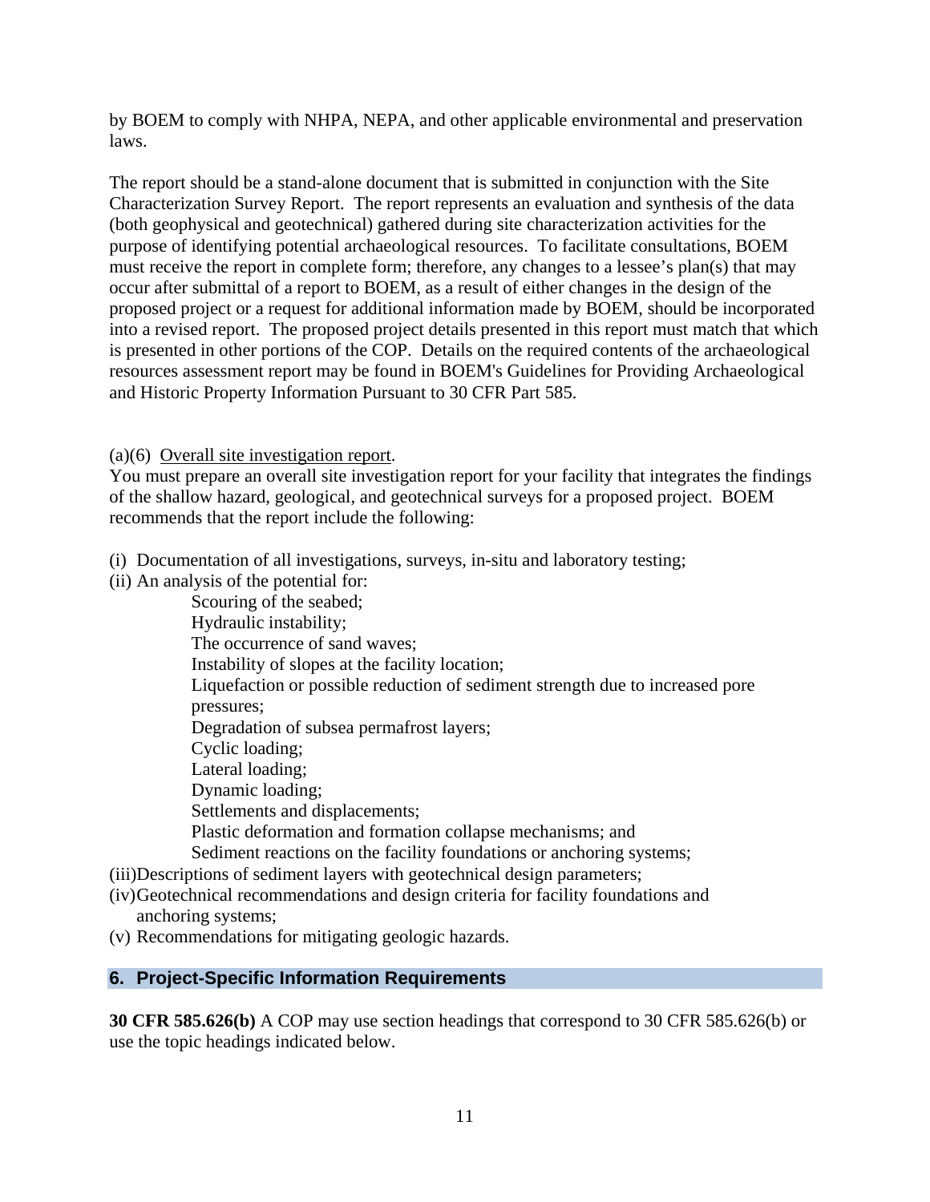by BOEM to comply with NHPA, NEPA, and other applicable environmental and preservation laws.

The report should be a stand-alone document that is submitted in conjunction with the Site Characterization Survey Report. The report represents an evaluation and synthesis of the data (both geophysical and geotechnical) gathered during site characterization activities for the purpose of identifying potential archaeological resources. To facilitate consultations, BOEM must receive the report in complete form; therefore, any changes to a lessee's plan(s) that may occur after submittal of a report to BOEM, as a result of either changes in the design of the proposed project or a request for additional information made by BOEM, should be incorporated into a revised report. The proposed project details presented in this report must match that which is presented in other portions of the COP. Details on the required contents of the archaeological resources assessment report may be found in BOEM's Guidelines for Providing Archaeological and Historic Property Information Pursuant to 30 CFR Part 585.

(a)(6) Overall site investigation report.
You must prepare an overall site investigation report for your facility that integrates the findings of the shallow hazard, geological, and geotechnical surveys for a proposed project. BOEM recommends that the report include the following:

(i) Documentation of all investigations, surveys, in-situ and laboratory testing;
(ii) An analysis of the potential for:
  - Scouring of the seabed;
  - Hydraulic instability;
  - The occurrence of sand waves;
  - Instability of slopes at the facility location;
  - Liquefaction or possible reduction of sediment strength due to increased pore pressures;
  - Degradation of subsea permafrost layers;
  - Cyclic loading;
  - Lateral loading;
  - Dynamic loading;
  - Settlements and displacements;
  - Plastic deformation and formation collapse mechanisms; and
  - Sediment reactions on the facility foundations or anchoring systems;

(iii) Descriptions of sediment layers with geotechnical design parameters;
(iv) Geotechnical recommendations and design criteria for facility foundations and anchoring systems;
(v) Recommendations for mitigating geologic hazards.

## 6. Project-Specific Information Requirements

**30 CFR 585.626(b)** A COP may use section headings that correspond to 30 CFR 585.626(b) or use the topic headings indicated below.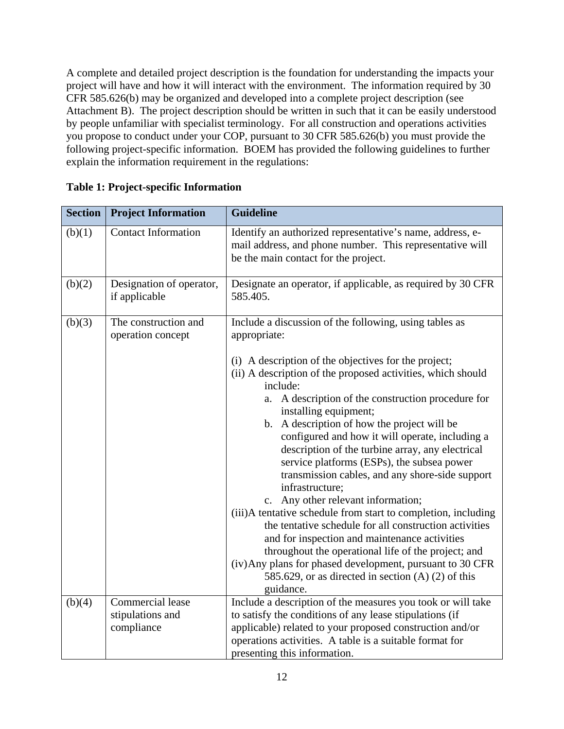A complete and detailed project description is the foundation for understanding the impacts your project will have and how it will interact with the environment. The information required by 30 CFR 585.626(b) may be organized and developed into a complete project description (see Attachment B). The project description should be written in such that it can be easily understood by people unfamiliar with specialist terminology. For all construction and operations activities you propose to conduct under your COP, pursuant to 30 CFR 585.626(b) you must provide the following project-specific information. BOEM has provided the following guidelines to further explain the information requirement in the regulations:

**Table 1: Project-specific Information**

| Section | Project Information | Guideline |
|---|---|---|
| (b)(1) | Contact Information | Identify an authorized representative's name, address, e-mail address, and phone number. This representative will be the main contact for the project. |
| (b)(2) | Designation of operator, if applicable | Designate an operator, if applicable, as required by 30 CFR 585.405. |
| (b)(3) | The construction and operation concept | Include a discussion of the following, using tables as appropriate:<br><br>(i) A description of the objectives for the project;<br>(ii) A description of the proposed activities, which should include:<br>a. A description of the construction procedure for installing equipment;<br>b. A description of how the project will be configured and how it will operate, including a description of the turbine array, any electrical service platforms (ESPs), the subsea power transmission cables, and any shore-side support infrastructure;<br>c. Any other relevant information;<br>(iii) A tentative schedule from start to completion, including the tentative schedule for all construction activities and for inspection and maintenance activities throughout the operational life of the project; and<br>(iv) Any plans for phased development, pursuant to 30 CFR 585.629, or as directed in section (A) (2) of this guidance. |
| (b)(4) | Commercial lease stipulations and compliance | Include a description of the measures you took or will take to satisfy the conditions of any lease stipulations (if applicable) related to your proposed construction and/or operations activities. A table is a suitable format for presenting this information. |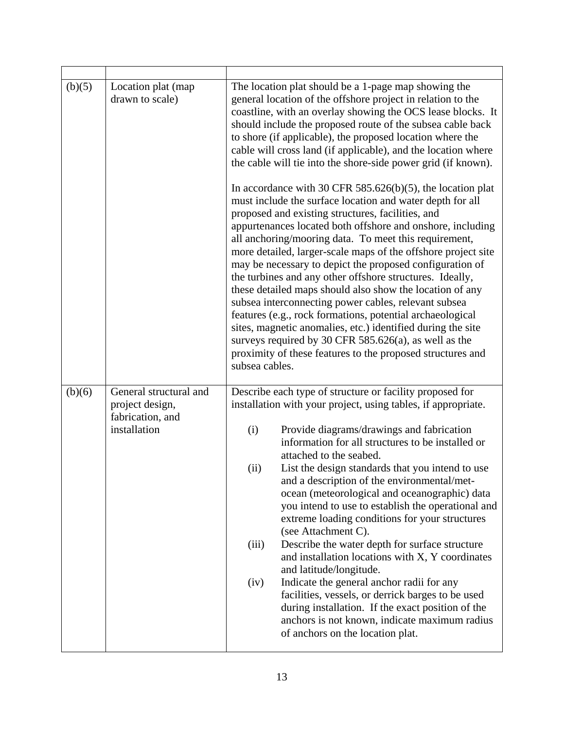| | | |
|---|---|---|
| (b)(5) | Location plat (map drawn to scale) | The location plat should be a 1-page map showing the general location of the offshore project in relation to the coastline, with an overlay showing the OCS lease blocks. It should include the proposed route of the subsea cable back to shore (if applicable), the proposed location where the cable will cross land (if applicable), and the location where the cable will tie into the shore-side power grid (if known).<br><br>In accordance with 30 CFR 585.626(b)(5), the location plat must include the surface location and water depth for all proposed and existing structures, facilities, and appurtenances located both offshore and onshore, including all anchoring/mooring data. To meet this requirement, more detailed, larger-scale maps of the offshore project site may be necessary to depict the proposed configuration of the turbines and any other offshore structures. Ideally, these detailed maps should also show the location of any subsea interconnecting power cables, relevant subsea features (e.g., rock formations, potential archaeological sites, magnetic anomalies, etc.) identified during the site surveys required by 30 CFR 585.626(a), as well as the proximity of these features to the proposed structures and subsea cables. |
| (b)(6) | General structural and project design, fabrication, and installation | Describe each type of structure or facility proposed for installation with your project, using tables, if appropriate.<br><br>(i) Provide diagrams/drawings and fabrication information for all structures to be installed or attached to the seabed.<br>(ii) List the design standards that you intend to use and a description of the environmental/met-ocean (meteorological and oceanographic) data you intend to use to establish the operational and extreme loading conditions for your structures (see Attachment C).<br>(iii) Describe the water depth for surface structure and installation locations with X, Y coordinates and latitude/longitude.<br>(iv) Indicate the general anchor radii for any facilities, vessels, or derrick barges to be used during installation. If the exact position of the anchors is not known, indicate maximum radius of anchors on the location plat. |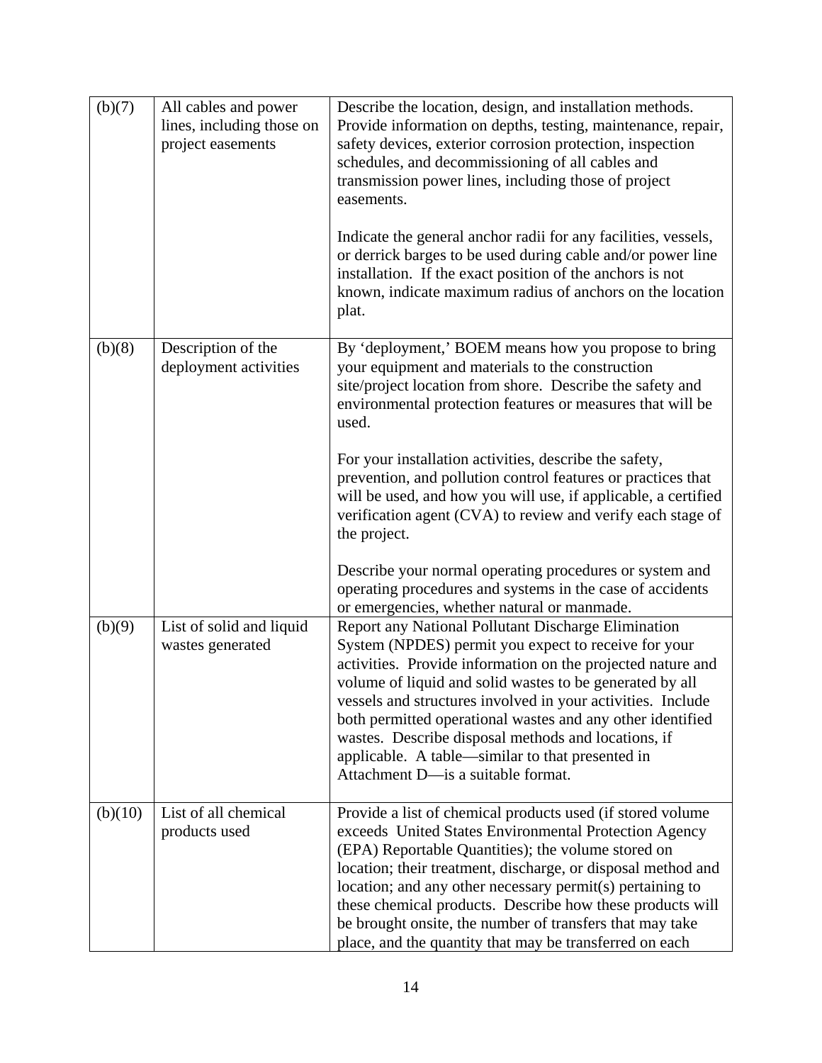| | | |
|---|---|---|
| (b)(7) | All cables and power lines, including those on project easements | Describe the location, design, and installation methods. Provide information on depths, testing, maintenance, repair, safety devices, exterior corrosion protection, inspection schedules, and decommissioning of all cables and transmission power lines, including those of project easements.<br><br>Indicate the general anchor radii for any facilities, vessels, or derrick barges to be used during cable and/or power line installation. If the exact position of the anchors is not known, indicate maximum radius of anchors on the location plat. |
| (b)(8) | Description of the deployment activities | By 'deployment,' BOEM means how you propose to bring your equipment and materials to the construction site/project location from shore. Describe the safety and environmental protection features or measures that will be used.<br><br>For your installation activities, describe the safety, prevention, and pollution control features or practices that will be used, and how you will use, if applicable, a certified verification agent (CVA) to review and verify each stage of the project.<br><br>Describe your normal operating procedures or system and operating procedures and systems in the case of accidents or emergencies, whether natural or manmade. |
| (b)(9) | List of solid and liquid wastes generated | Report any National Pollutant Discharge Elimination System (NPDES) permit you expect to receive for your activities. Provide information on the projected nature and volume of liquid and solid wastes to be generated by all vessels and structures involved in your activities. Include both permitted operational wastes and any other identified wastes. Describe disposal methods and locations, if applicable. A table—similar to that presented in Attachment D—is a suitable format. |
| (b)(10) | List of all chemical products used | Provide a list of chemical products used (if stored volume exceeds United States Environmental Protection Agency (EPA) Reportable Quantities); the volume stored on location; their treatment, discharge, or disposal method and location; and any other necessary permit(s) pertaining to these chemical products. Describe how these products will be brought onsite, the number of transfers that may take place, and the quantity that may be transferred on each |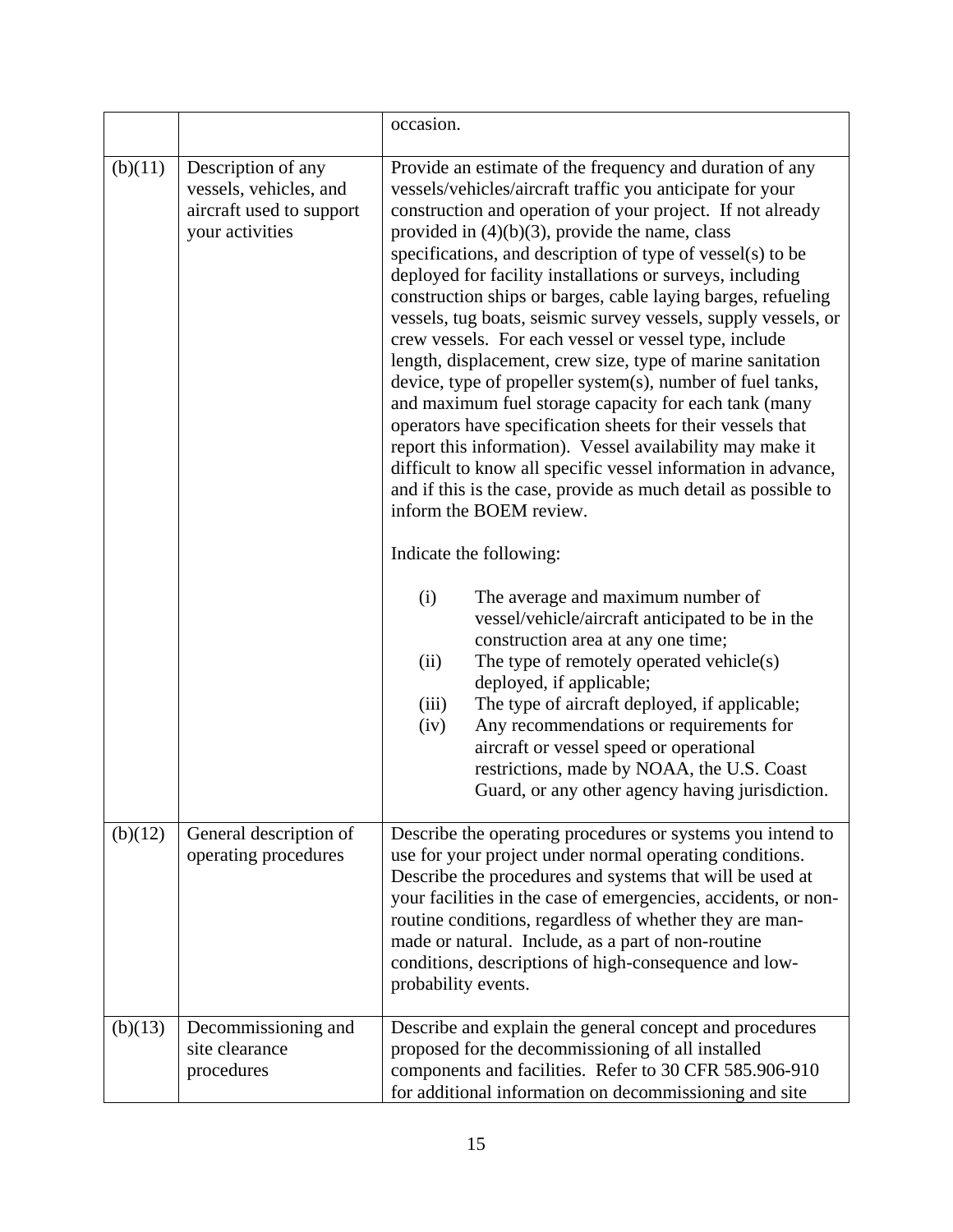| | | |
|---|---|---|
| | | occasion. |
| (b)(11) | Description of any vessels, vehicles, and aircraft used to support your activities | Provide an estimate of the frequency and duration of any vessels/vehicles/aircraft traffic you anticipate for your construction and operation of your project. If not already provided in (4)(b)(3), provide the name, class specifications, and description of type of vessel(s) to be deployed for facility installations or surveys, including construction ships or barges, cable laying barges, refueling vessels, tug boats, seismic survey vessels, supply vessels, or crew vessels. For each vessel or vessel type, include length, displacement, crew size, type of marine sanitation device, type of propeller system(s), number of fuel tanks, and maximum fuel storage capacity for each tank (many operators have specification sheets for their vessels that report this information). Vessel availability may make it difficult to know all specific vessel information in advance, and if this is the case, provide as much detail as possible to inform the BOEM review.<br><br>Indicate the following:<br><br>(i) The average and maximum number of vessel/vehicle/aircraft anticipated to be in the construction area at any one time;<br>(ii) The type of remotely operated vehicle(s) deployed, if applicable;<br>(iii) The type of aircraft deployed, if applicable;<br>(iv) Any recommendations or requirements for aircraft or vessel speed or operational restrictions, made by NOAA, the U.S. Coast Guard, or any other agency having jurisdiction. |
| (b)(12) | General description of operating procedures | Describe the operating procedures or systems you intend to use for your project under normal operating conditions. Describe the procedures and systems that will be used at your facilities in the case of emergencies, accidents, or non-routine conditions, regardless of whether they are man-made or natural. Include, as a part of non-routine conditions, descriptions of high-consequence and low-probability events. |
| (b)(13) | Decommissioning and site clearance procedures | Describe and explain the general concept and procedures proposed for the decommissioning of all installed components and facilities. Refer to 30 CFR 585.906-910 for additional information on decommissioning and site |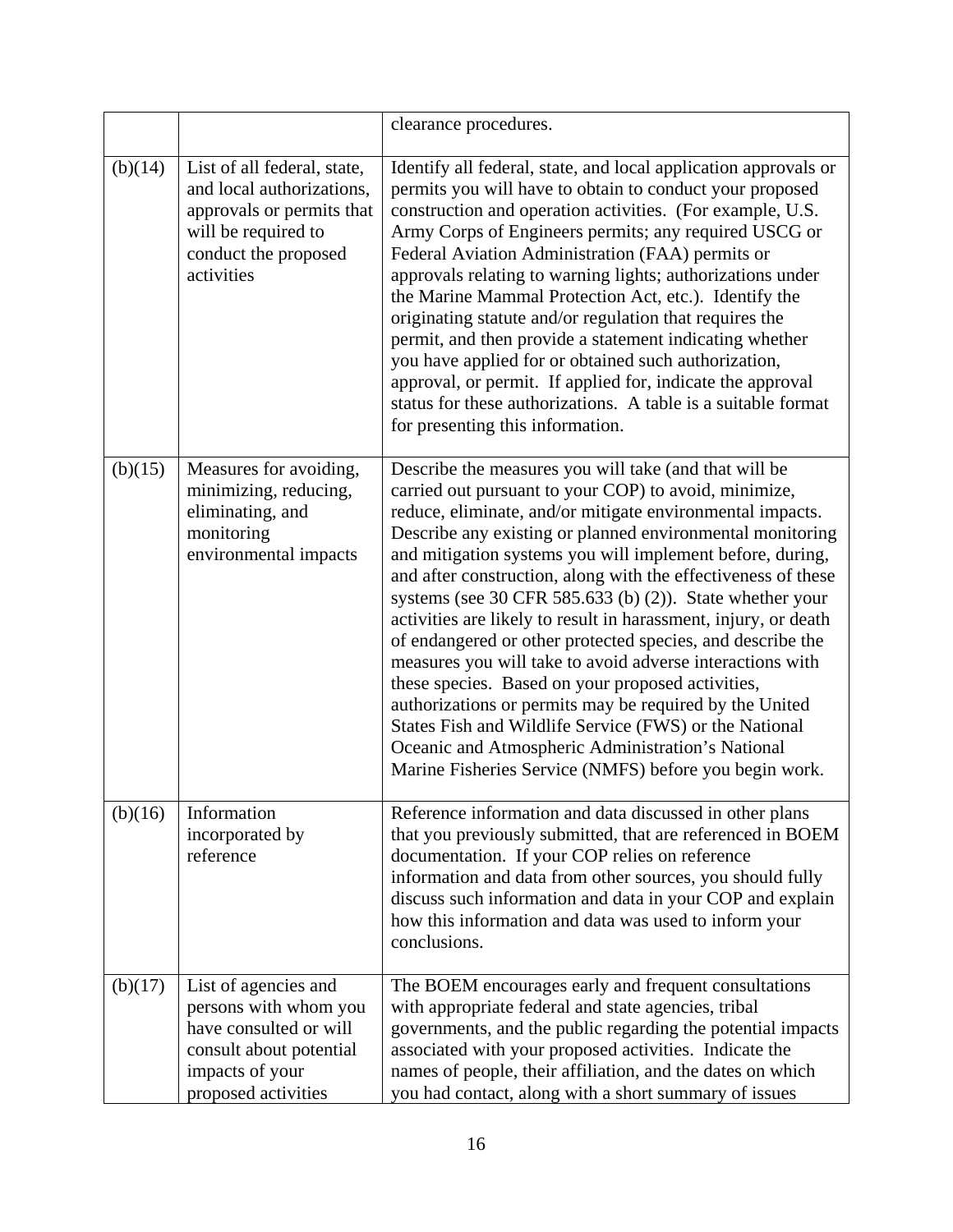| | | |
|---|---|---|
| | | clearance procedures. |
| (b)(14) | List of all federal, state, and local authorizations, approvals or permits that will be required to conduct the proposed activities | Identify all federal, state, and local application approvals or permits you will have to obtain to conduct your proposed construction and operation activities. (For example, U.S. Army Corps of Engineers permits; any required USCG or Federal Aviation Administration (FAA) permits or approvals relating to warning lights; authorizations under the Marine Mammal Protection Act, etc.). Identify the originating statute and/or regulation that requires the permit, and then provide a statement indicating whether you have applied for or obtained such authorization, approval, or permit. If applied for, indicate the approval status for these authorizations. A table is a suitable format for presenting this information. |
| (b)(15) | Measures for avoiding, minimizing, reducing, eliminating, and monitoring environmental impacts | Describe the measures you will take (and that will be carried out pursuant to your COP) to avoid, minimize, reduce, eliminate, and/or mitigate environmental impacts. Describe any existing or planned environmental monitoring and mitigation systems you will implement before, during, and after construction, along with the effectiveness of these systems (see 30 CFR 585.633 (b) (2)). State whether your activities are likely to result in harassment, injury, or death of endangered or other protected species, and describe the measures you will take to avoid adverse interactions with these species. Based on your proposed activities, authorizations or permits may be required by the United States Fish and Wildlife Service (FWS) or the National Oceanic and Atmospheric Administration's National Marine Fisheries Service (NMFS) before you begin work. |
| (b)(16) | Information incorporated by reference | Reference information and data discussed in other plans that you previously submitted, that are referenced in BOEM documentation. If your COP relies on reference information and data from other sources, you should fully discuss such information and data in your COP and explain how this information and data was used to inform your conclusions. |
| (b)(17) | List of agencies and persons with whom you have consulted or will consult about potential impacts of your proposed activities | The BOEM encourages early and frequent consultations with appropriate federal and state agencies, tribal governments, and the public regarding the potential impacts associated with your proposed activities. Indicate the names of people, their affiliation, and the dates on which you had contact, along with a short summary of issues |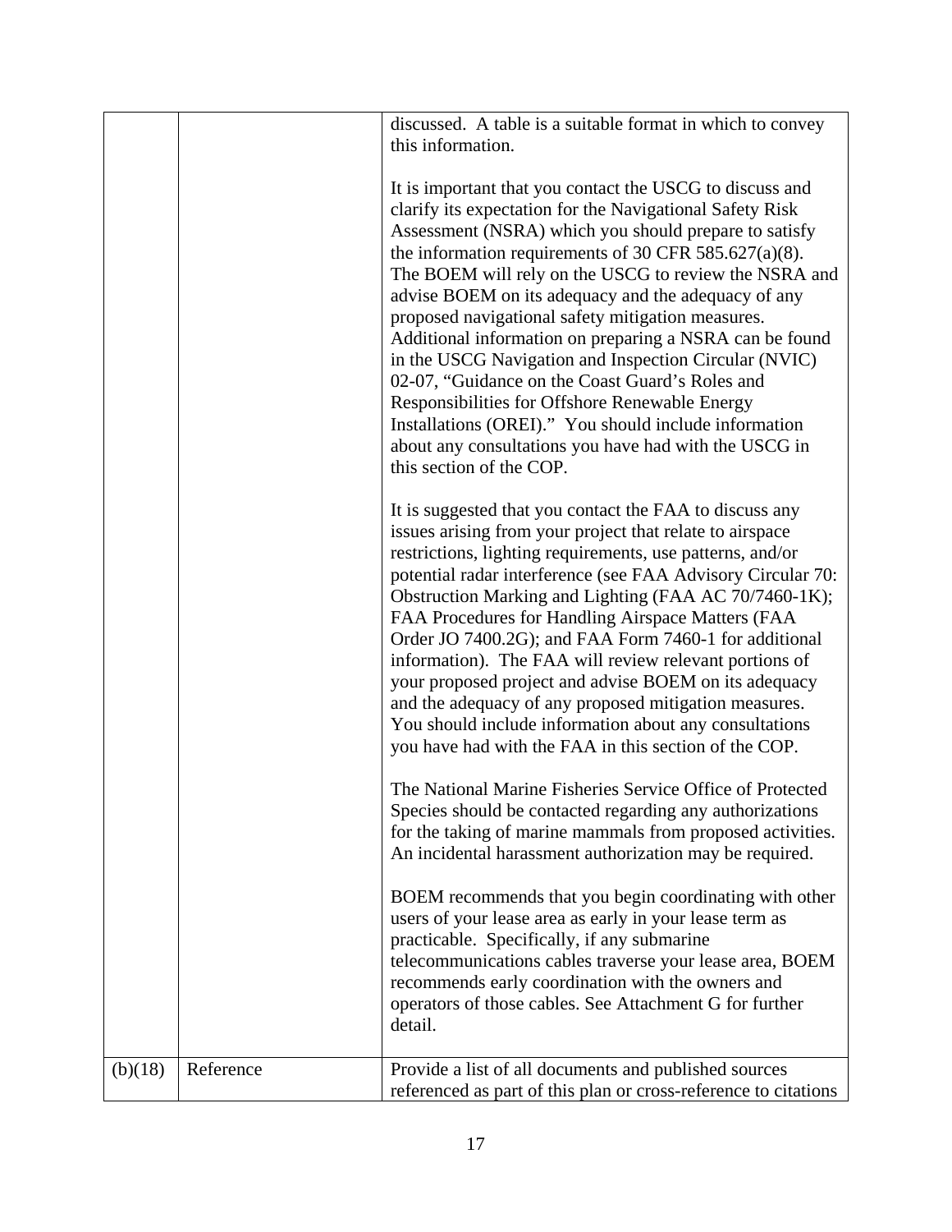| | | |
|---|---|---|
| | | discussed. A table is a suitable format in which to convey this information.<br><br>It is important that you contact the USCG to discuss and clarify its expectation for the Navigational Safety Risk Assessment (NSRA) which you should prepare to satisfy the information requirements of 30 CFR 585.627(a)(8). The BOEM will rely on the USCG to review the NSRA and advise BOEM on its adequacy and the adequacy of any proposed navigational safety mitigation measures. Additional information on preparing a NSRA can be found in the USCG Navigation and Inspection Circular (NVIC) 02-07, "Guidance on the Coast Guard's Roles and Responsibilities for Offshore Renewable Energy Installations (OREI)." You should include information about any consultations you have had with the USCG in this section of the COP.<br><br>It is suggested that you contact the FAA to discuss any issues arising from your project that relate to airspace restrictions, lighting requirements, use patterns, and/or potential radar interference (see FAA Advisory Circular 70: Obstruction Marking and Lighting (FAA AC 70/7460-1K); FAA Procedures for Handling Airspace Matters (FAA Order JO 7400.2G); and FAA Form 7460-1 for additional information). The FAA will review relevant portions of your proposed project and advise BOEM on its adequacy and the adequacy of any proposed mitigation measures. You should include information about any consultations you have had with the FAA in this section of the COP.<br><br>The National Marine Fisheries Service Office of Protected Species should be contacted regarding any authorizations for the taking of marine mammals from proposed activities. An incidental harassment authorization may be required.<br><br>BOEM recommends that you begin coordinating with other users of your lease area as early in your lease term as practicable. Specifically, if any submarine telecommunications cables traverse your lease area, BOEM recommends early coordination with the owners and operators of those cables. See Attachment G for further detail. |
| (b)(18) | Reference | Provide a list of all documents and published sources referenced as part of this plan or cross-reference to citations |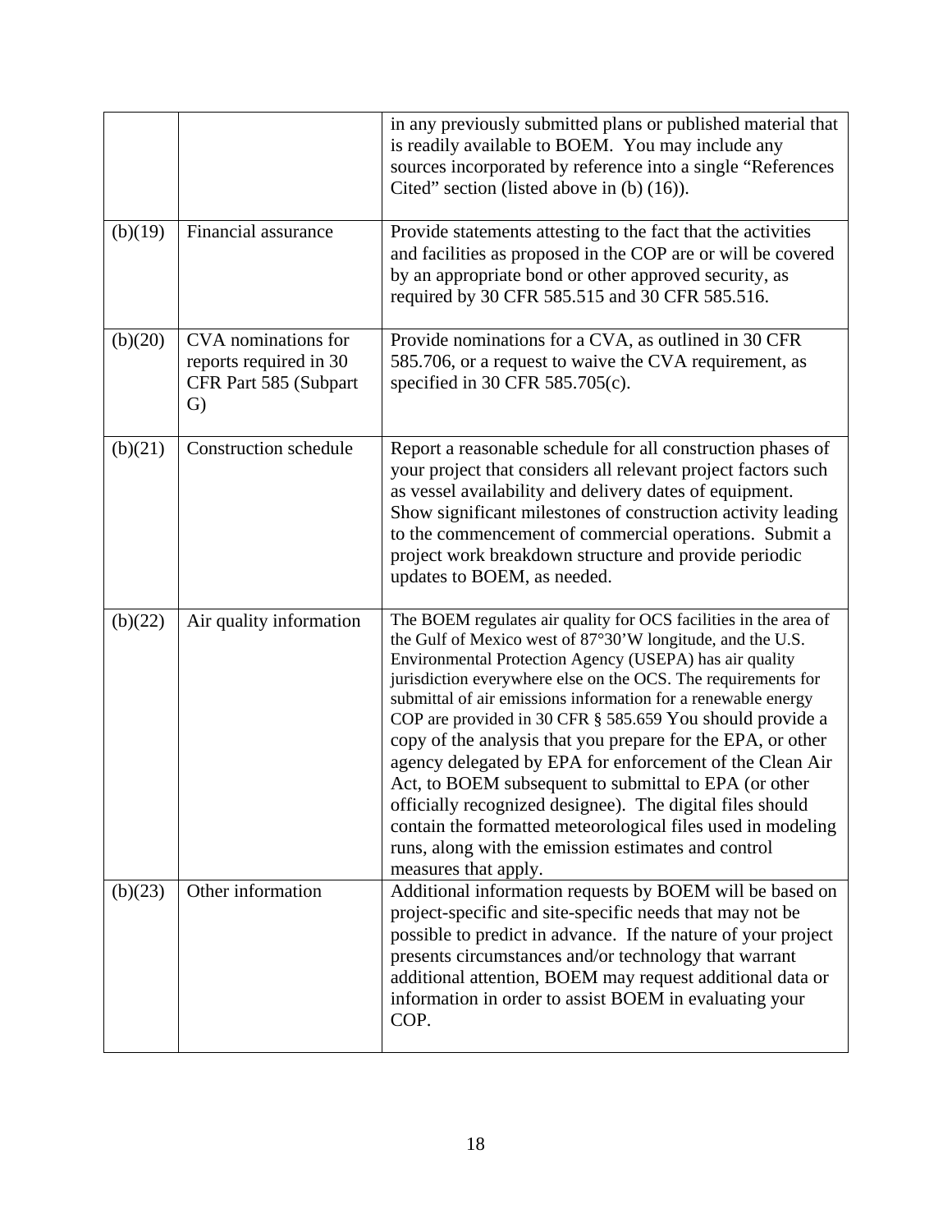| | | |
|---|---|---|
| | | in any previously submitted plans or published material that is readily available to BOEM. You may include any sources incorporated by reference into a single "References Cited" section (listed above in (b) (16)). |
| (b)(19) | Financial assurance | Provide statements attesting to the fact that the activities and facilities as proposed in the COP are or will be covered by an appropriate bond or other approved security, as required by 30 CFR 585.515 and 30 CFR 585.516. |
| (b)(20) | CVA nominations for reports required in 30 CFR Part 585 (Subpart G) | Provide nominations for a CVA, as outlined in 30 CFR 585.706, or a request to waive the CVA requirement, as specified in 30 CFR 585.705(c). |
| (b)(21) | Construction schedule | Report a reasonable schedule for all construction phases of your project that considers all relevant project factors such as vessel availability and delivery dates of equipment. Show significant milestones of construction activity leading to the commencement of commercial operations. Submit a project work breakdown structure and provide periodic updates to BOEM, as needed. |
| (b)(22) | Air quality information | The BOEM regulates air quality for OCS facilities in the area of the Gulf of Mexico west of 87°30'W longitude, and the U.S. Environmental Protection Agency (USEPA) has air quality jurisdiction everywhere else on the OCS. The requirements for submittal of air emissions information for a renewable energy COP are provided in 30 CFR § 585.659 You should provide a copy of the analysis that you prepare for the EPA, or other agency delegated by EPA for enforcement of the Clean Air Act, to BOEM subsequent to submittal to EPA (or other officially recognized designee). The digital files should contain the formatted meteorological files used in modeling runs, along with the emission estimates and control measures that apply. |
| (b)(23) | Other information | Additional information requests by BOEM will be based on project-specific and site-specific needs that may not be possible to predict in advance. If the nature of your project presents circumstances and/or technology that warrant additional attention, BOEM may request additional data or information in order to assist BOEM in evaluating your COP. |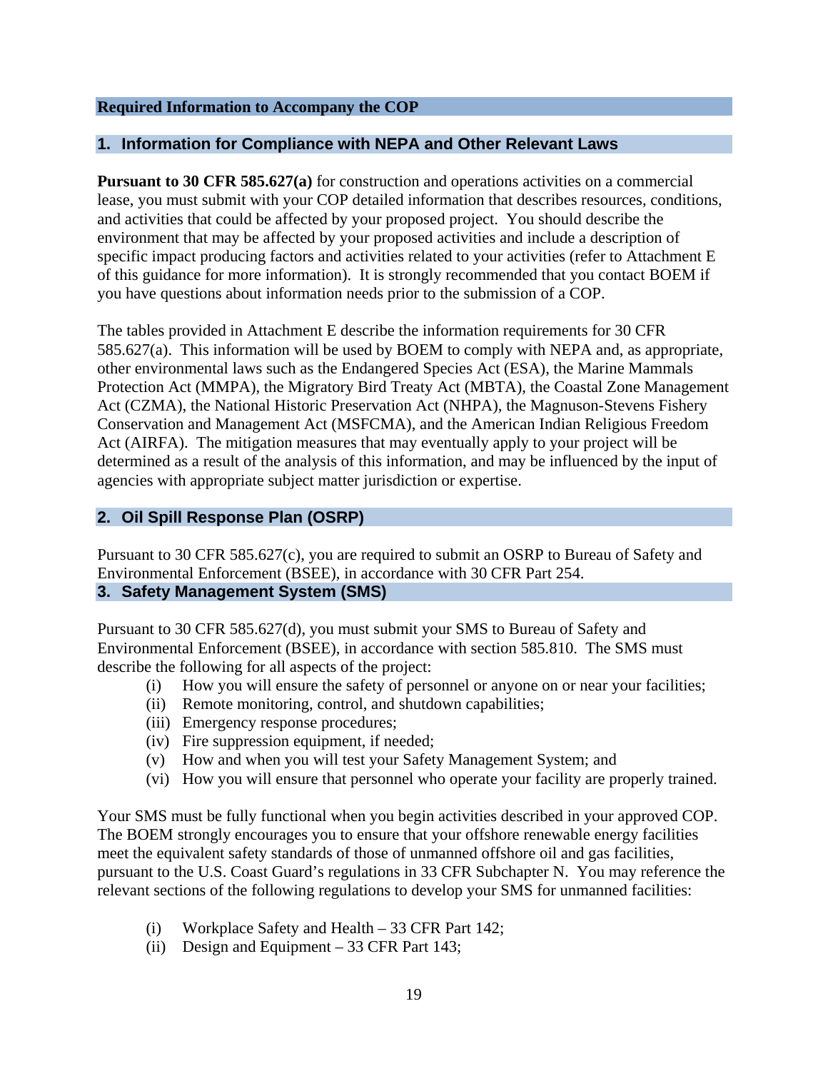## Required Information to Accompany the COP

### 1. Information for Compliance with NEPA and Other Relevant Laws

**Pursuant to 30 CFR 585.627(a)** for construction and operations activities on a commercial lease, you must submit with your COP detailed information that describes resources, conditions, and activities that could be affected by your proposed project. You should describe the environment that may be affected by your proposed activities and include a description of specific impact producing factors and activities related to your activities (refer to Attachment E of this guidance for more information). It is strongly recommended that you contact BOEM if you have questions about information needs prior to the submission of a COP.

The tables provided in Attachment E describe the information requirements for 30 CFR 585.627(a). This information will be used by BOEM to comply with NEPA and, as appropriate, other environmental laws such as the Endangered Species Act (ESA), the Marine Mammals Protection Act (MMPA), the Migratory Bird Treaty Act (MBTA), the Coastal Zone Management Act (CZMA), the National Historic Preservation Act (NHPA), the Magnuson-Stevens Fishery Conservation and Management Act (MSFCMA), and the American Indian Religious Freedom Act (AIRFA). The mitigation measures that may eventually apply to your project will be determined as a result of the analysis of this information, and may be influenced by the input of agencies with appropriate subject matter jurisdiction or expertise.

### 2. Oil Spill Response Plan (OSRP)

Pursuant to 30 CFR 585.627(c), you are required to submit an OSRP to Bureau of Safety and Environmental Enforcement (BSEE), in accordance with 30 CFR Part 254.

### 3. Safety Management System (SMS)

Pursuant to 30 CFR 585.627(d), you must submit your SMS to Bureau of Safety and Environmental Enforcement (BSEE), in accordance with section 585.810. The SMS must describe the following for all aspects of the project:

(i) How you will ensure the safety of personnel or anyone on or near your facilities;
(ii) Remote monitoring, control, and shutdown capabilities;
(iii) Emergency response procedures;
(iv) Fire suppression equipment, if needed;
(v) How and when you will test your Safety Management System; and
(vi) How you will ensure that personnel who operate your facility are properly trained.

Your SMS must be fully functional when you begin activities described in your approved COP. The BOEM strongly encourages you to ensure that your offshore renewable energy facilities meet the equivalent safety standards of those of unmanned offshore oil and gas facilities, pursuant to the U.S. Coast Guard's regulations in 33 CFR Subchapter N. You may reference the relevant sections of the following regulations to develop your SMS for unmanned facilities:

(i) Workplace Safety and Health – 33 CFR Part 142;
(ii) Design and Equipment – 33 CFR Part 143;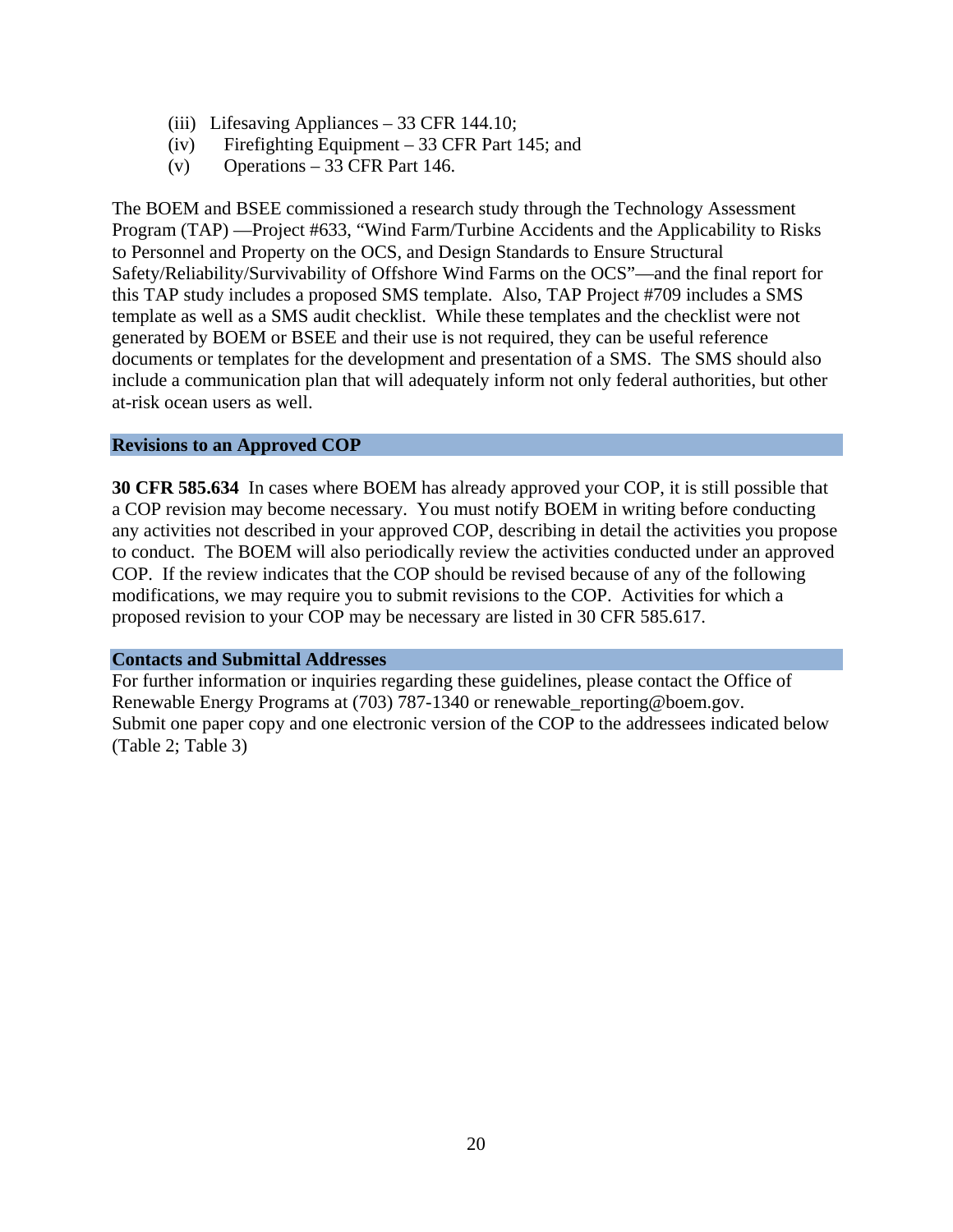(iii) Lifesaving Appliances – 33 CFR 144.10;
(iv) Firefighting Equipment – 33 CFR Part 145; and
(v) Operations – 33 CFR Part 146.

The BOEM and BSEE commissioned a research study through the Technology Assessment Program (TAP) —Project #633, "Wind Farm/Turbine Accidents and the Applicability to Risks to Personnel and Property on the OCS, and Design Standards to Ensure Structural Safety/Reliability/Survivability of Offshore Wind Farms on the OCS"—and the final report for this TAP study includes a proposed SMS template. Also, TAP Project #709 includes a SMS template as well as a SMS audit checklist. While these templates and the checklist were not generated by BOEM or BSEE and their use is not required, they can be useful reference documents or templates for the development and presentation of a SMS. The SMS should also include a communication plan that will adequately inform not only federal authorities, but other at-risk ocean users as well.

## Revisions to an Approved COP

**30 CFR 585.634** In cases where BOEM has already approved your COP, it is still possible that a COP revision may become necessary. You must notify BOEM in writing before conducting any activities not described in your approved COP, describing in detail the activities you propose to conduct. The BOEM will also periodically review the activities conducted under an approved COP. If the review indicates that the COP should be revised because of any of the following modifications, we may require you to submit revisions to the COP. Activities for which a proposed revision to your COP may be necessary are listed in 30 CFR 585.617.

## Contacts and Submittal Addresses

For further information or inquiries regarding these guidelines, please contact the Office of Renewable Energy Programs at (703) 787-1340 or renewable_reporting@boem.gov.
Submit one paper copy and one electronic version of the COP to the addressees indicated below (Table 2; Table 3)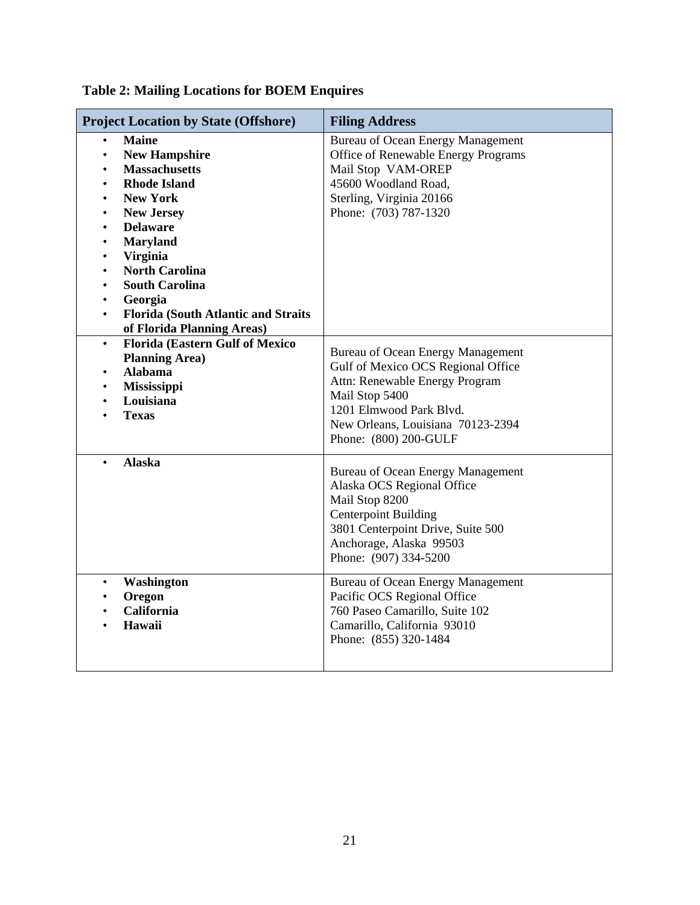**Table 2: Mailing Locations for BOEM Enquires**

| Project Location by State (Offshore) | Filing Address |
| --- | --- |
| • **Maine**<br>• **New Hampshire**<br>• **Massachusetts**<br>• **Rhode Island**<br>• **New York**<br>• **New Jersey**<br>• **Delaware**<br>• **Maryland**<br>• **Virginia**<br>• **North Carolina**<br>• **South Carolina**<br>• **Georgia**<br>• **Florida (South Atlantic and Straits of Florida Planning Areas)** | Bureau of Ocean Energy Management<br>Office of Renewable Energy Programs<br>Mail Stop VAM-OREP<br>45600 Woodland Road,<br>Sterling, Virginia 20166<br>Phone: (703) 787-1320 |
| • **Florida (Eastern Gulf of Mexico Planning Area)**<br>• **Alabama**<br>• **Mississippi**<br>• **Louisiana**<br>• **Texas** | Bureau of Ocean Energy Management<br>Gulf of Mexico OCS Regional Office<br>Attn: Renewable Energy Program<br>Mail Stop 5400<br>1201 Elmwood Park Blvd.<br>New Orleans, Louisiana 70123-2394<br>Phone: (800) 200-GULF |
| • **Alaska** | Bureau of Ocean Energy Management<br>Alaska OCS Regional Office<br>Mail Stop 8200<br>Centerpoint Building<br>3801 Centerpoint Drive, Suite 500<br>Anchorage, Alaska 99503<br>Phone: (907) 334-5200 |
| • **Washington**<br>• **Oregon**<br>• **California**<br>• **Hawaii** | Bureau of Ocean Energy Management<br>Pacific OCS Regional Office<br>760 Paseo Camarillo, Suite 102<br>Camarillo, California 93010<br>Phone: (855) 320-1484 |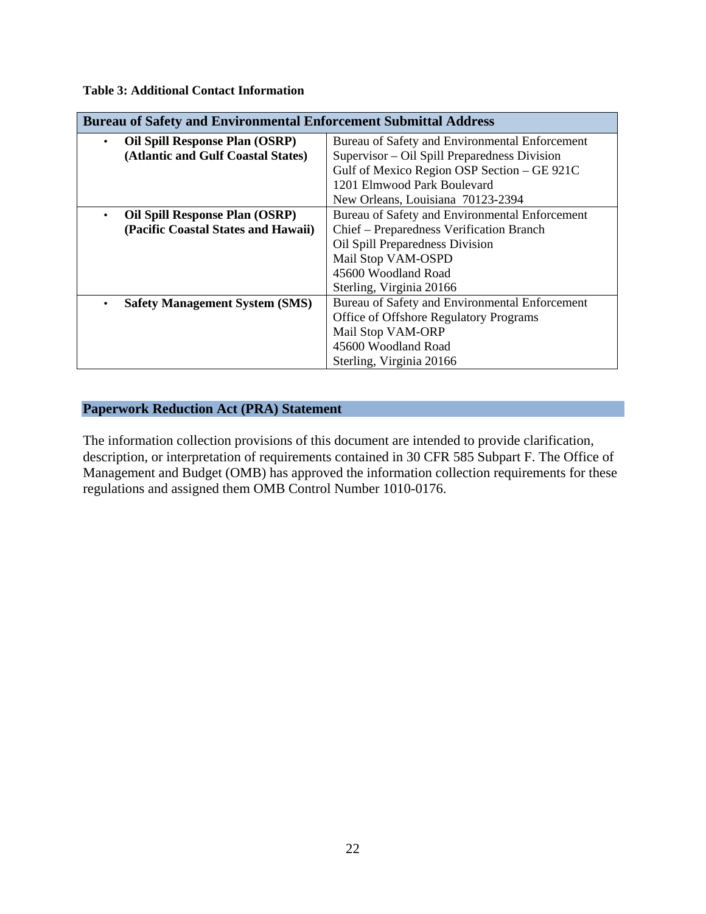**Table 3: Additional Contact Information**

| Bureau of Safety and Environmental Enforcement Submittal Address | |
|---|---|
| • **Oil Spill Response Plan (OSRP) (Atlantic and Gulf Coastal States)** | Bureau of Safety and Environmental Enforcement<br>Supervisor – Oil Spill Preparedness Division<br>Gulf of Mexico Region OSP Section – GE 921C<br>1201 Elmwood Park Boulevard<br>New Orleans, Louisiana 70123-2394 |
| • **Oil Spill Response Plan (OSRP) (Pacific Coastal States and Hawaii)** | Bureau of Safety and Environmental Enforcement<br>Chief – Preparedness Verification Branch<br>Oil Spill Preparedness Division<br>Mail Stop VAM-OSPD<br>45600 Woodland Road<br>Sterling, Virginia 20166 |
| • **Safety Management System (SMS)** | Bureau of Safety and Environmental Enforcement<br>Office of Offshore Regulatory Programs<br>Mail Stop VAM-ORP<br>45600 Woodland Road<br>Sterling, Virginia 20166 |

## Paperwork Reduction Act (PRA) Statement

The information collection provisions of this document are intended to provide clarification, description, or interpretation of requirements contained in 30 CFR 585 Subpart F. The Office of Management and Budget (OMB) has approved the information collection requirements for these regulations and assigned them OMB Control Number 1010-0176.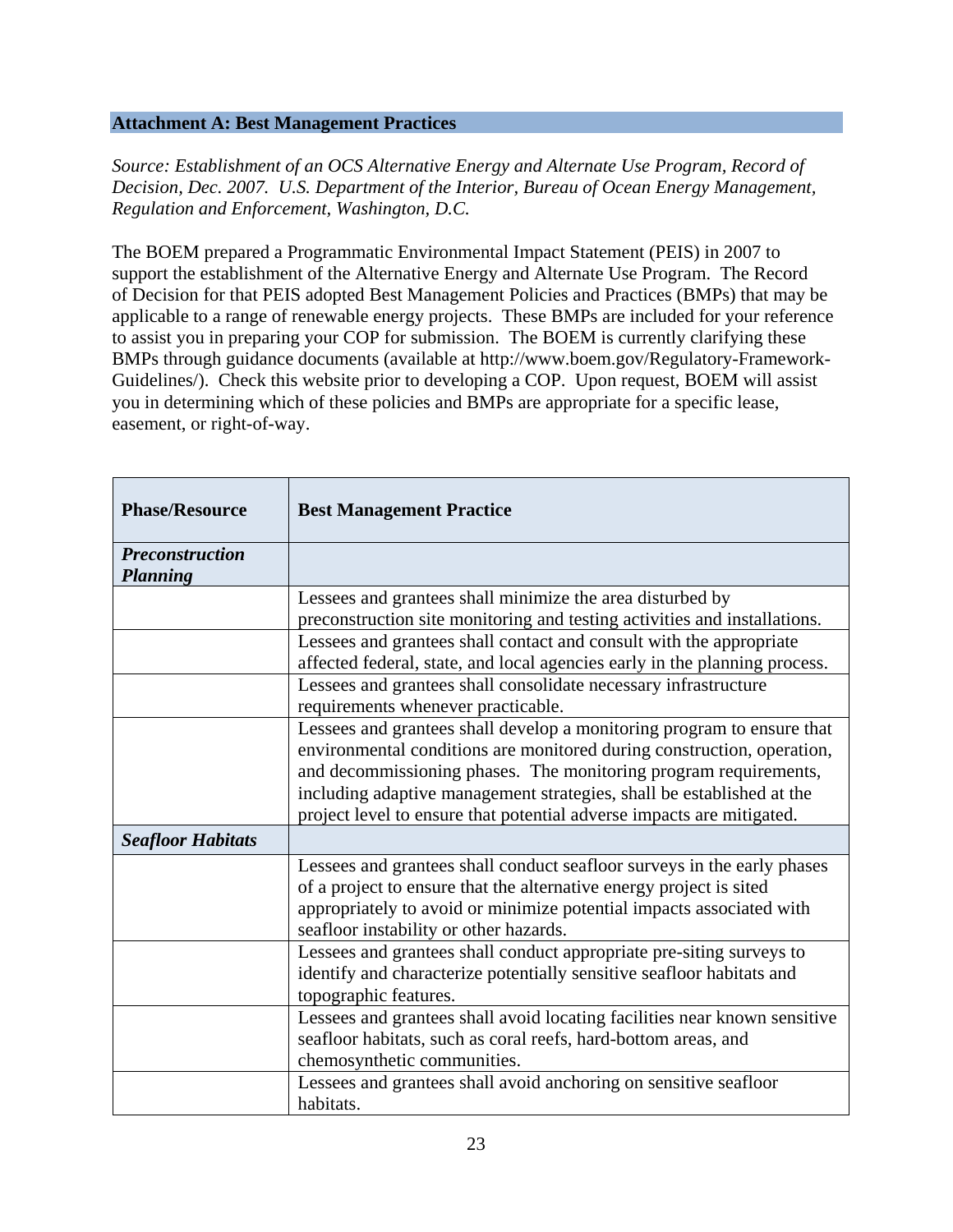## Attachment A: Best Management Practices

*Source: Establishment of an OCS Alternative Energy and Alternate Use Program, Record of Decision, Dec. 2007. U.S. Department of the Interior, Bureau of Ocean Energy Management, Regulation and Enforcement, Washington, D.C.*

The BOEM prepared a Programmatic Environmental Impact Statement (PEIS) in 2007 to support the establishment of the Alternative Energy and Alternate Use Program. The Record of Decision for that PEIS adopted Best Management Policies and Practices (BMPs) that may be applicable to a range of renewable energy projects. These BMPs are included for your reference to assist you in preparing your COP for submission. The BOEM is currently clarifying these BMPs through guidance documents (available at http://www.boem.gov/Regulatory-Framework-Guidelines/). Check this website prior to developing a COP. Upon request, BOEM will assist you in determining which of these policies and BMPs are appropriate for a specific lease, easement, or right-of-way.

| **Phase/Resource** | **Best Management Practice** |
|---|---|
| ***Preconstruction Planning*** | |
| | Lessees and grantees shall minimize the area disturbed by preconstruction site monitoring and testing activities and installations. |
| | Lessees and grantees shall contact and consult with the appropriate affected federal, state, and local agencies early in the planning process. |
| | Lessees and grantees shall consolidate necessary infrastructure requirements whenever practicable. |
| | Lessees and grantees shall develop a monitoring program to ensure that environmental conditions are monitored during construction, operation, and decommissioning phases. The monitoring program requirements, including adaptive management strategies, shall be established at the project level to ensure that potential adverse impacts are mitigated. |
| ***Seafloor Habitats*** | |
| | Lessees and grantees shall conduct seafloor surveys in the early phases of a project to ensure that the alternative energy project is sited appropriately to avoid or minimize potential impacts associated with seafloor instability or other hazards. |
| | Lessees and grantees shall conduct appropriate pre-siting surveys to identify and characterize potentially sensitive seafloor habitats and topographic features. |
| | Lessees and grantees shall avoid locating facilities near known sensitive seafloor habitats, such as coral reefs, hard-bottom areas, and chemosynthetic communities. |
| | Lessees and grantees shall avoid anchoring on sensitive seafloor habitats. |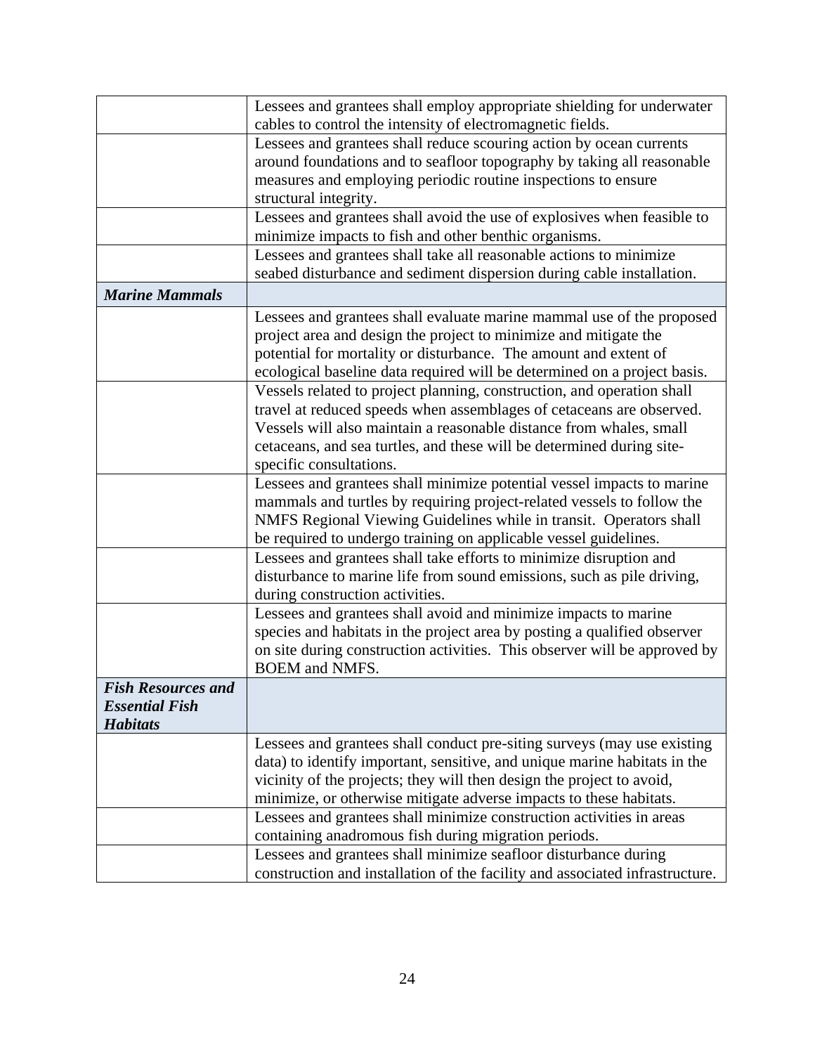| | |
|---|---|
| | Lessees and grantees shall employ appropriate shielding for underwater cables to control the intensity of electromagnetic fields. |
| | Lessees and grantees shall reduce scouring action by ocean currents around foundations and to seafloor topography by taking all reasonable measures and employing periodic routine inspections to ensure structural integrity. |
| | Lessees and grantees shall avoid the use of explosives when feasible to minimize impacts to fish and other benthic organisms. |
| | Lessees and grantees shall take all reasonable actions to minimize seabed disturbance and sediment dispersion during cable installation. |
| ***Marine Mammals*** | |
| | Lessees and grantees shall evaluate marine mammal use of the proposed project area and design the project to minimize and mitigate the potential for mortality or disturbance. The amount and extent of ecological baseline data required will be determined on a project basis. |
| | Vessels related to project planning, construction, and operation shall travel at reduced speeds when assemblages of cetaceans are observed. Vessels will also maintain a reasonable distance from whales, small cetaceans, and sea turtles, and these will be determined during site-specific consultations. |
| | Lessees and grantees shall minimize potential vessel impacts to marine mammals and turtles by requiring project-related vessels to follow the NMFS Regional Viewing Guidelines while in transit. Operators shall be required to undergo training on applicable vessel guidelines. |
| | Lessees and grantees shall take efforts to minimize disruption and disturbance to marine life from sound emissions, such as pile driving, during construction activities. |
| | Lessees and grantees shall avoid and minimize impacts to marine species and habitats in the project area by posting a qualified observer on site during construction activities. This observer will be approved by BOEM and NMFS. |
| ***Fish Resources and Essential Fish Habitats*** | |
| | Lessees and grantees shall conduct pre-siting surveys (may use existing data) to identify important, sensitive, and unique marine habitats in the vicinity of the projects; they will then design the project to avoid, minimize, or otherwise mitigate adverse impacts to these habitats. |
| | Lessees and grantees shall minimize construction activities in areas containing anadromous fish during migration periods. |
| | Lessees and grantees shall minimize seafloor disturbance during construction and installation of the facility and associated infrastructure. |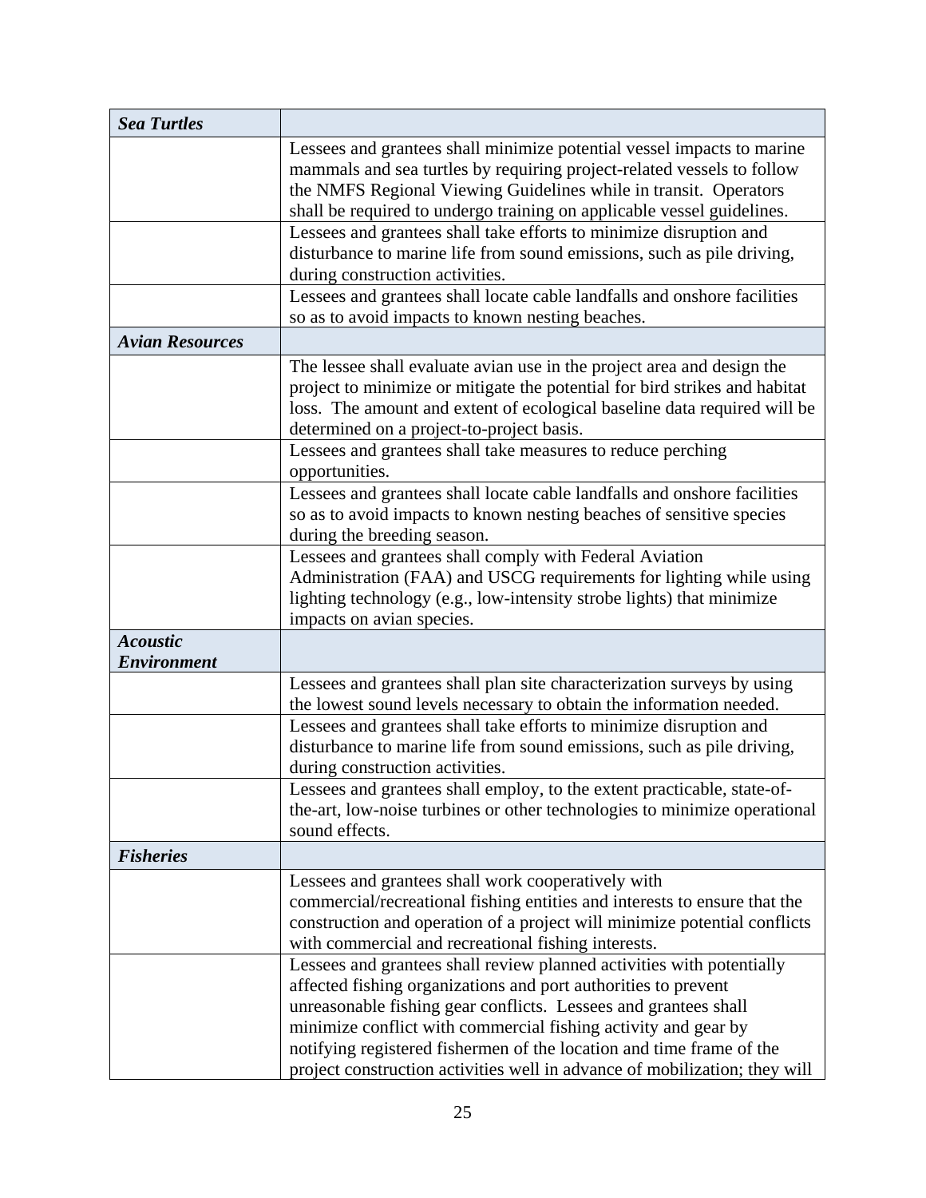| | |
|---|---|
| ***Sea Turtles*** | |
| | Lessees and grantees shall minimize potential vessel impacts to marine mammals and sea turtles by requiring project-related vessels to follow the NMFS Regional Viewing Guidelines while in transit. Operators shall be required to undergo training on applicable vessel guidelines. |
| | Lessees and grantees shall take efforts to minimize disruption and disturbance to marine life from sound emissions, such as pile driving, during construction activities. |
| | Lessees and grantees shall locate cable landfalls and onshore facilities so as to avoid impacts to known nesting beaches. |
| ***Avian Resources*** | |
| | The lessee shall evaluate avian use in the project area and design the project to minimize or mitigate the potential for bird strikes and habitat loss. The amount and extent of ecological baseline data required will be determined on a project-to-project basis. |
| | Lessees and grantees shall take measures to reduce perching opportunities. |
| | Lessees and grantees shall locate cable landfalls and onshore facilities so as to avoid impacts to known nesting beaches of sensitive species during the breeding season. |
| | Lessees and grantees shall comply with Federal Aviation Administration (FAA) and USCG requirements for lighting while using lighting technology (e.g., low-intensity strobe lights) that minimize impacts on avian species. |
| ***Acoustic Environment*** | |
| | Lessees and grantees shall plan site characterization surveys by using the lowest sound levels necessary to obtain the information needed. |
| | Lessees and grantees shall take efforts to minimize disruption and disturbance to marine life from sound emissions, such as pile driving, during construction activities. |
| | Lessees and grantees shall employ, to the extent practicable, state-of-the-art, low-noise turbines or other technologies to minimize operational sound effects. |
| ***Fisheries*** | |
| | Lessees and grantees shall work cooperatively with commercial/recreational fishing entities and interests to ensure that the construction and operation of a project will minimize potential conflicts with commercial and recreational fishing interests. |
| | Lessees and grantees shall review planned activities with potentially affected fishing organizations and port authorities to prevent unreasonable fishing gear conflicts. Lessees and grantees shall minimize conflict with commercial fishing activity and gear by notifying registered fishermen of the location and time frame of the project construction activities well in advance of mobilization; they will |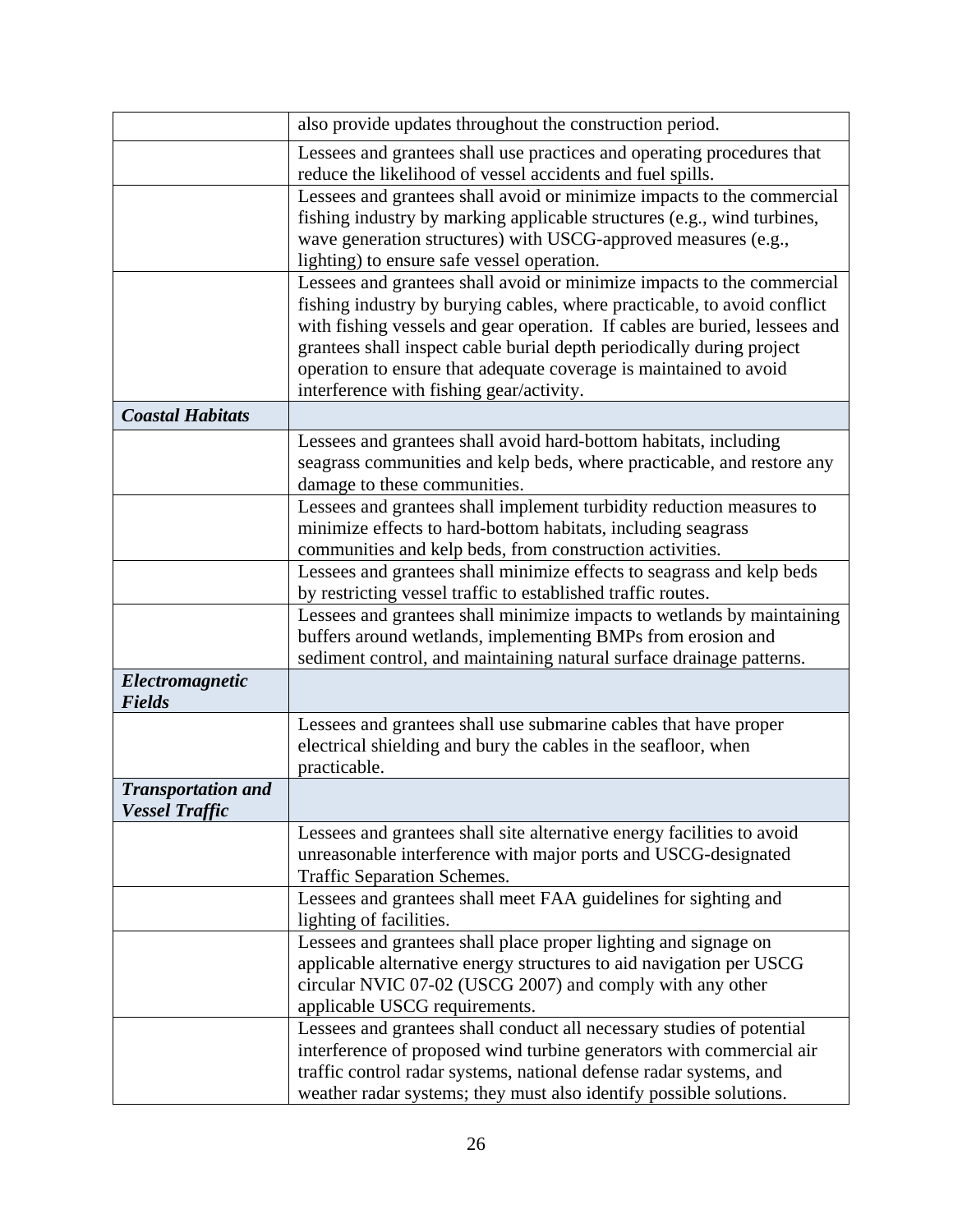| | |
|---|---|
| | also provide updates throughout the construction period. |
| | Lessees and grantees shall use practices and operating procedures that reduce the likelihood of vessel accidents and fuel spills. |
| | Lessees and grantees shall avoid or minimize impacts to the commercial fishing industry by marking applicable structures (e.g., wind turbines, wave generation structures) with USCG-approved measures (e.g., lighting) to ensure safe vessel operation. |
| | Lessees and grantees shall avoid or minimize impacts to the commercial fishing industry by burying cables, where practicable, to avoid conflict with fishing vessels and gear operation. If cables are buried, lessees and grantees shall inspect cable burial depth periodically during project operation to ensure that adequate coverage is maintained to avoid interference with fishing gear/activity. |
| ***Coastal Habitats*** | |
| | Lessees and grantees shall avoid hard-bottom habitats, including seagrass communities and kelp beds, where practicable, and restore any damage to these communities. |
| | Lessees and grantees shall implement turbidity reduction measures to minimize effects to hard-bottom habitats, including seagrass communities and kelp beds, from construction activities. |
| | Lessees and grantees shall minimize effects to seagrass and kelp beds by restricting vessel traffic to established traffic routes. |
| | Lessees and grantees shall minimize impacts to wetlands by maintaining buffers around wetlands, implementing BMPs from erosion and sediment control, and maintaining natural surface drainage patterns. |
| ***Electromagnetic Fields*** | |
| | Lessees and grantees shall use submarine cables that have proper electrical shielding and bury the cables in the seafloor, when practicable. |
| ***Transportation and Vessel Traffic*** | |
| | Lessees and grantees shall site alternative energy facilities to avoid unreasonable interference with major ports and USCG-designated Traffic Separation Schemes. |
| | Lessees and grantees shall meet FAA guidelines for sighting and lighting of facilities. |
| | Lessees and grantees shall place proper lighting and signage on applicable alternative energy structures to aid navigation per USCG circular NVIC 07-02 (USCG 2007) and comply with any other applicable USCG requirements. |
| | Lessees and grantees shall conduct all necessary studies of potential interference of proposed wind turbine generators with commercial air traffic control radar systems, national defense radar systems, and weather radar systems; they must also identify possible solutions. |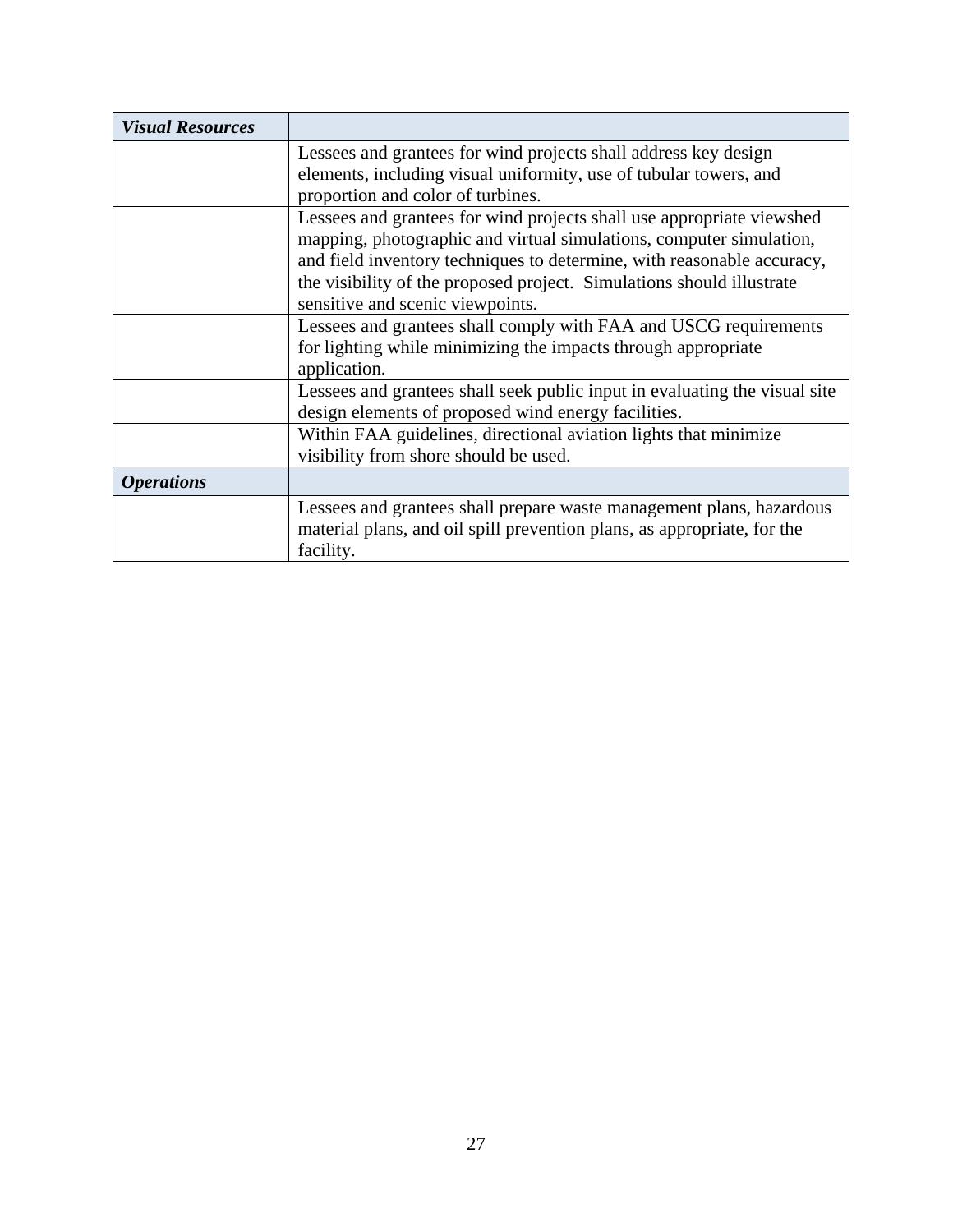| | |
|---|---|
| ***Visual Resources*** | |
| | Lessees and grantees for wind projects shall address key design elements, including visual uniformity, use of tubular towers, and proportion and color of turbines. |
| | Lessees and grantees for wind projects shall use appropriate viewshed mapping, photographic and virtual simulations, computer simulation, and field inventory techniques to determine, with reasonable accuracy, the visibility of the proposed project. Simulations should illustrate sensitive and scenic viewpoints. |
| | Lessees and grantees shall comply with FAA and USCG requirements for lighting while minimizing the impacts through appropriate application. |
| | Lessees and grantees shall seek public input in evaluating the visual site design elements of proposed wind energy facilities. |
| | Within FAA guidelines, directional aviation lights that minimize visibility from shore should be used. |
| ***Operations*** | |
| | Lessees and grantees shall prepare waste management plans, hazardous material plans, and oil spill prevention plans, as appropriate, for the facility. |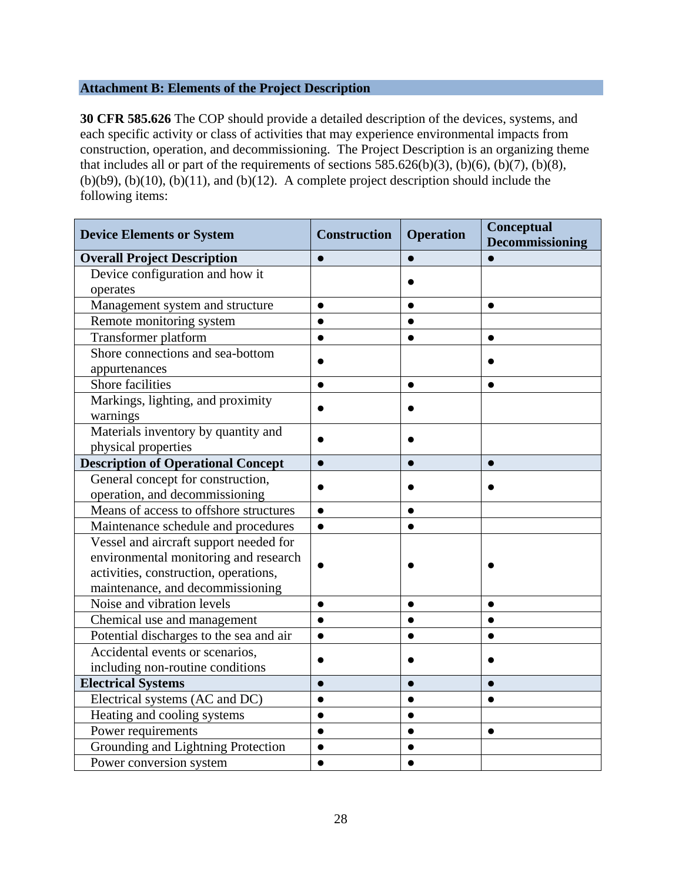## Attachment B: Elements of the Project Description

**30 CFR 585.626** The COP should provide a detailed description of the devices, systems, and each specific activity or class of activities that may experience environmental impacts from construction, operation, and decommissioning. The Project Description is an organizing theme that includes all or part of the requirements of sections 585.626(b)(3), (b)(6), (b)(7), (b)(8), (b)(b9), (b)(10), (b)(11), and (b)(12). A complete project description should include the following items:

| Device Elements or System | Construction | Operation | Conceptual Decommissioning |
|---|---|---|---|
| **Overall Project Description** | ● | ● | ● |
| Device configuration and how it operates | | ● | |
| Management system and structure | ● | ● | ● |
| Remote monitoring system | ● | ● | |
| Transformer platform | ● | ● | ● |
| Shore connections and sea-bottom appurtenances | ● | | ● |
| Shore facilities | ● | ● | ● |
| Markings, lighting, and proximity warnings | ● | ● | |
| Materials inventory by quantity and physical properties | ● | ● | |
| **Description of Operational Concept** | ● | ● | ● |
| General concept for construction, operation, and decommissioning | ● | ● | ● |
| Means of access to offshore structures | ● | ● | |
| Maintenance schedule and procedures | ● | ● | |
| Vessel and aircraft support needed for environmental monitoring and research activities, construction, operations, maintenance, and decommissioning | ● | ● | ● |
| Noise and vibration levels | ● | ● | ● |
| Chemical use and management | ● | ● | ● |
| Potential discharges to the sea and air | ● | ● | ● |
| Accidental events or scenarios, including non-routine conditions | ● | ● | ● |
| **Electrical Systems** | ● | ● | ● |
| Electrical systems (AC and DC) | ● | ● | ● |
| Heating and cooling systems | ● | ● | |
| Power requirements | ● | ● | ● |
| Grounding and Lightning Protection | ● | ● | |
| Power conversion system | ● | ● | |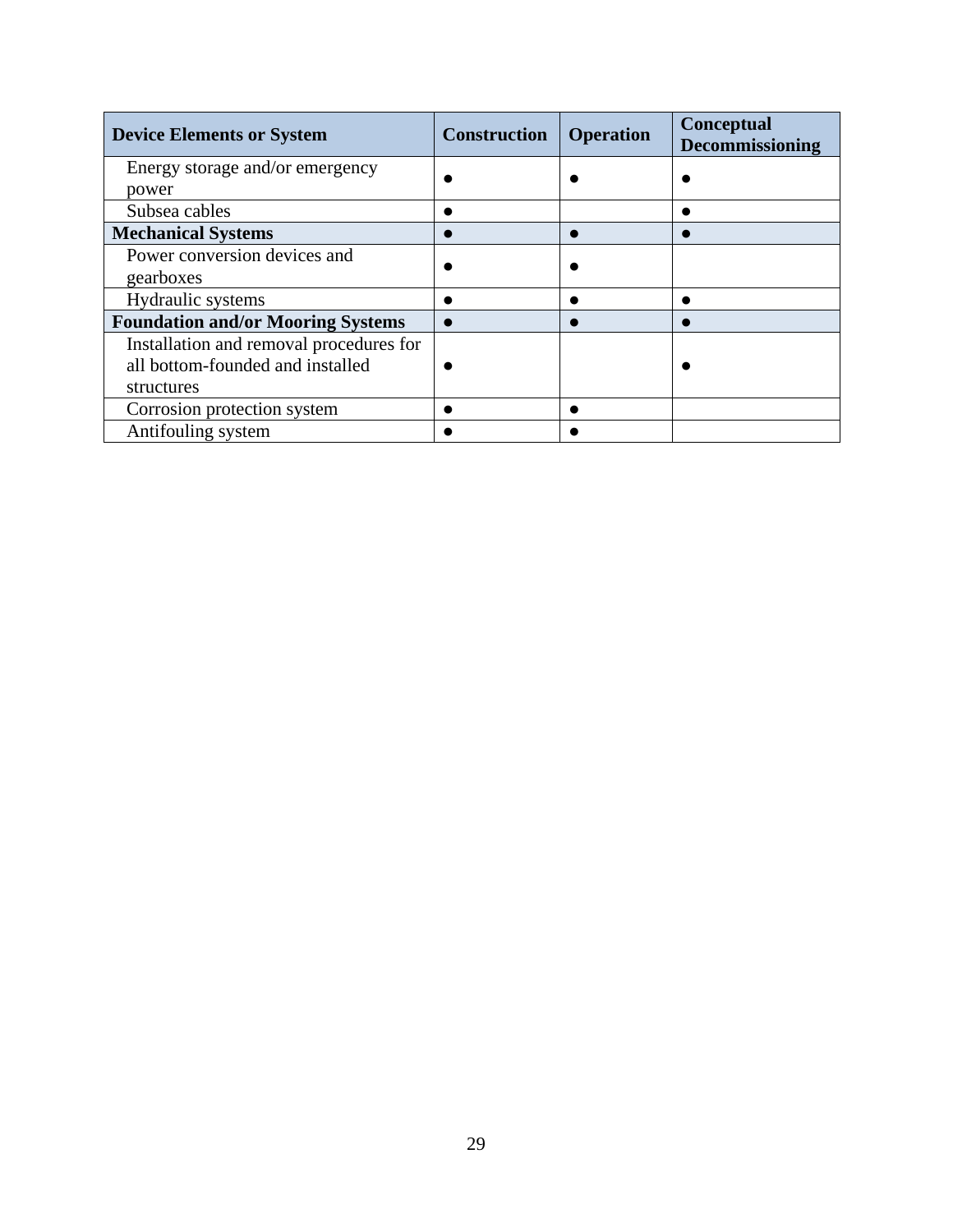| Device Elements or System | Construction | Operation | Conceptual Decommissioning |
|---|---|---|---|
| Energy storage and/or emergency power | ● | ● | ● |
| Subsea cables | ● | | ● |
| **Mechanical Systems** | ● | ● | ● |
| Power conversion devices and gearboxes | ● | ● | |
| Hydraulic systems | ● | ● | ● |
| **Foundation and/or Mooring Systems** | ● | ● | ● |
| Installation and removal procedures for all bottom-founded and installed structures | ● | | ● |
| Corrosion protection system | ● | ● | |
| Antifouling system | ● | ● | |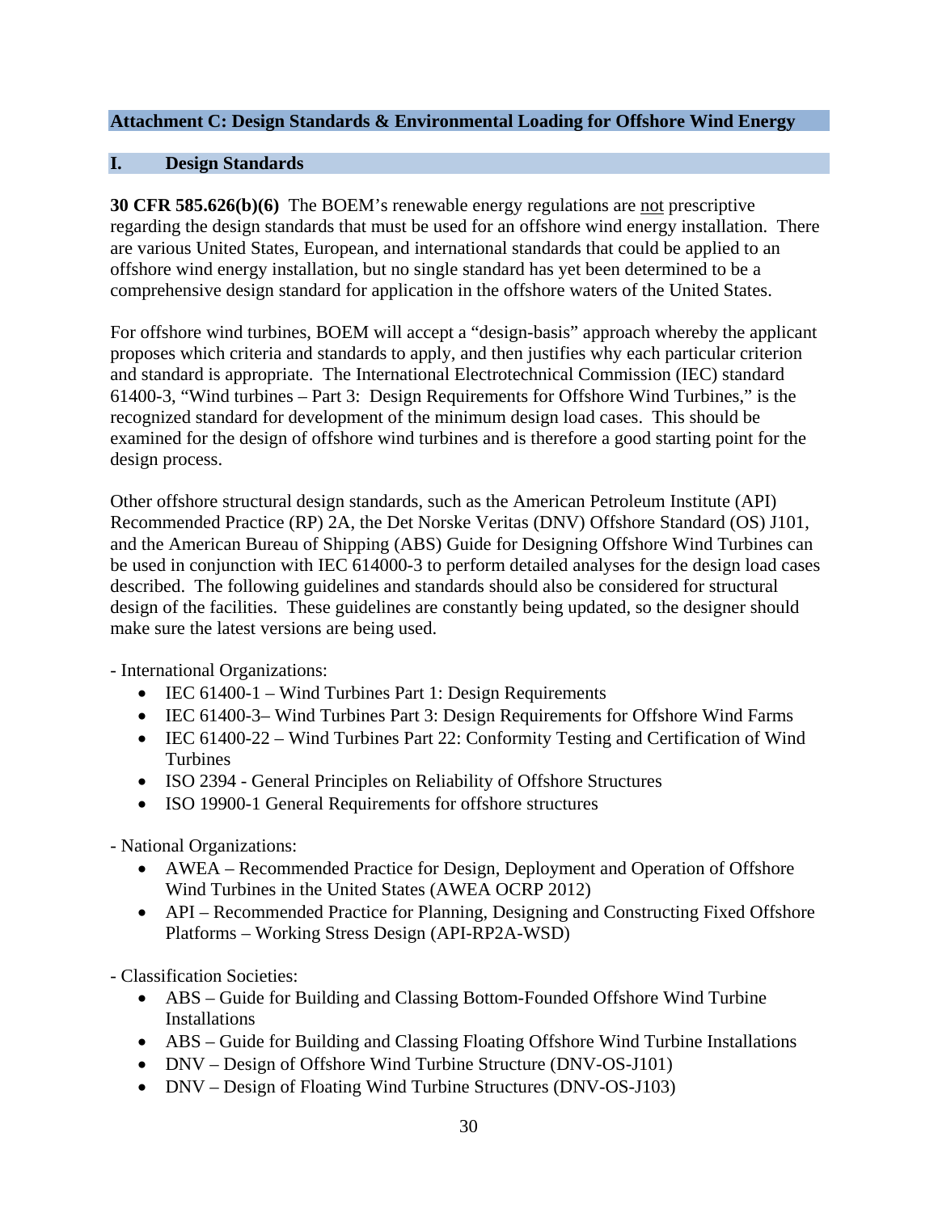## Attachment C: Design Standards & Environmental Loading for Offshore Wind Energy

### I. Design Standards

**30 CFR 585.626(b)(6)** The BOEM's renewable energy regulations are not prescriptive regarding the design standards that must be used for an offshore wind energy installation. There are various United States, European, and international standards that could be applied to an offshore wind energy installation, but no single standard has yet been determined to be a comprehensive design standard for application in the offshore waters of the United States.

For offshore wind turbines, BOEM will accept a "design-basis" approach whereby the applicant proposes which criteria and standards to apply, and then justifies why each particular criterion and standard is appropriate. The International Electrotechnical Commission (IEC) standard 61400-3, "Wind turbines – Part 3: Design Requirements for Offshore Wind Turbines," is the recognized standard for development of the minimum design load cases. This should be examined for the design of offshore wind turbines and is therefore a good starting point for the design process.

Other offshore structural design standards, such as the American Petroleum Institute (API) Recommended Practice (RP) 2A, the Det Norske Veritas (DNV) Offshore Standard (OS) J101, and the American Bureau of Shipping (ABS) Guide for Designing Offshore Wind Turbines can be used in conjunction with IEC 614000-3 to perform detailed analyses for the design load cases described. The following guidelines and standards should also be considered for structural design of the facilities. These guidelines are constantly being updated, so the designer should make sure the latest versions are being used.

- International Organizations:
  - IEC 61400-1 – Wind Turbines Part 1: Design Requirements
  - IEC 61400-3– Wind Turbines Part 3: Design Requirements for Offshore Wind Farms
  - IEC 61400-22 – Wind Turbines Part 22: Conformity Testing and Certification of Wind Turbines
  - ISO 2394 - General Principles on Reliability of Offshore Structures
  - ISO 19900-1 General Requirements for offshore structures

- National Organizations:
  - AWEA – Recommended Practice for Design, Deployment and Operation of Offshore Wind Turbines in the United States (AWEA OCRP 2012)
  - API – Recommended Practice for Planning, Designing and Constructing Fixed Offshore Platforms – Working Stress Design (API-RP2A-WSD)

- Classification Societies:
  - ABS – Guide for Building and Classing Bottom-Founded Offshore Wind Turbine Installations
  - ABS – Guide for Building and Classing Floating Offshore Wind Turbine Installations
  - DNV – Design of Offshore Wind Turbine Structure (DNV-OS-J101)
  - DNV – Design of Floating Wind Turbine Structures (DNV-OS-J103)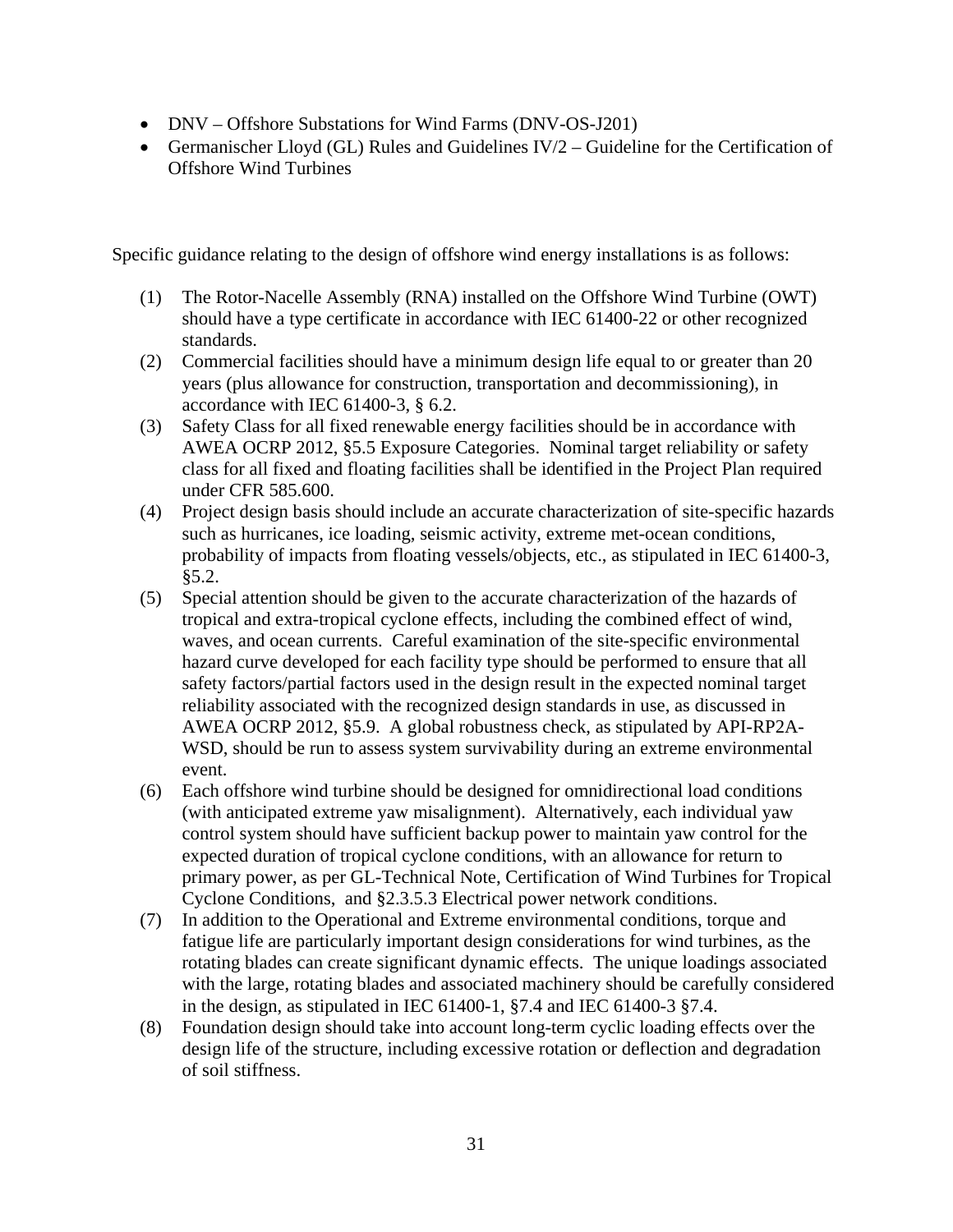- DNV – Offshore Substations for Wind Farms (DNV-OS-J201)
- Germanischer Lloyd (GL) Rules and Guidelines IV/2 – Guideline for the Certification of Offshore Wind Turbines

Specific guidance relating to the design of offshore wind energy installations is as follows:

(1) The Rotor-Nacelle Assembly (RNA) installed on the Offshore Wind Turbine (OWT) should have a type certificate in accordance with IEC 61400-22 or other recognized standards.

(2) Commercial facilities should have a minimum design life equal to or greater than 20 years (plus allowance for construction, transportation and decommissioning), in accordance with IEC 61400-3, § 6.2.

(3) Safety Class for all fixed renewable energy facilities should be in accordance with AWEA OCRP 2012, §5.5 Exposure Categories. Nominal target reliability or safety class for all fixed and floating facilities shall be identified in the Project Plan required under CFR 585.600.

(4) Project design basis should include an accurate characterization of site-specific hazards such as hurricanes, ice loading, seismic activity, extreme met-ocean conditions, probability of impacts from floating vessels/objects, etc., as stipulated in IEC 61400-3, §5.2.

(5) Special attention should be given to the accurate characterization of the hazards of tropical and extra-tropical cyclone effects, including the combined effect of wind, waves, and ocean currents. Careful examination of the site-specific environmental hazard curve developed for each facility type should be performed to ensure that all safety factors/partial factors used in the design result in the expected nominal target reliability associated with the recognized design standards in use, as discussed in AWEA OCRP 2012, §5.9. A global robustness check, as stipulated by API-RP2A-WSD, should be run to assess system survivability during an extreme environmental event.

(6) Each offshore wind turbine should be designed for omnidirectional load conditions (with anticipated extreme yaw misalignment). Alternatively, each individual yaw control system should have sufficient backup power to maintain yaw control for the expected duration of tropical cyclone conditions, with an allowance for return to primary power, as per GL-Technical Note, Certification of Wind Turbines for Tropical Cyclone Conditions, and §2.3.5.3 Electrical power network conditions.

(7) In addition to the Operational and Extreme environmental conditions, torque and fatigue life are particularly important design considerations for wind turbines, as the rotating blades can create significant dynamic effects. The unique loadings associated with the large, rotating blades and associated machinery should be carefully considered in the design, as stipulated in IEC 61400-1, §7.4 and IEC 61400-3 §7.4.

(8) Foundation design should take into account long-term cyclic loading effects over the design life of the structure, including excessive rotation or deflection and degradation of soil stiffness.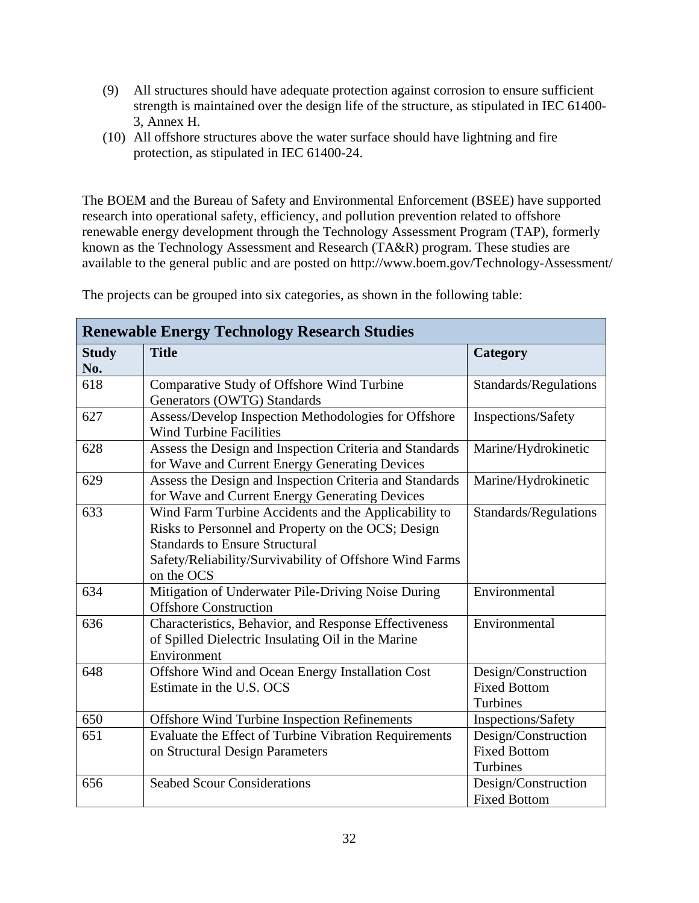(9) All structures should have adequate protection against corrosion to ensure sufficient strength is maintained over the design life of the structure, as stipulated in IEC 61400-3, Annex H.

(10) All offshore structures above the water surface should have lightning and fire protection, as stipulated in IEC 61400-24.

The BOEM and the Bureau of Safety and Environmental Enforcement (BSEE) have supported research into operational safety, efficiency, and pollution prevention related to offshore renewable energy development through the Technology Assessment Program (TAP), formerly known as the Technology Assessment and Research (TA&R) program. These studies are available to the general public and are posted on http://www.boem.gov/Technology-Assessment/

The projects can be grouped into six categories, as shown in the following table:

| Renewable Energy Technology Research Studies | | |
|---|---|---|
| **Study No.** | **Title** | **Category** |
| 618 | Comparative Study of Offshore Wind Turbine Generators (OWTG) Standards | Standards/Regulations |
| 627 | Assess/Develop Inspection Methodologies for Offshore Wind Turbine Facilities | Inspections/Safety |
| 628 | Assess the Design and Inspection Criteria and Standards for Wave and Current Energy Generating Devices | Marine/Hydrokinetic |
| 629 | Assess the Design and Inspection Criteria and Standards for Wave and Current Energy Generating Devices | Marine/Hydrokinetic |
| 633 | Wind Farm Turbine Accidents and the Applicability to Risks to Personnel and Property on the OCS; Design Standards to Ensure Structural Safety/Reliability/Survivability of Offshore Wind Farms on the OCS | Standards/Regulations |
| 634 | Mitigation of Underwater Pile-Driving Noise During Offshore Construction | Environmental |
| 636 | Characteristics, Behavior, and Response Effectiveness of Spilled Dielectric Insulating Oil in the Marine Environment | Environmental |
| 648 | Offshore Wind and Ocean Energy Installation Cost Estimate in the U.S. OCS | Design/Construction Fixed Bottom Turbines |
| 650 | Offshore Wind Turbine Inspection Refinements | Inspections/Safety |
| 651 | Evaluate the Effect of Turbine Vibration Requirements on Structural Design Parameters | Design/Construction Fixed Bottom Turbines |
| 656 | Seabed Scour Considerations | Design/Construction Fixed Bottom |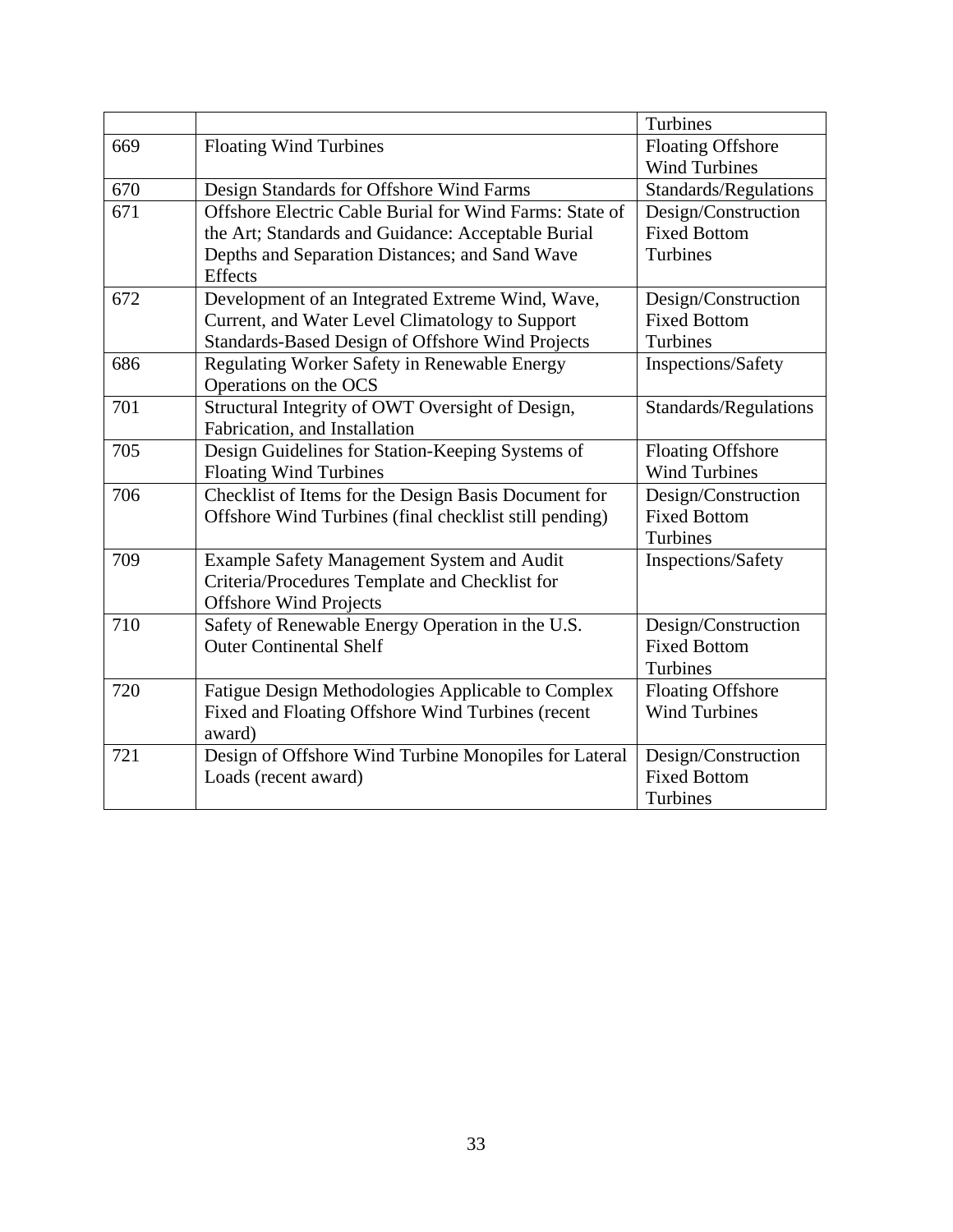| | | |
|---|---|---|
| | | Turbines |
| 669 | Floating Wind Turbines | Floating Offshore Wind Turbines |
| 670 | Design Standards for Offshore Wind Farms | Standards/Regulations |
| 671 | Offshore Electric Cable Burial for Wind Farms: State of the Art; Standards and Guidance: Acceptable Burial Depths and Separation Distances; and Sand Wave Effects | Design/Construction Fixed Bottom Turbines |
| 672 | Development of an Integrated Extreme Wind, Wave, Current, and Water Level Climatology to Support Standards-Based Design of Offshore Wind Projects | Design/Construction Fixed Bottom Turbines |
| 686 | Regulating Worker Safety in Renewable Energy Operations on the OCS | Inspections/Safety |
| 701 | Structural Integrity of OWT Oversight of Design, Fabrication, and Installation | Standards/Regulations |
| 705 | Design Guidelines for Station-Keeping Systems of Floating Wind Turbines | Floating Offshore Wind Turbines |
| 706 | Checklist of Items for the Design Basis Document for Offshore Wind Turbines (final checklist still pending) | Design/Construction Fixed Bottom Turbines |
| 709 | Example Safety Management System and Audit Criteria/Procedures Template and Checklist for Offshore Wind Projects | Inspections/Safety |
| 710 | Safety of Renewable Energy Operation in the U.S. Outer Continental Shelf | Design/Construction Fixed Bottom Turbines |
| 720 | Fatigue Design Methodologies Applicable to Complex Fixed and Floating Offshore Wind Turbines (recent award) | Floating Offshore Wind Turbines |
| 721 | Design of Offshore Wind Turbine Monopiles for Lateral Loads (recent award) | Design/Construction Fixed Bottom Turbines |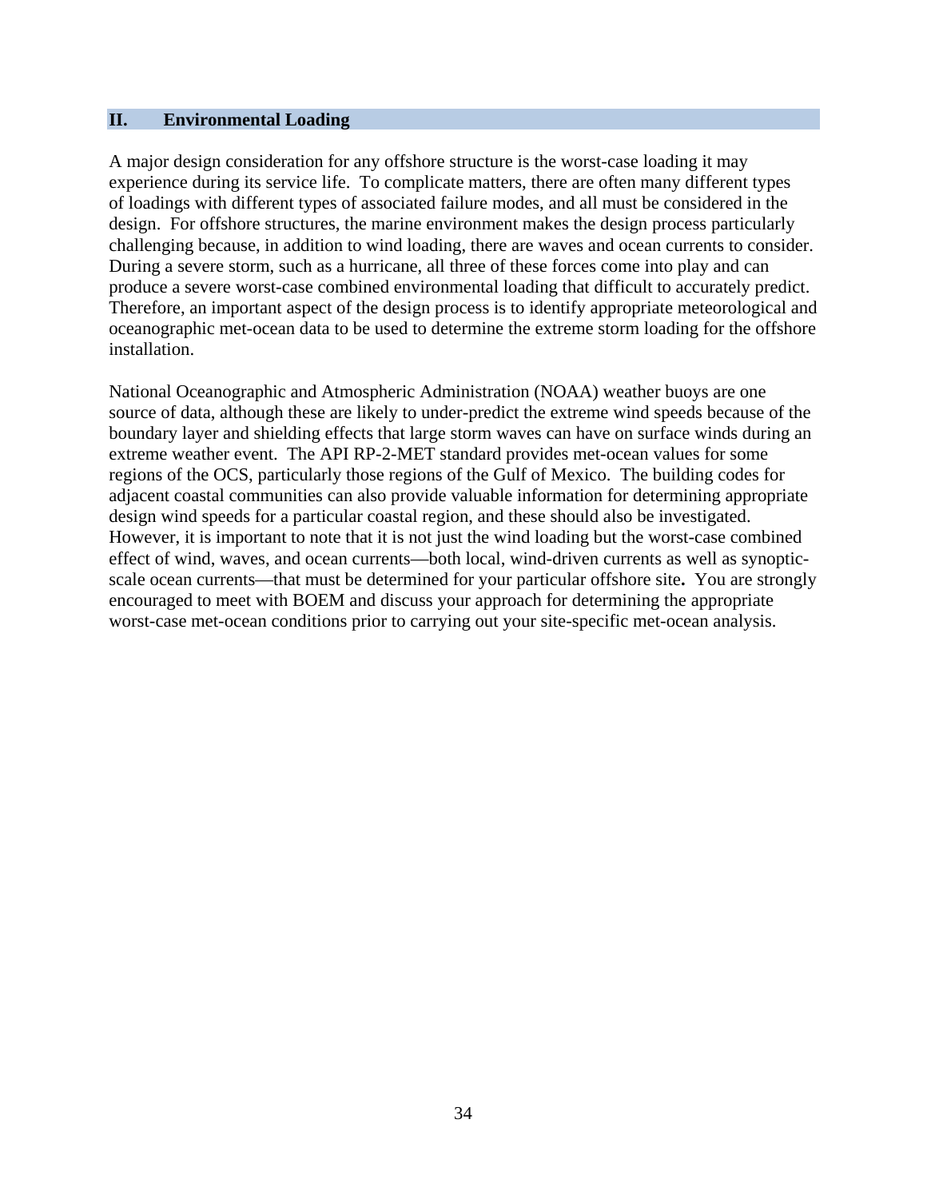## II. Environmental Loading

A major design consideration for any offshore structure is the worst-case loading it may experience during its service life. To complicate matters, there are often many different types of loadings with different types of associated failure modes, and all must be considered in the design. For offshore structures, the marine environment makes the design process particularly challenging because, in addition to wind loading, there are waves and ocean currents to consider. During a severe storm, such as a hurricane, all three of these forces come into play and can produce a severe worst-case combined environmental loading that difficult to accurately predict. Therefore, an important aspect of the design process is to identify appropriate meteorological and oceanographic met-ocean data to be used to determine the extreme storm loading for the offshore installation.

National Oceanographic and Atmospheric Administration (NOAA) weather buoys are one source of data, although these are likely to under-predict the extreme wind speeds because of the boundary layer and shielding effects that large storm waves can have on surface winds during an extreme weather event. The API RP-2-MET standard provides met-ocean values for some regions of the OCS, particularly those regions of the Gulf of Mexico. The building codes for adjacent coastal communities can also provide valuable information for determining appropriate design wind speeds for a particular coastal region, and these should also be investigated. However, it is important to note that it is not just the wind loading but the worst-case combined effect of wind, waves, and ocean currents—both local, wind-driven currents as well as synoptic-scale ocean currents—that must be determined for your particular offshore site**.** You are strongly encouraged to meet with BOEM and discuss your approach for determining the appropriate worst-case met-ocean conditions prior to carrying out your site-specific met-ocean analysis.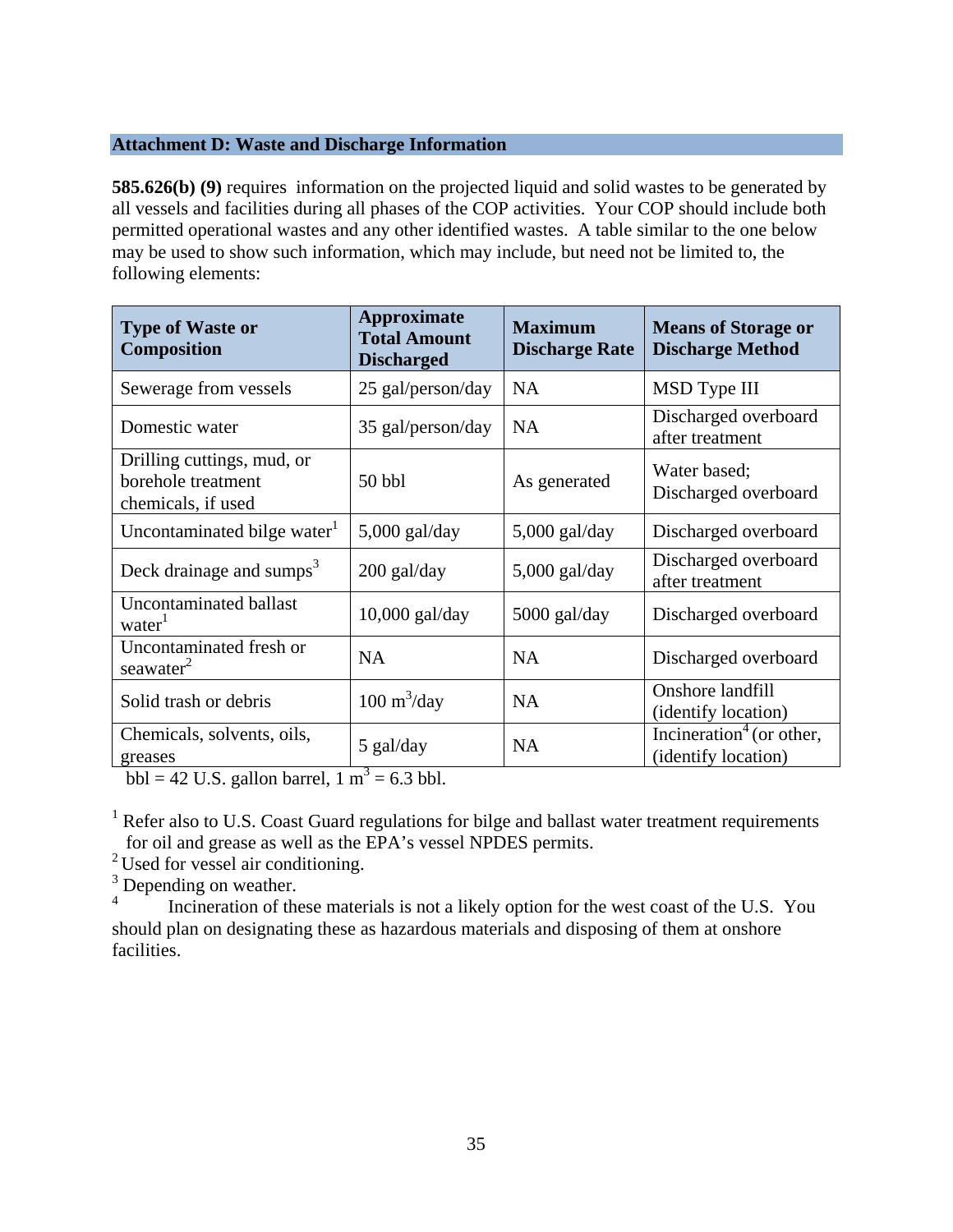## Attachment D: Waste and Discharge Information

**585.626(b) (9)** requires information on the projected liquid and solid wastes to be generated by all vessels and facilities during all phases of the COP activities. Your COP should include both permitted operational wastes and any other identified wastes. A table similar to the one below may be used to show such information, which may include, but need not be limited to, the following elements:

| Type of Waste or Composition | Approximate Total Amount Discharged | Maximum Discharge Rate | Means of Storage or Discharge Method |
|---|---|---|---|
| Sewerage from vessels | 25 gal/person/day | NA | MSD Type III |
| Domestic water | 35 gal/person/day | NA | Discharged overboard after treatment |
| Drilling cuttings, mud, or borehole treatment chemicals, if used | 50 bbl | As generated | Water based; Discharged overboard |
| Uncontaminated bilge water[1] | 5,000 gal/day | 5,000 gal/day | Discharged overboard |
| Deck drainage and sumps[3] | 200 gal/day | 5,000 gal/day | Discharged overboard after treatment |
| Uncontaminated ballast water[1] | 10,000 gal/day | 5000 gal/day | Discharged overboard |
| Uncontaminated fresh or seawater[2] | NA | NA | Discharged overboard |
| Solid trash or debris | 100 $m^3$/day | NA | Onshore landfill (identify location) |
| Chemicals, solvents, oils, greases | 5 gal/day | NA | Incineration[4] (or other, (identify location) |

bbl = 42 U.S. gallon barrel, 1 $m^3$ = 6.3 bbl.

[1] Refer also to U.S. Coast Guard regulations for bilge and ballast water treatment requirements for oil and grease as well as the EPA's vessel NPDES permits.

[2] Used for vessel air conditioning.

[3] Depending on weather.

[4] Incineration of these materials is not a likely option for the west coast of the U.S. You should plan on designating these as hazardous materials and disposing of them at onshore facilities.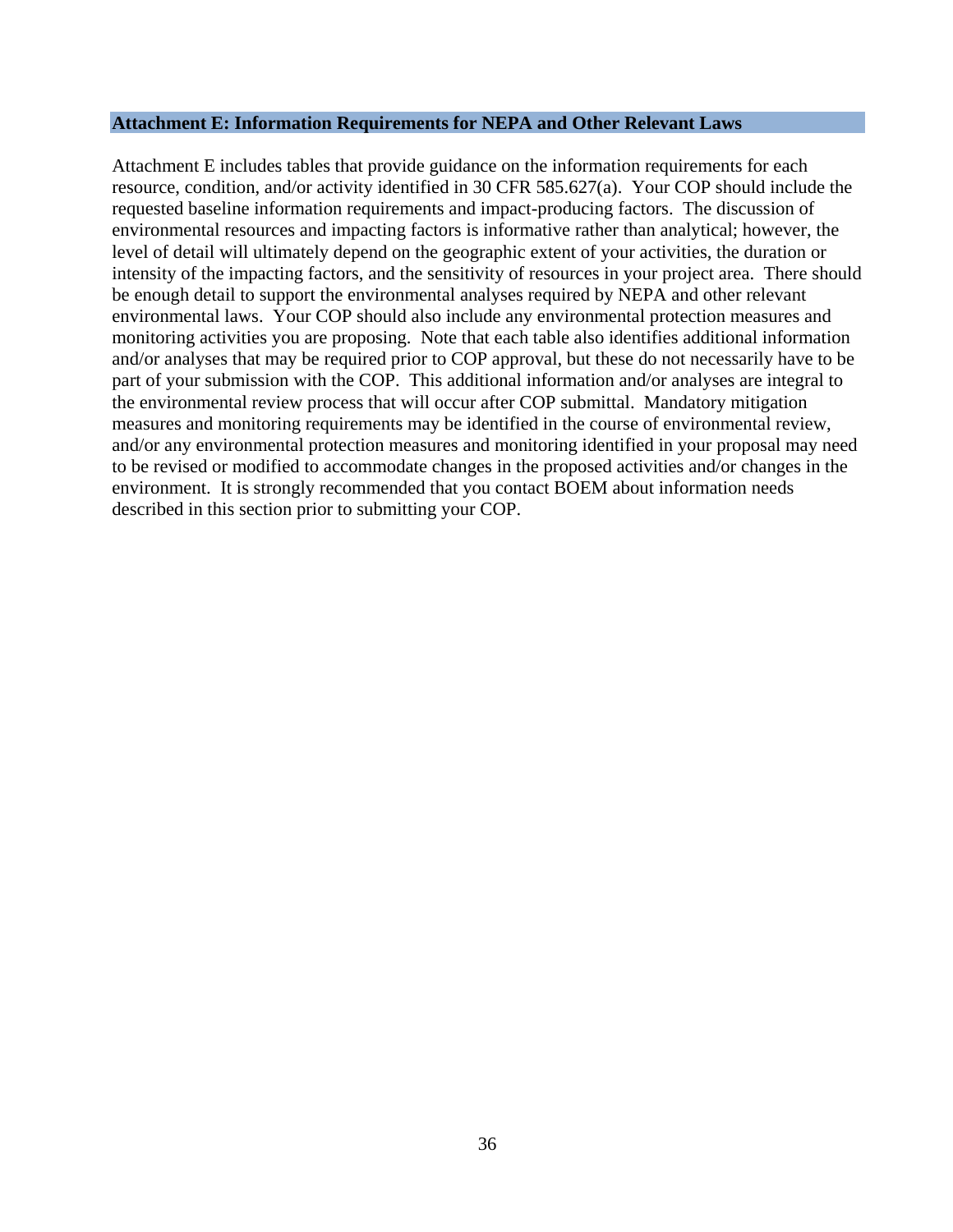## Attachment E: Information Requirements for NEPA and Other Relevant Laws

Attachment E includes tables that provide guidance on the information requirements for each resource, condition, and/or activity identified in 30 CFR 585.627(a). Your COP should include the requested baseline information requirements and impact-producing factors. The discussion of environmental resources and impacting factors is informative rather than analytical; however, the level of detail will ultimately depend on the geographic extent of your activities, the duration or intensity of the impacting factors, and the sensitivity of resources in your project area. There should be enough detail to support the environmental analyses required by NEPA and other relevant environmental laws. Your COP should also include any environmental protection measures and monitoring activities you are proposing. Note that each table also identifies additional information and/or analyses that may be required prior to COP approval, but these do not necessarily have to be part of your submission with the COP. This additional information and/or analyses are integral to the environmental review process that will occur after COP submittal. Mandatory mitigation measures and monitoring requirements may be identified in the course of environmental review, and/or any environmental protection measures and monitoring identified in your proposal may need to be revised or modified to accommodate changes in the proposed activities and/or changes in the environment. It is strongly recommended that you contact BOEM about information needs described in this section prior to submitting your COP.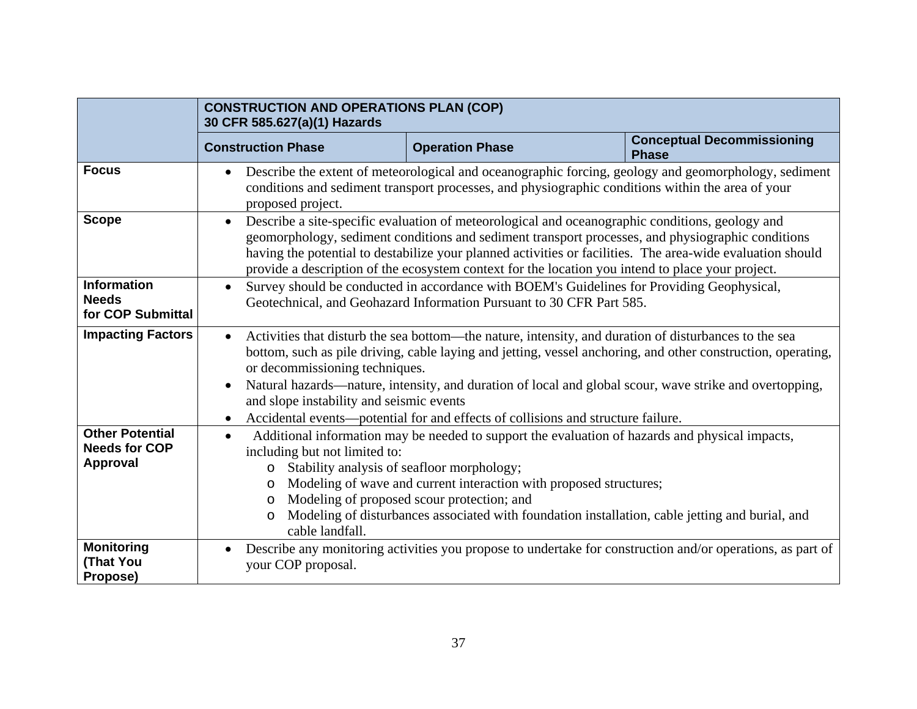| | CONSTRUCTION AND OPERATIONS PLAN (COP)<br>30 CFR 585.627(a)(1) Hazards | | |
|---|---|---|---|
| | **Construction Phase** | **Operation Phase** | **Conceptual Decommissioning Phase** |
| **Focus** | • Describe the extent of meteorological and oceanographic forcing, geology and geomorphology, sediment conditions and sediment transport processes, and physiographic conditions within the area of your proposed project. | | |
| **Scope** | • Describe a site-specific evaluation of meteorological and oceanographic conditions, geology and geomorphology, sediment conditions and sediment transport processes, and physiographic conditions having the potential to destabilize your planned activities or facilities. The area-wide evaluation should provide a description of the ecosystem context for the location you intend to place your project. | | |
| **Information Needs for COP Submittal** | • Survey should be conducted in accordance with BOEM's Guidelines for Providing Geophysical, Geotechnical, and Geohazard Information Pursuant to 30 CFR Part 585. | | |
| **Impacting Factors** | • Activities that disturb the sea bottom—the nature, intensity, and duration of disturbances to the sea bottom, such as pile driving, cable laying and jetting, vessel anchoring, and other construction, operating, or decommissioning techniques.<br>• Natural hazards—nature, intensity, and duration of local and global scour, wave strike and overtopping, and slope instability and seismic events<br>• Accidental events—potential for and effects of collisions and structure failure. | | |
| **Other Potential Needs for COP Approval** | • Additional information may be needed to support the evaluation of hazards and physical impacts, including but not limited to:<br>o Stability analysis of seafloor morphology;<br>o Modeling of wave and current interaction with proposed structures;<br>o Modeling of proposed scour protection; and<br>o Modeling of disturbances associated with foundation installation, cable jetting and burial, and cable landfall. | | |
| **Monitoring (That You Propose)** | • Describe any monitoring activities you propose to undertake for construction and/or operations, as part of your COP proposal. | | |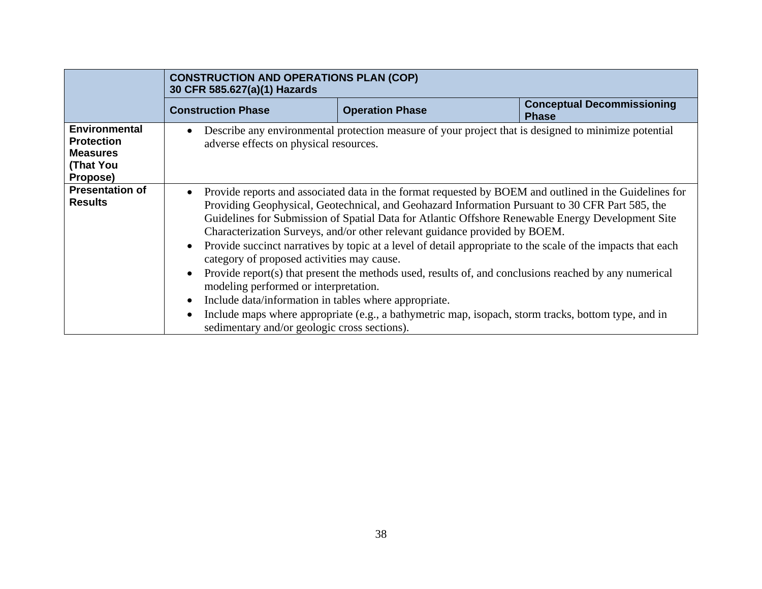| | CONSTRUCTION AND OPERATIONS PLAN (COP)<br>30 CFR 585.627(a)(1) Hazards | | |
|---|---|---|---|
| | **Construction Phase** | **Operation Phase** | **Conceptual Decommissioning Phase** |
| **Environmental Protection Measures (That You Propose)** | • Describe any environmental protection measure of your project that is designed to minimize potential adverse effects on physical resources. | | |
| **Presentation of Results** | • Provide reports and associated data in the format requested by BOEM and outlined in the Guidelines for Providing Geophysical, Geotechnical, and Geohazard Information Pursuant to 30 CFR Part 585, the Guidelines for Submission of Spatial Data for Atlantic Offshore Renewable Energy Development Site Characterization Surveys, and/or other relevant guidance provided by BOEM.<br>• Provide succinct narratives by topic at a level of detail appropriate to the scale of the impacts that each category of proposed activities may cause.<br>• Provide report(s) that present the methods used, results of, and conclusions reached by any numerical modeling performed or interpretation.<br>• Include data/information in tables where appropriate.<br>• Include maps where appropriate (e.g., a bathymetric map, isopach, storm tracks, bottom type, and in sedimentary and/or geologic cross sections). | | |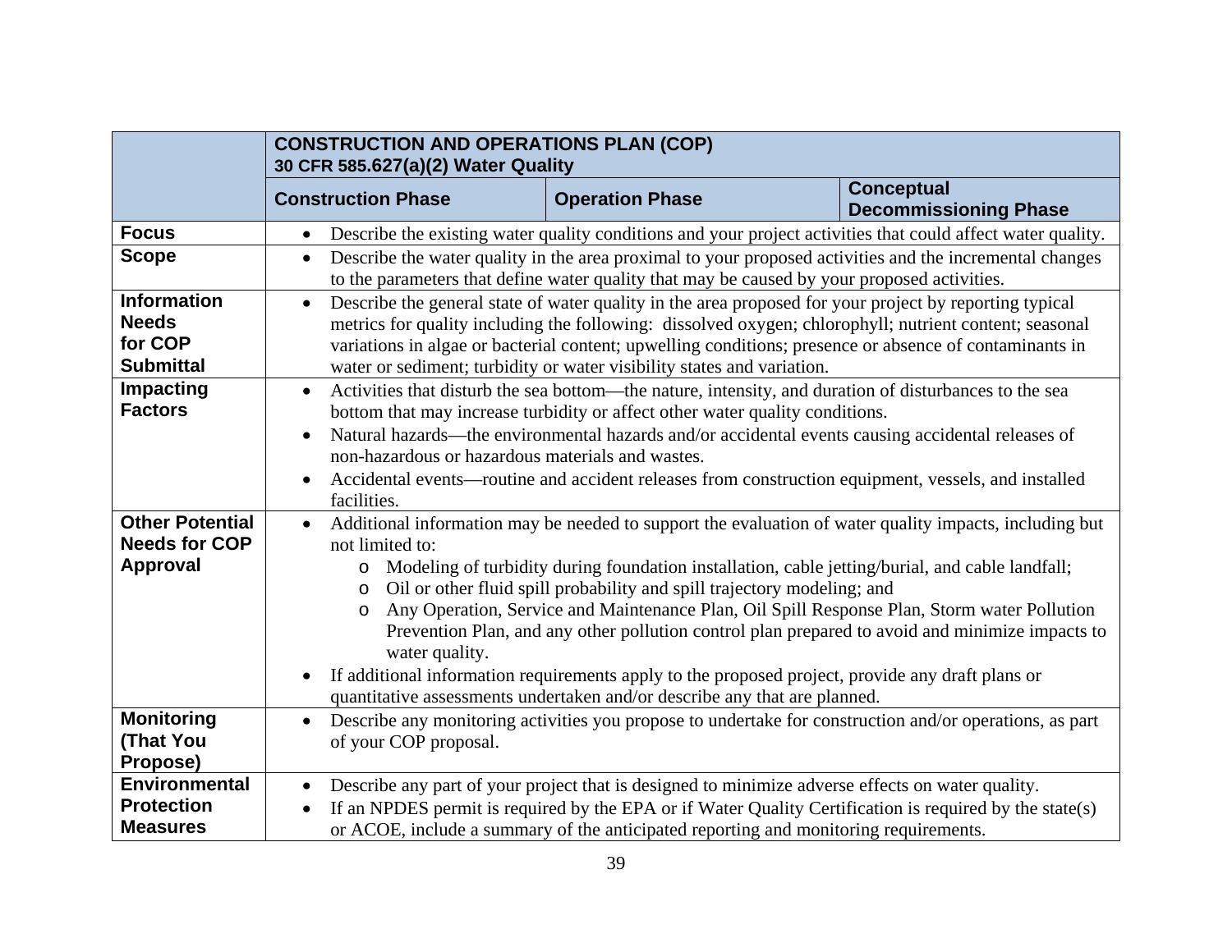| | CONSTRUCTION AND OPERATIONS PLAN (COP)<br>30 CFR 585.627(a)(2) Water Quality | | |
|---|---|---|---|
| | **Construction Phase** | **Operation Phase** | **Conceptual Decommissioning Phase** |
| **Focus** | • Describe the existing water quality conditions and your project activities that could affect water quality. | | |
| **Scope** | • Describe the water quality in the area proximal to your proposed activities and the incremental changes to the parameters that define water quality that may be caused by your proposed activities. | | |
| **Information Needs for COP Submittal** | • Describe the general state of water quality in the area proposed for your project by reporting typical metrics for quality including the following: dissolved oxygen; chlorophyll; nutrient content; seasonal variations in algae or bacterial content; upwelling conditions; presence or absence of contaminants in water or sediment; turbidity or water visibility states and variation. | | |
| **Impacting Factors** | • Activities that disturb the sea bottom—the nature, intensity, and duration of disturbances to the sea bottom that may increase turbidity or affect other water quality conditions.<br>• Natural hazards—the environmental hazards and/or accidental events causing accidental releases of non-hazardous or hazardous materials and wastes.<br>• Accidental events—routine and accident releases from construction equipment, vessels, and installed facilities. | | |
| **Other Potential Needs for COP Approval** | • Additional information may be needed to support the evaluation of water quality impacts, including but not limited to:<br>o Modeling of turbidity during foundation installation, cable jetting/burial, and cable landfall;<br>o Oil or other fluid spill probability and spill trajectory modeling; and<br>o Any Operation, Service and Maintenance Plan, Oil Spill Response Plan, Storm water Pollution Prevention Plan, and any other pollution control plan prepared to avoid and minimize impacts to water quality.<br>• If additional information requirements apply to the proposed project, provide any draft plans or quantitative assessments undertaken and/or describe any that are planned. | | |
| **Monitoring (That You Propose)** | • Describe any monitoring activities you propose to undertake for construction and/or operations, as part of your COP proposal. | | |
| **Environmental Protection Measures** | • Describe any part of your project that is designed to minimize adverse effects on water quality.<br>• If an NPDES permit is required by the EPA or if Water Quality Certification is required by the state(s) or ACOE, include a summary of the anticipated reporting and monitoring requirements. | | |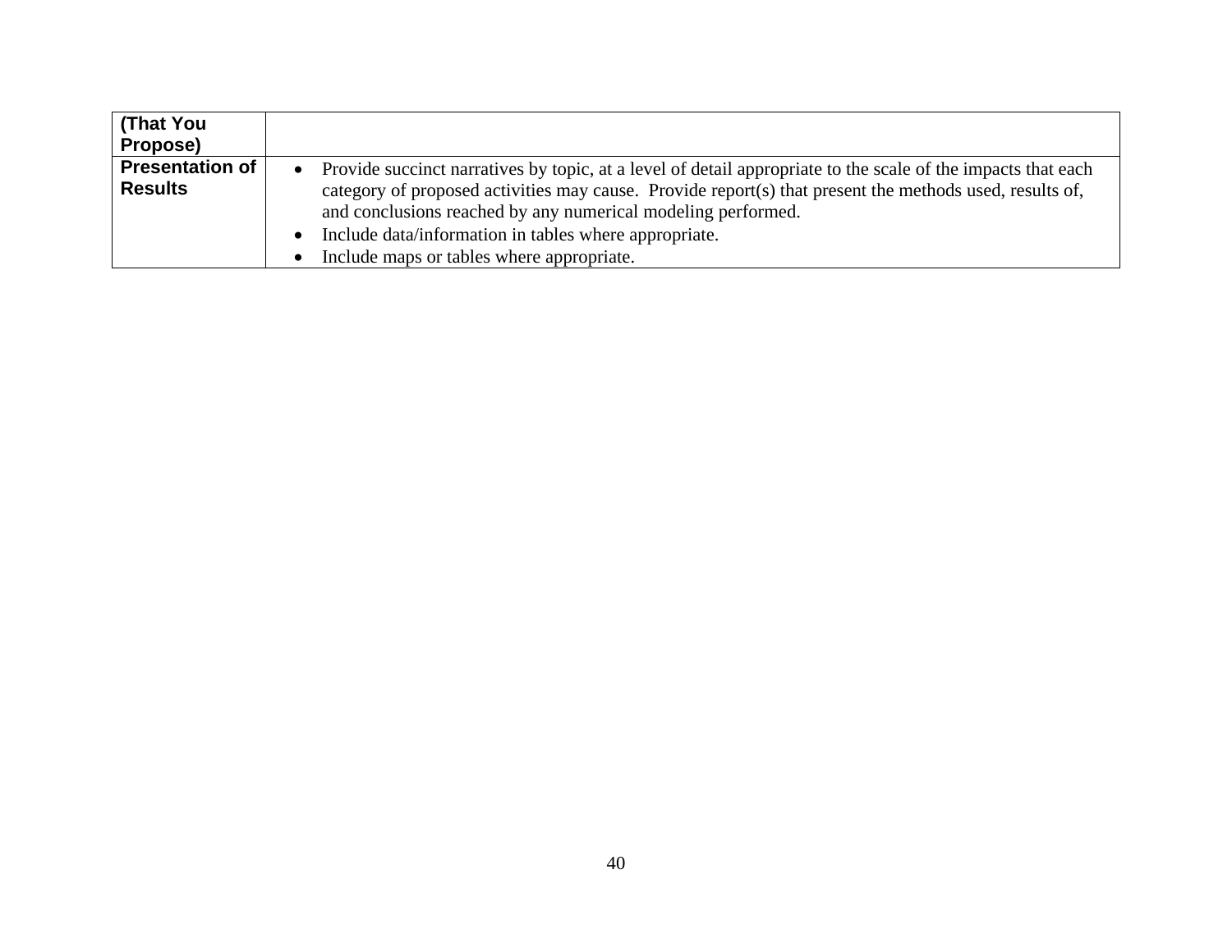| (That You Propose) | |
|---|---|
| **Presentation of Results** | • Provide succinct narratives by topic, at a level of detail appropriate to the scale of the impacts that each category of proposed activities may cause. Provide report(s) that present the methods used, results of, and conclusions reached by any numerical modeling performed.<br>• Include data/information in tables where appropriate.<br>• Include maps or tables where appropriate. |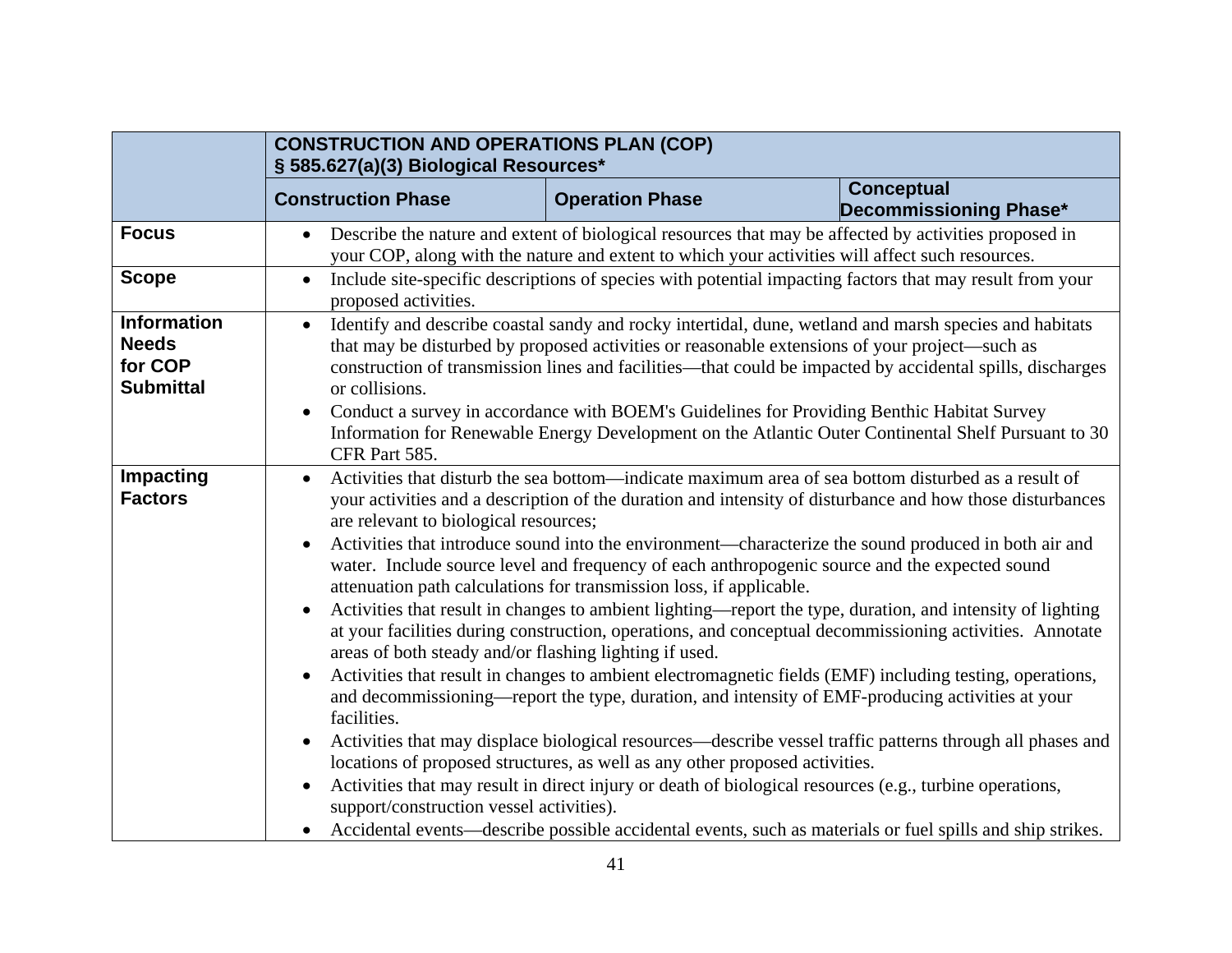| | **CONSTRUCTION AND OPERATIONS PLAN (COP)<br>§ 585.627(a)(3) Biological Resources*** | | |
|---|---|---|---|
| | **Construction Phase** | **Operation Phase** | **Conceptual Decommissioning Phase*** |
| **Focus** | • Describe the nature and extent of biological resources that may be affected by activities proposed in your COP, along with the nature and extent to which your activities will affect such resources. | | |
| **Scope** | • Include site-specific descriptions of species with potential impacting factors that may result from your proposed activities. | | |
| **Information Needs for COP Submittal** | • Identify and describe coastal sandy and rocky intertidal, dune, wetland and marsh species and habitats that may be disturbed by proposed activities or reasonable extensions of your project—such as construction of transmission lines and facilities—that could be impacted by accidental spills, discharges or collisions.<br>• Conduct a survey in accordance with BOEM's Guidelines for Providing Benthic Habitat Survey Information for Renewable Energy Development on the Atlantic Outer Continental Shelf Pursuant to 30 CFR Part 585. | | |
| **Impacting Factors** | • Activities that disturb the sea bottom—indicate maximum area of sea bottom disturbed as a result of your activities and a description of the duration and intensity of disturbance and how those disturbances are relevant to biological resources;<br>• Activities that introduce sound into the environment—characterize the sound produced in both air and water. Include source level and frequency of each anthropogenic source and the expected sound attenuation path calculations for transmission loss, if applicable.<br>• Activities that result in changes to ambient lighting—report the type, duration, and intensity of lighting at your facilities during construction, operations, and conceptual decommissioning activities. Annotate areas of both steady and/or flashing lighting if used.<br>• Activities that result in changes to ambient electromagnetic fields (EMF) including testing, operations, and decommissioning—report the type, duration, and intensity of EMF-producing activities at your facilities.<br>• Activities that may displace biological resources—describe vessel traffic patterns through all phases and locations of proposed structures, as well as any other proposed activities.<br>• Activities that may result in direct injury or death of biological resources (e.g., turbine operations, support/construction vessel activities).<br>• Accidental events—describe possible accidental events, such as materials or fuel spills and ship strikes. | | |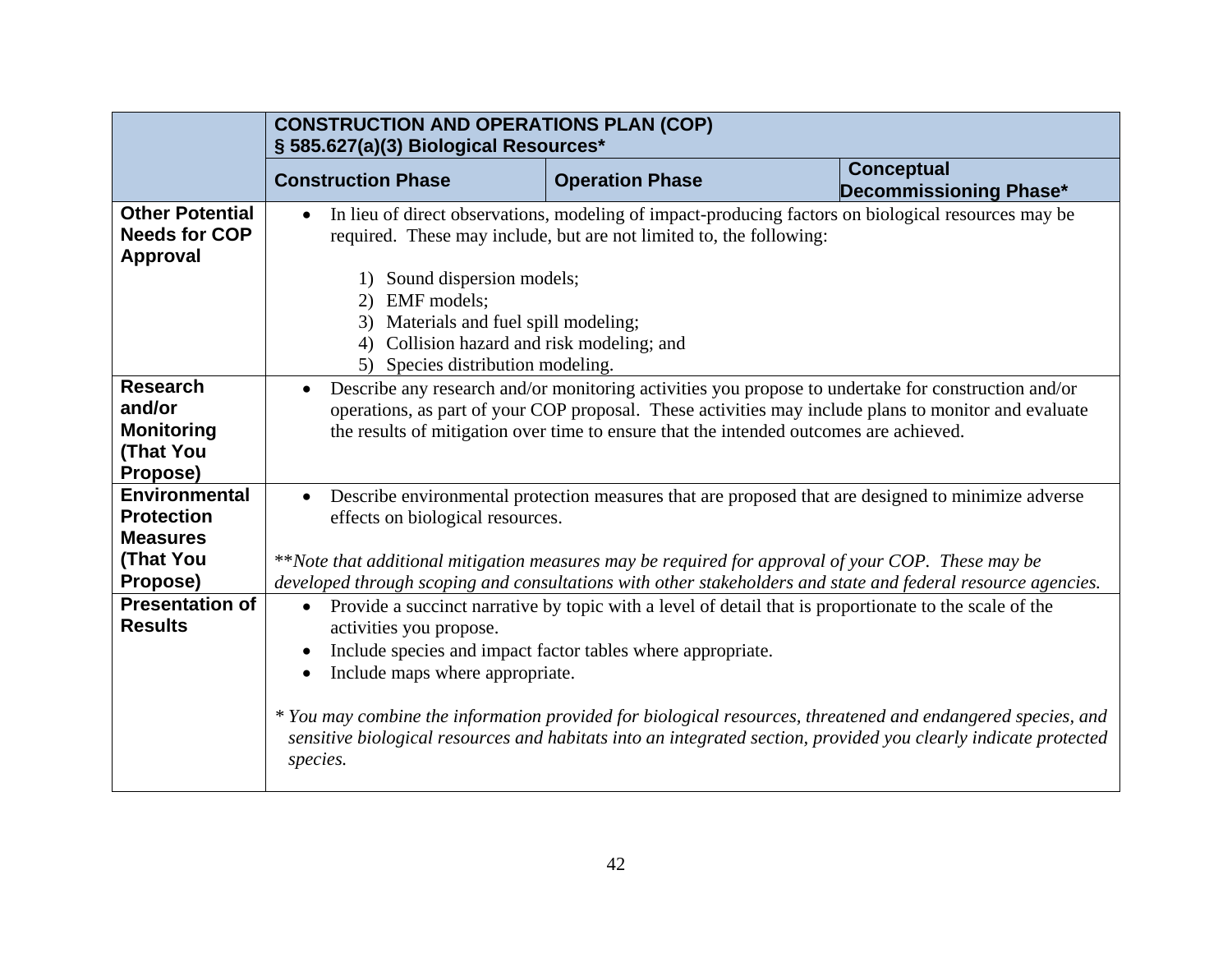| | **CONSTRUCTION AND OPERATIONS PLAN (COP)**<br>**§ 585.627(a)(3) Biological Resources*** | | |
|---|---|---|---|
| | **Construction Phase** | **Operation Phase** | **Conceptual Decommissioning Phase*** |
| **Other Potential Needs for COP Approval** | • In lieu of direct observations, modeling of impact-producing factors on biological resources may be required. These may include, but are not limited to, the following:<br><br>1) Sound dispersion models;<br>2) EMF models;<br>3) Materials and fuel spill modeling;<br>4) Collision hazard and risk modeling; and<br>5) Species distribution modeling. | | |
| **Research and/or Monitoring (That You Propose)** | • Describe any research and/or monitoring activities you propose to undertake for construction and/or operations, as part of your COP proposal. These activities may include plans to monitor and evaluate the results of mitigation over time to ensure that the intended outcomes are achieved. | | |
| **Environmental Protection Measures (That You Propose)** | • Describe environmental protection measures that are proposed that are designed to minimize adverse effects on biological resources.<br><br>***Note that additional mitigation measures may be required for approval of your COP. These may be developed through scoping and consultations with other stakeholders and state and federal resource agencies.* | | |
| **Presentation of Results** | • Provide a succinct narrative by topic with a level of detail that is proportionate to the scale of the activities you propose.<br>• Include species and impact factor tables where appropriate.<br>• Include maps where appropriate.<br><br>* *You may combine the information provided for biological resources, threatened and endangered species, and sensitive biological resources and habitats into an integrated section, provided you clearly indicate protected species.* | | |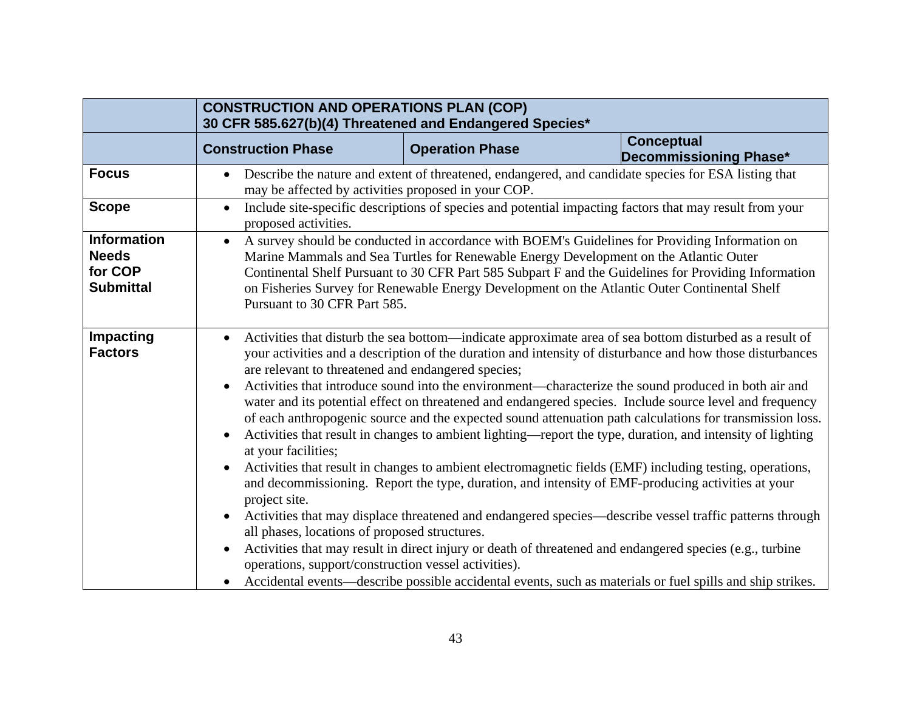| | CONSTRUCTION AND OPERATIONS PLAN (COP)<br>30 CFR 585.627(b)(4) Threatened and Endangered Species* | | |
|---|---|---|---|
| | **Construction Phase** | **Operation Phase** | **Conceptual Decommissioning Phase*** |
| **Focus** | • Describe the nature and extent of threatened, endangered, and candidate species for ESA listing that may be affected by activities proposed in your COP. | | |
| **Scope** | • Include site-specific descriptions of species and potential impacting factors that may result from your proposed activities. | | |
| **Information Needs for COP Submittal** | • A survey should be conducted in accordance with BOEM's Guidelines for Providing Information on Marine Mammals and Sea Turtles for Renewable Energy Development on the Atlantic Outer Continental Shelf Pursuant to 30 CFR Part 585 Subpart F and the Guidelines for Providing Information on Fisheries Survey for Renewable Energy Development on the Atlantic Outer Continental Shelf Pursuant to 30 CFR Part 585. | | |
| **Impacting Factors** | • Activities that disturb the sea bottom—indicate approximate area of sea bottom disturbed as a result of your activities and a description of the duration and intensity of disturbance and how those disturbances are relevant to threatened and endangered species;<br>• Activities that introduce sound into the environment—characterize the sound produced in both air and water and its potential effect on threatened and endangered species. Include source level and frequency of each anthropogenic source and the expected sound attenuation path calculations for transmission loss.<br>• Activities that result in changes to ambient lighting—report the type, duration, and intensity of lighting at your facilities;<br>• Activities that result in changes to ambient electromagnetic fields (EMF) including testing, operations, and decommissioning. Report the type, duration, and intensity of EMF-producing activities at your project site.<br>• Activities that may displace threatened and endangered species—describe vessel traffic patterns through all phases, locations of proposed structures.<br>• Activities that may result in direct injury or death of threatened and endangered species (e.g., turbine operations, support/construction vessel activities).<br>• Accidental events—describe possible accidental events, such as materials or fuel spills and ship strikes. | | |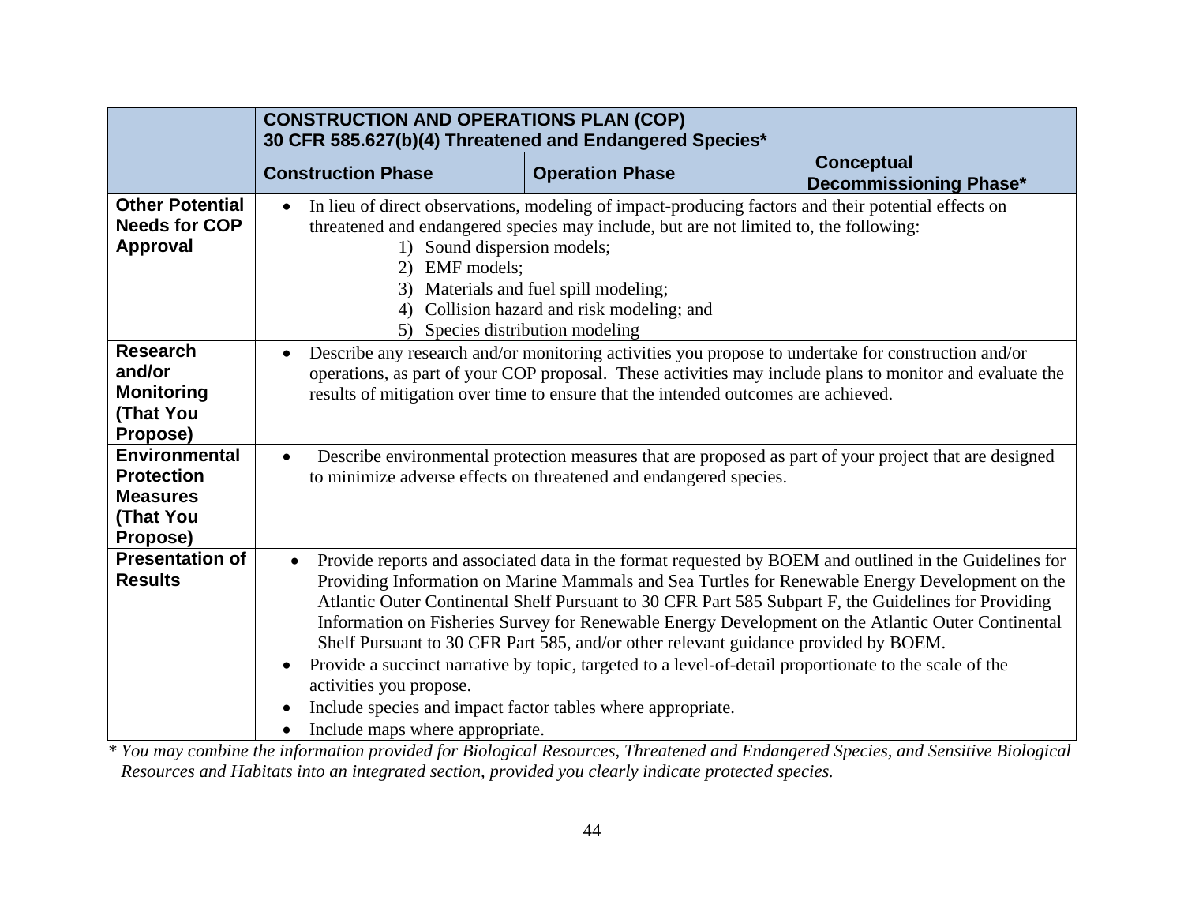| | CONSTRUCTION AND OPERATIONS PLAN (COP)<br>30 CFR 585.627(b)(4) Threatened and Endangered Species* | | |
|---|---|---|---|
| | **Construction Phase** | **Operation Phase** | **Conceptual Decommissioning Phase*** |
| **Other Potential Needs for COP Approval** | • In lieu of direct observations, modeling of impact-producing factors and their potential effects on threatened and endangered species may include, but are not limited to, the following:<br>1) Sound dispersion models;<br>2) EMF models;<br>3) Materials and fuel spill modeling;<br>4) Collision hazard and risk modeling; and<br>5) Species distribution modeling | | |
| **Research and/or Monitoring (That You Propose)** | • Describe any research and/or monitoring activities you propose to undertake for construction and/or operations, as part of your COP proposal. These activities may include plans to monitor and evaluate the results of mitigation over time to ensure that the intended outcomes are achieved. | | |
| **Environmental Protection Measures (That You Propose)** | • Describe environmental protection measures that are proposed as part of your project that are designed to minimize adverse effects on threatened and endangered species. | | |
| **Presentation of Results** | • Provide reports and associated data in the format requested by BOEM and outlined in the Guidelines for Providing Information on Marine Mammals and Sea Turtles for Renewable Energy Development on the Atlantic Outer Continental Shelf Pursuant to 30 CFR Part 585 Subpart F, the Guidelines for Providing Information on Fisheries Survey for Renewable Energy Development on the Atlantic Outer Continental Shelf Pursuant to 30 CFR Part 585, and/or other relevant guidance provided by BOEM.<br>• Provide a succinct narrative by topic, targeted to a level-of-detail proportionate to the scale of the activities you propose.<br>• Include species and impact factor tables where appropriate.<br>• Include maps where appropriate. | | |

*\* You may combine the information provided for Biological Resources, Threatened and Endangered Species, and Sensitive Biological Resources and Habitats into an integrated section, provided you clearly indicate protected species.*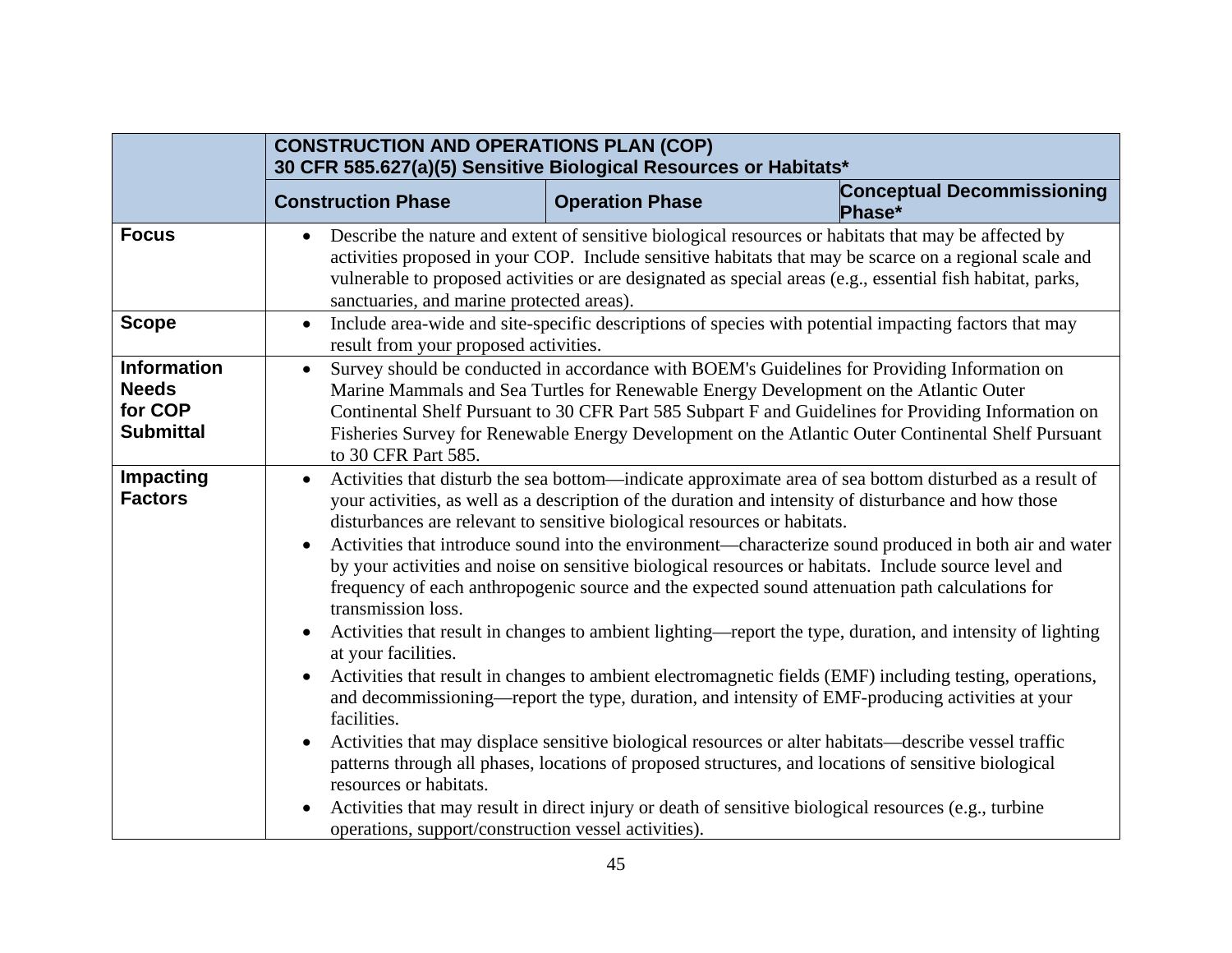| | CONSTRUCTION AND OPERATIONS PLAN (COP)<br>30 CFR 585.627(a)(5) Sensitive Biological Resources or Habitats* | | |
|---|---|---|---|
| | **Construction Phase** | **Operation Phase** | **Conceptual Decommissioning Phase*** |
| **Focus** | • Describe the nature and extent of sensitive biological resources or habitats that may be affected by activities proposed in your COP. Include sensitive habitats that may be scarce on a regional scale and vulnerable to proposed activities or are designated as special areas (e.g., essential fish habitat, parks, sanctuaries, and marine protected areas). | | |
| **Scope** | • Include area-wide and site-specific descriptions of species with potential impacting factors that may result from your proposed activities. | | |
| **Information Needs for COP Submittal** | • Survey should be conducted in accordance with BOEM's Guidelines for Providing Information on Marine Mammals and Sea Turtles for Renewable Energy Development on the Atlantic Outer Continental Shelf Pursuant to 30 CFR Part 585 Subpart F and Guidelines for Providing Information on Fisheries Survey for Renewable Energy Development on the Atlantic Outer Continental Shelf Pursuant to 30 CFR Part 585. | | |
| **Impacting Factors** | • Activities that disturb the sea bottom—indicate approximate area of sea bottom disturbed as a result of your activities, as well as a description of the duration and intensity of disturbance and how those disturbances are relevant to sensitive biological resources or habitats.<br>• Activities that introduce sound into the environment—characterize sound produced in both air and water by your activities and noise on sensitive biological resources or habitats. Include source level and frequency of each anthropogenic source and the expected sound attenuation path calculations for transmission loss.<br>• Activities that result in changes to ambient lighting—report the type, duration, and intensity of lighting at your facilities.<br>• Activities that result in changes to ambient electromagnetic fields (EMF) including testing, operations, and decommissioning—report the type, duration, and intensity of EMF-producing activities at your facilities.<br>• Activities that may displace sensitive biological resources or alter habitats—describe vessel traffic patterns through all phases, locations of proposed structures, and locations of sensitive biological resources or habitats.<br>• Activities that may result in direct injury or death of sensitive biological resources (e.g., turbine operations, support/construction vessel activities). | | |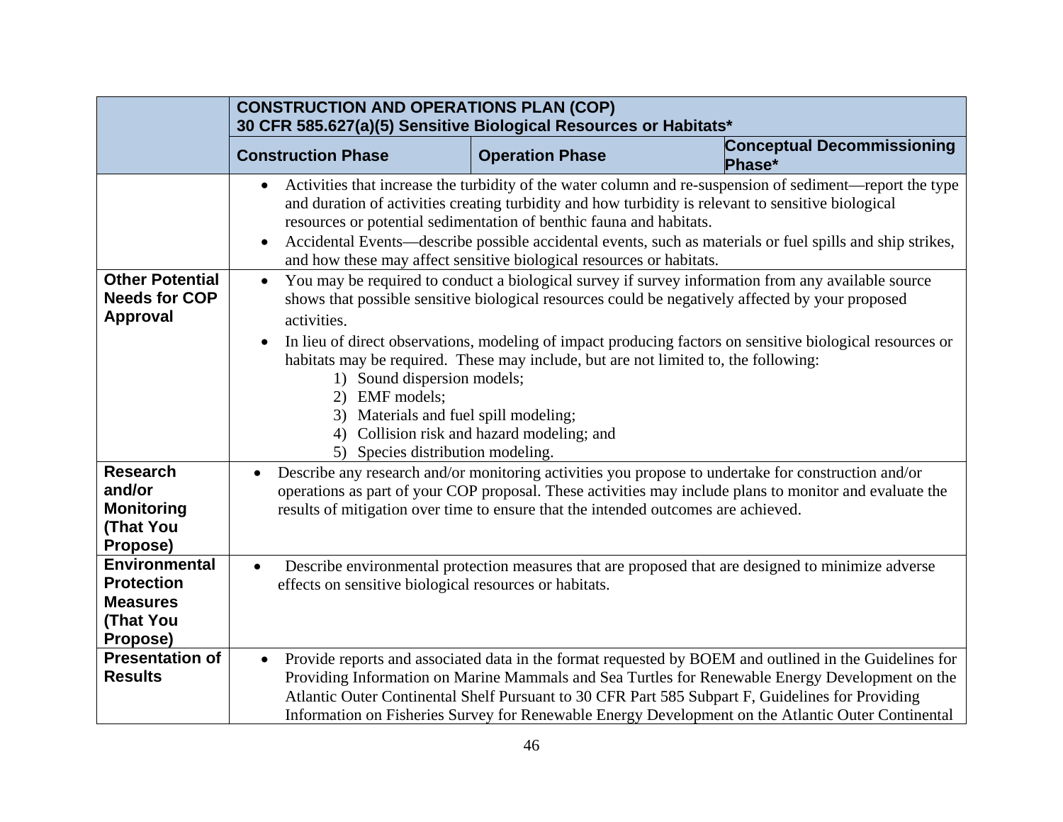| | CONSTRUCTION AND OPERATIONS PLAN (COP)<br>30 CFR 585.627(a)(5) Sensitive Biological Resources or Habitats* | | |
|---|---|---|---|
| | **Construction Phase** | **Operation Phase** | **Conceptual Decommissioning Phase*** |
| | • Activities that increase the turbidity of the water column and re-suspension of sediment—report the type and duration of activities creating turbidity and how turbidity is relevant to sensitive biological resources or potential sedimentation of benthic fauna and habitats.<br>• Accidental Events—describe possible accidental events, such as materials or fuel spills and ship strikes, and how these may affect sensitive biological resources or habitats. | | |
| **Other Potential Needs for COP Approval** | • You may be required to conduct a biological survey if survey information from any available source shows that possible sensitive biological resources could be negatively affected by your proposed activities.<br>• In lieu of direct observations, modeling of impact producing factors on sensitive biological resources or habitats may be required. These may include, but are not limited to, the following:<br>1) Sound dispersion models;<br>2) EMF models;<br>3) Materials and fuel spill modeling;<br>4) Collision risk and hazard modeling; and<br>5) Species distribution modeling. | | |
| **Research and/or Monitoring (That You Propose)** | • Describe any research and/or monitoring activities you propose to undertake for construction and/or operations as part of your COP proposal. These activities may include plans to monitor and evaluate the results of mitigation over time to ensure that the intended outcomes are achieved. | | |
| **Environmental Protection Measures (That You Propose)** | • Describe environmental protection measures that are proposed that are designed to minimize adverse effects on sensitive biological resources or habitats. | | |
| **Presentation of Results** | • Provide reports and associated data in the format requested by BOEM and outlined in the Guidelines for Providing Information on Marine Mammals and Sea Turtles for Renewable Energy Development on the Atlantic Outer Continental Shelf Pursuant to 30 CFR Part 585 Subpart F, Guidelines for Providing Information on Fisheries Survey for Renewable Energy Development on the Atlantic Outer Continental | | |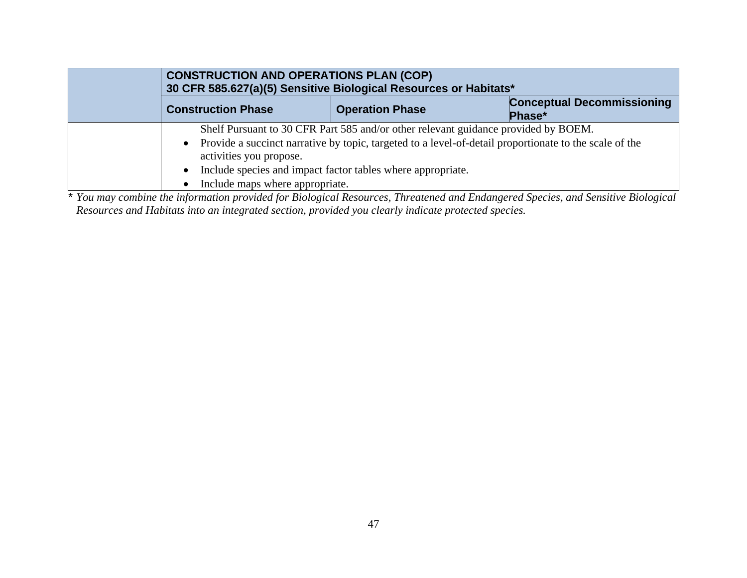| | CONSTRUCTION AND OPERATIONS PLAN (COP)<br>30 CFR 585.627(a)(5) Sensitive Biological Resources or Habitats* | | |
|---|---|---|---|
| | **Construction Phase** | **Operation Phase** | **Conceptual Decommissioning Phase*** |
| | Shelf Pursuant to 30 CFR Part 585 and/or other relevant guidance provided by BOEM.<br>• Provide a succinct narrative by topic, targeted to a level-of-detail proportionate to the scale of the activities you propose.<br>• Include species and impact factor tables where appropriate.<br>• Include maps where appropriate. | | |

*\* You may combine the information provided for Biological Resources, Threatened and Endangered Species, and Sensitive Biological Resources and Habitats into an integrated section, provided you clearly indicate protected species.*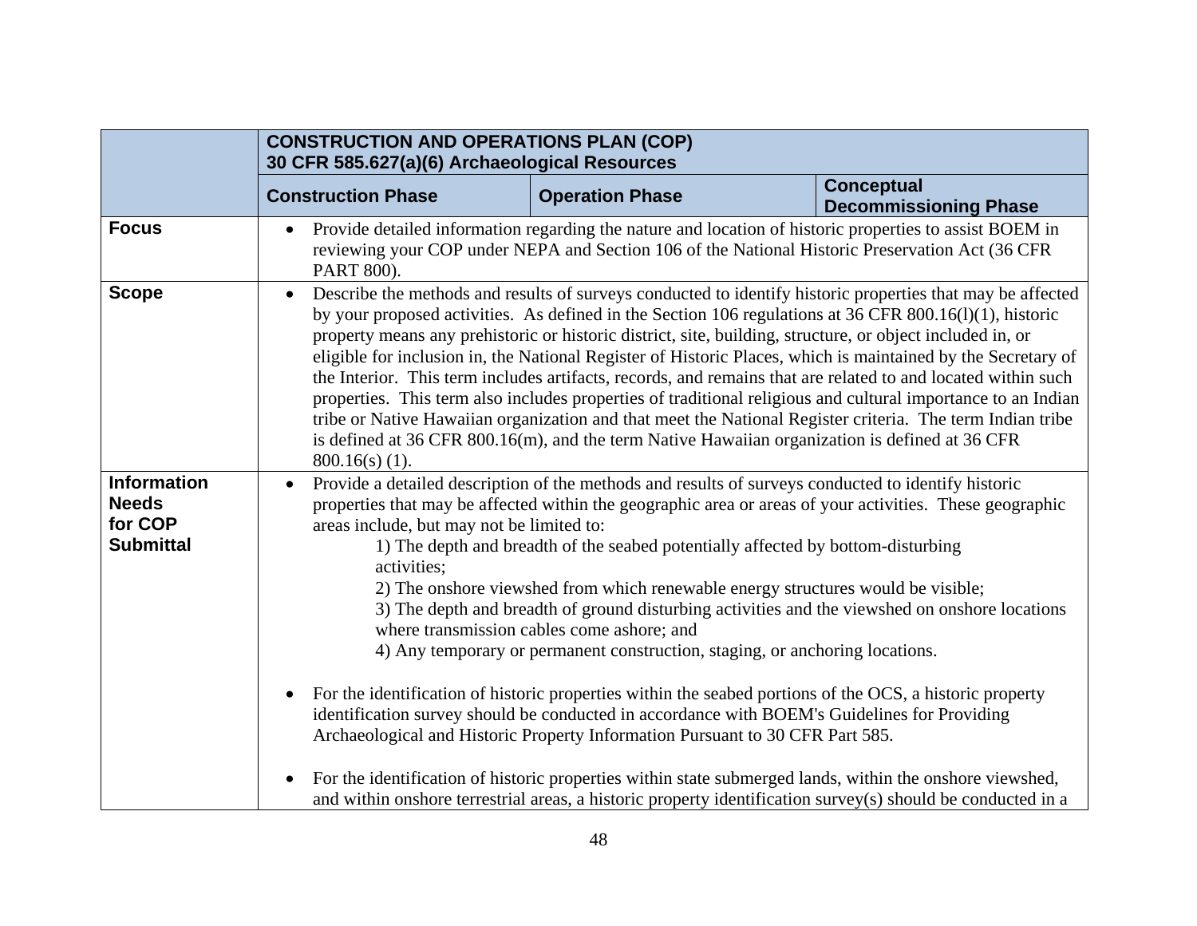| | CONSTRUCTION AND OPERATIONS PLAN (COP)<br>30 CFR 585.627(a)(6) Archaeological Resources | | |
|---|---|---|---|
| | **Construction Phase** | **Operation Phase** | **Conceptual Decommissioning Phase** |
| **Focus** | • Provide detailed information regarding the nature and location of historic properties to assist BOEM in reviewing your COP under NEPA and Section 106 of the National Historic Preservation Act (36 CFR PART 800). | | |
| **Scope** | • Describe the methods and results of surveys conducted to identify historic properties that may be affected by your proposed activities. As defined in the Section 106 regulations at 36 CFR 800.16(l)(1), historic property means any prehistoric or historic district, site, building, structure, or object included in, or eligible for inclusion in, the National Register of Historic Places, which is maintained by the Secretary of the Interior. This term includes artifacts, records, and remains that are related to and located within such properties. This term also includes properties of traditional religious and cultural importance to an Indian tribe or Native Hawaiian organization and that meet the National Register criteria. The term Indian tribe is defined at 36 CFR 800.16(m), and the term Native Hawaiian organization is defined at 36 CFR 800.16(s) (1). | | |
| **Information Needs for COP Submittal** | • Provide a detailed description of the methods and results of surveys conducted to identify historic properties that may be affected within the geographic area or areas of your activities. These geographic areas include, but may not be limited to:<br>1) The depth and breadth of the seabed potentially affected by bottom-disturbing activities;<br>2) The onshore viewshed from which renewable energy structures would be visible;<br>3) The depth and breadth of ground disturbing activities and the viewshed on onshore locations where transmission cables come ashore; and<br>4) Any temporary or permanent construction, staging, or anchoring locations.<br><br>• For the identification of historic properties within the seabed portions of the OCS, a historic property identification survey should be conducted in accordance with BOEM's Guidelines for Providing Archaeological and Historic Property Information Pursuant to 30 CFR Part 585.<br><br>• For the identification of historic properties within state submerged lands, within the onshore viewshed, and within onshore terrestrial areas, a historic property identification survey(s) should be conducted in a | | |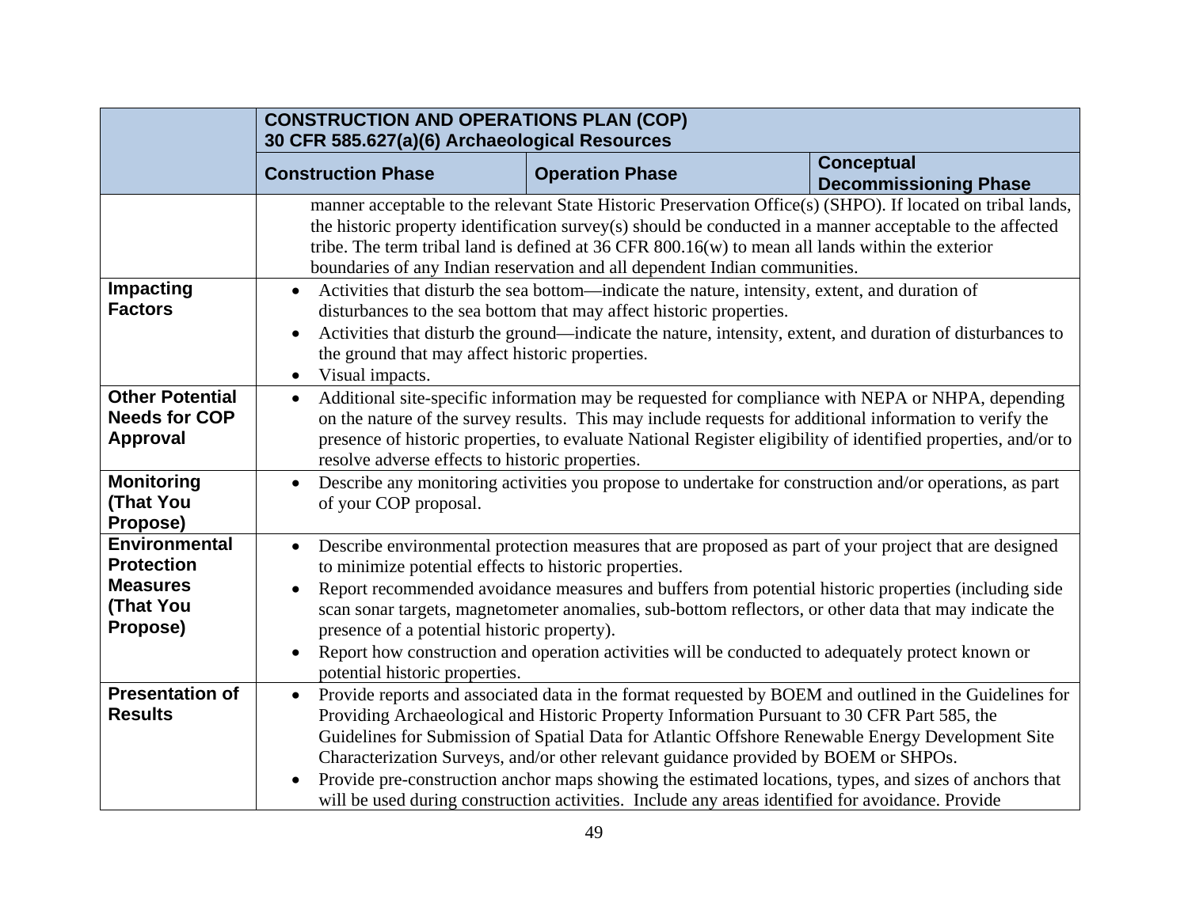| | CONSTRUCTION AND OPERATIONS PLAN (COP)<br>30 CFR 585.627(a)(6) Archaeological Resources | | |
|---|---|---|---|
| | **Construction Phase** | **Operation Phase** | **Conceptual Decommissioning Phase** |
| | manner acceptable to the relevant State Historic Preservation Office(s) (SHPO). If located on tribal lands, the historic property identification survey(s) should be conducted in a manner acceptable to the affected tribe. The term tribal land is defined at 36 CFR 800.16(w) to mean all lands within the exterior boundaries of any Indian reservation and all dependent Indian communities. | | |
| **Impacting Factors** | • Activities that disturb the sea bottom—indicate the nature, intensity, extent, and duration of disturbances to the sea bottom that may affect historic properties.<br>• Activities that disturb the ground—indicate the nature, intensity, extent, and duration of disturbances to the ground that may affect historic properties.<br>• Visual impacts. | | |
| **Other Potential Needs for COP Approval** | • Additional site-specific information may be requested for compliance with NEPA or NHPA, depending on the nature of the survey results. This may include requests for additional information to verify the presence of historic properties, to evaluate National Register eligibility of identified properties, and/or to resolve adverse effects to historic properties. | | |
| **Monitoring (That You Propose)** | • Describe any monitoring activities you propose to undertake for construction and/or operations, as part of your COP proposal. | | |
| **Environmental Protection Measures (That You Propose)** | • Describe environmental protection measures that are proposed as part of your project that are designed to minimize potential effects to historic properties.<br>• Report recommended avoidance measures and buffers from potential historic properties (including side scan sonar targets, magnetometer anomalies, sub-bottom reflectors, or other data that may indicate the presence of a potential historic property).<br>• Report how construction and operation activities will be conducted to adequately protect known or potential historic properties. | | |
| **Presentation of Results** | • Provide reports and associated data in the format requested by BOEM and outlined in the Guidelines for Providing Archaeological and Historic Property Information Pursuant to 30 CFR Part 585, the Guidelines for Submission of Spatial Data for Atlantic Offshore Renewable Energy Development Site Characterization Surveys, and/or other relevant guidance provided by BOEM or SHPOs.<br>• Provide pre-construction anchor maps showing the estimated locations, types, and sizes of anchors that will be used during construction activities. Include any areas identified for avoidance. Provide | | |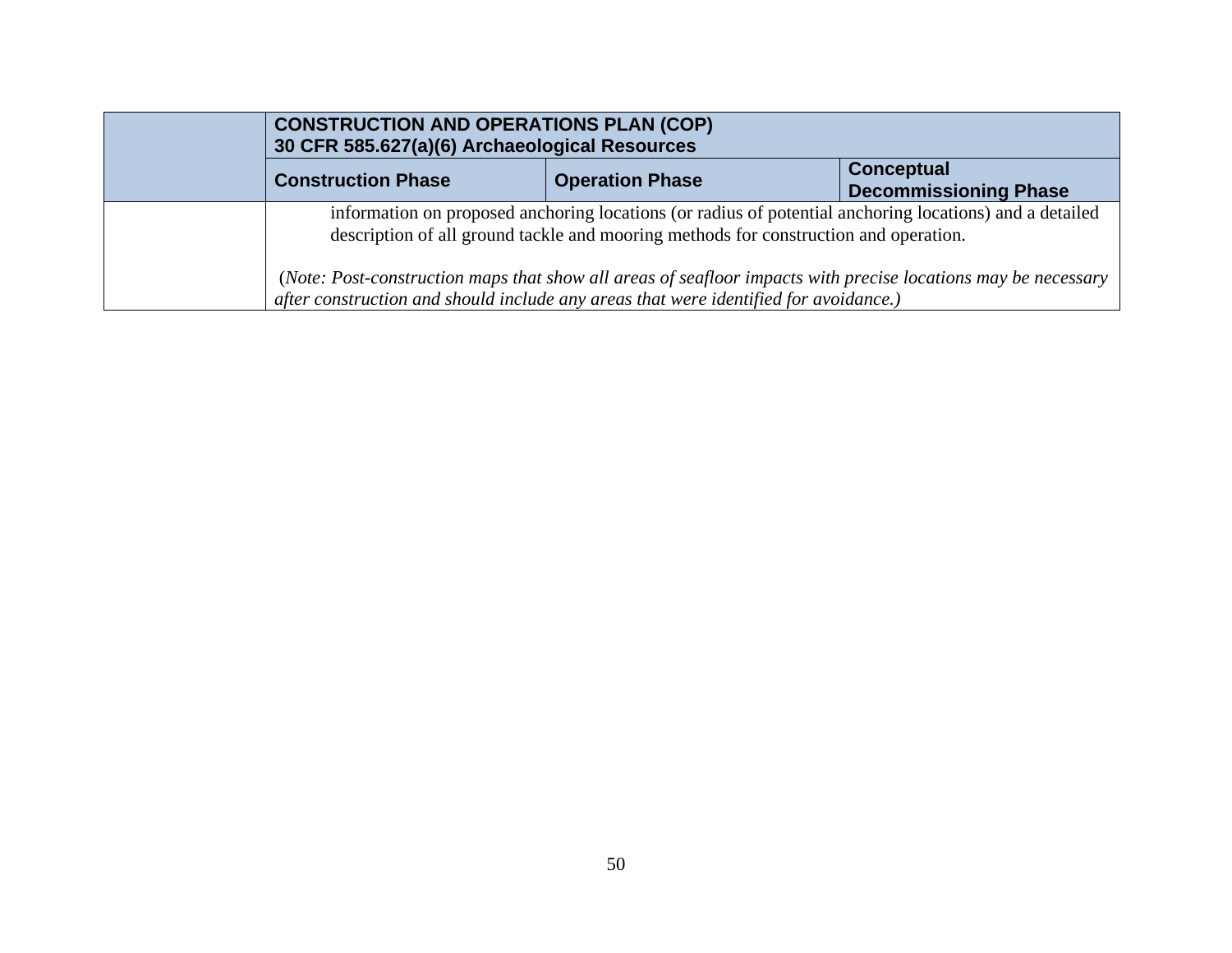| | CONSTRUCTION AND OPERATIONS PLAN (COP)<br>30 CFR 585.627(a)(6) Archaeological Resources | | |
|---|---|---|---|
| | **Construction Phase** | **Operation Phase** | **Conceptual Decommissioning Phase** |
| | information on proposed anchoring locations (or radius of potential anchoring locations) and a detailed description of all ground tackle and mooring methods for construction and operation.<br><br>*(Note: Post-construction maps that show all areas of seafloor impacts with precise locations may be necessary after construction and should include any areas that were identified for avoidance.)* | | |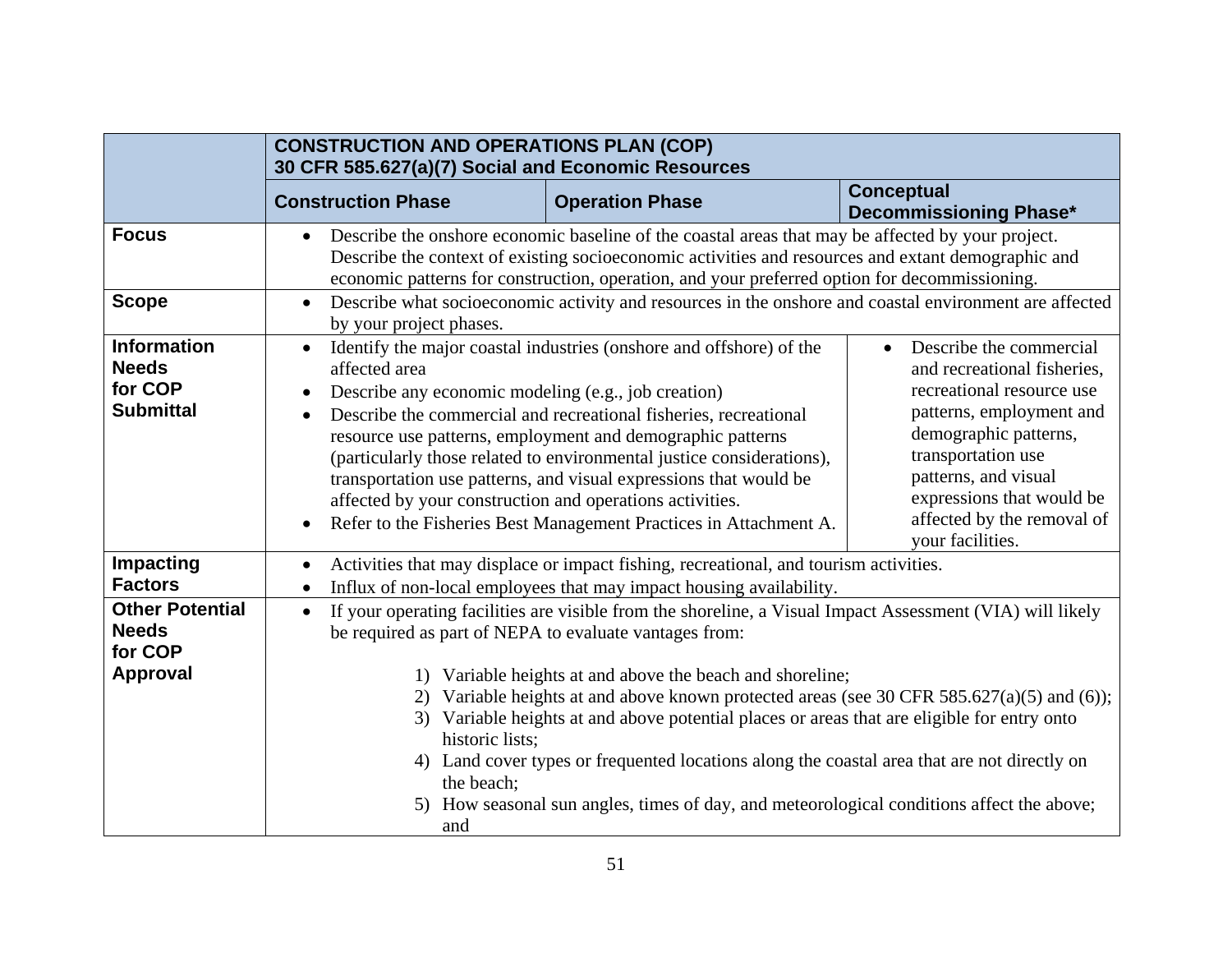| | CONSTRUCTION AND OPERATIONS PLAN (COP) 30 CFR 585.627(a)(7) Social and Economic Resources | | |
|---|---|---|---|
| | **Construction Phase** | **Operation Phase** | **Conceptual Decommissioning Phase*** |
| **Focus** | • Describe the onshore economic baseline of the coastal areas that may be affected by your project. Describe the context of existing socioeconomic activities and resources and extant demographic and economic patterns for construction, operation, and your preferred option for decommissioning. | | |
| **Scope** | • Describe what socioeconomic activity and resources in the onshore and coastal environment are affected by your project phases. | | |
| **Information Needs for COP Submittal** | • Identify the major coastal industries (onshore and offshore) of the affected area<br>• Describe any economic modeling (e.g., job creation)<br>• Describe the commercial and recreational fisheries, recreational resource use patterns, employment and demographic patterns (particularly those related to environmental justice considerations), transportation use patterns, and visual expressions that would be affected by your construction and operations activities.<br>• Refer to the Fisheries Best Management Practices in Attachment A. | | • Describe the commercial and recreational fisheries, recreational resource use patterns, employment and demographic patterns, transportation use patterns, and visual expressions that would be affected by the removal of your facilities. |
| **Impacting Factors** | • Activities that may displace or impact fishing, recreational, and tourism activities.<br>• Influx of non-local employees that may impact housing availability. | | |
| **Other Potential Needs for COP Approval** | • If your operating facilities are visible from the shoreline, a Visual Impact Assessment (VIA) will likely be required as part of NEPA to evaluate vantages from:<br><br>1) Variable heights at and above the beach and shoreline;<br>2) Variable heights at and above known protected areas (see 30 CFR 585.627(a)(5) and (6));<br>3) Variable heights at and above potential places or areas that are eligible for entry onto historic lists;<br>4) Land cover types or frequented locations along the coastal area that are not directly on the beach;<br>5) How seasonal sun angles, times of day, and meteorological conditions affect the above; and | | |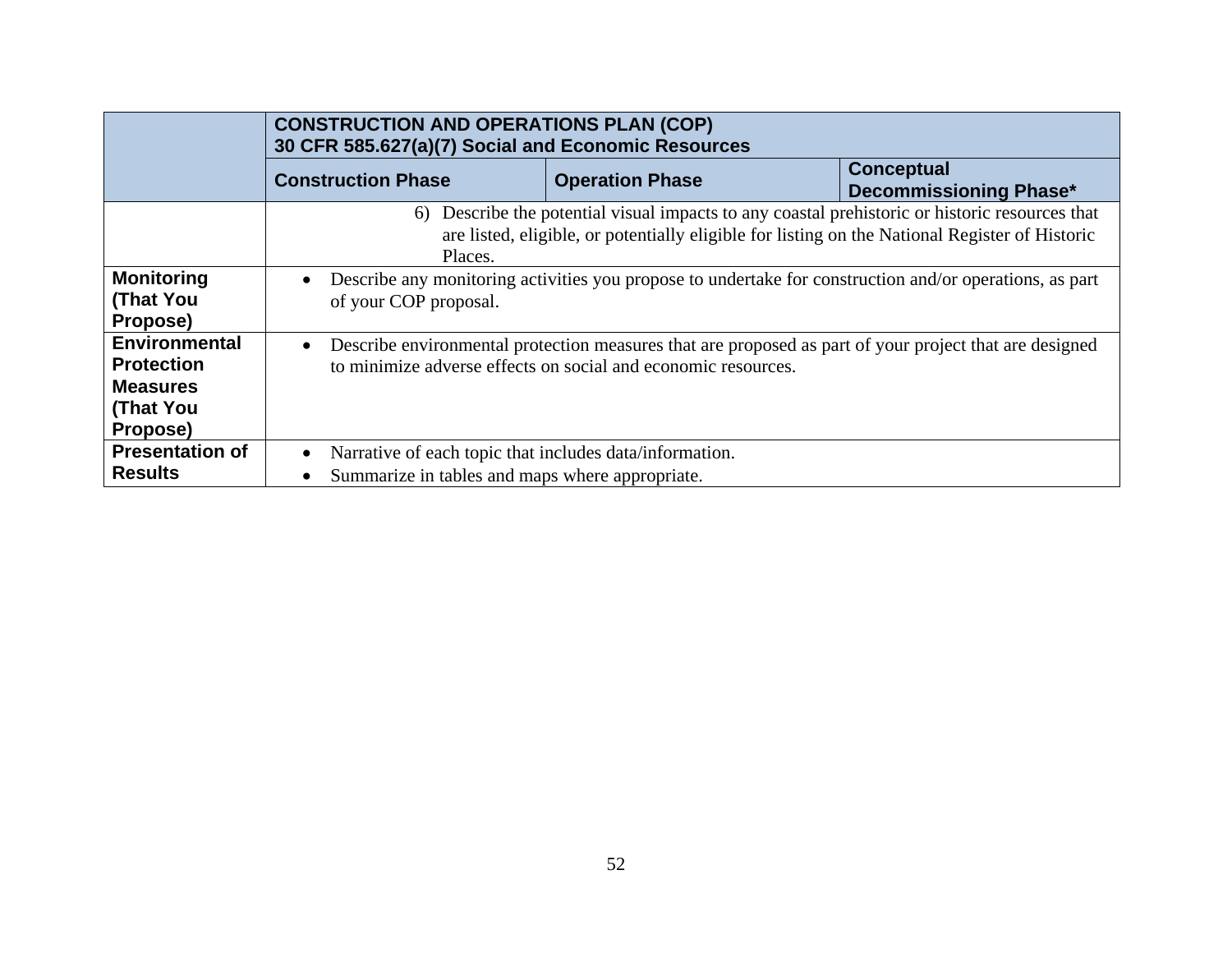| | CONSTRUCTION AND OPERATIONS PLAN (COP)<br>30 CFR 585.627(a)(7) Social and Economic Resources | | |
|---|---|---|---|
| | **Construction Phase** | **Operation Phase** | **Conceptual Decommissioning Phase*** |
| | 6) Describe the potential visual impacts to any coastal prehistoric or historic resources that are listed, eligible, or potentially eligible for listing on the National Register of Historic Places. | | |
| **Monitoring (That You Propose)** | • Describe any monitoring activities you propose to undertake for construction and/or operations, as part of your COP proposal. | | |
| **Environmental Protection Measures (That You Propose)** | • Describe environmental protection measures that are proposed as part of your project that are designed to minimize adverse effects on social and economic resources. | | |
| **Presentation of Results** | • Narrative of each topic that includes data/information.<br>• Summarize in tables and maps where appropriate. | | |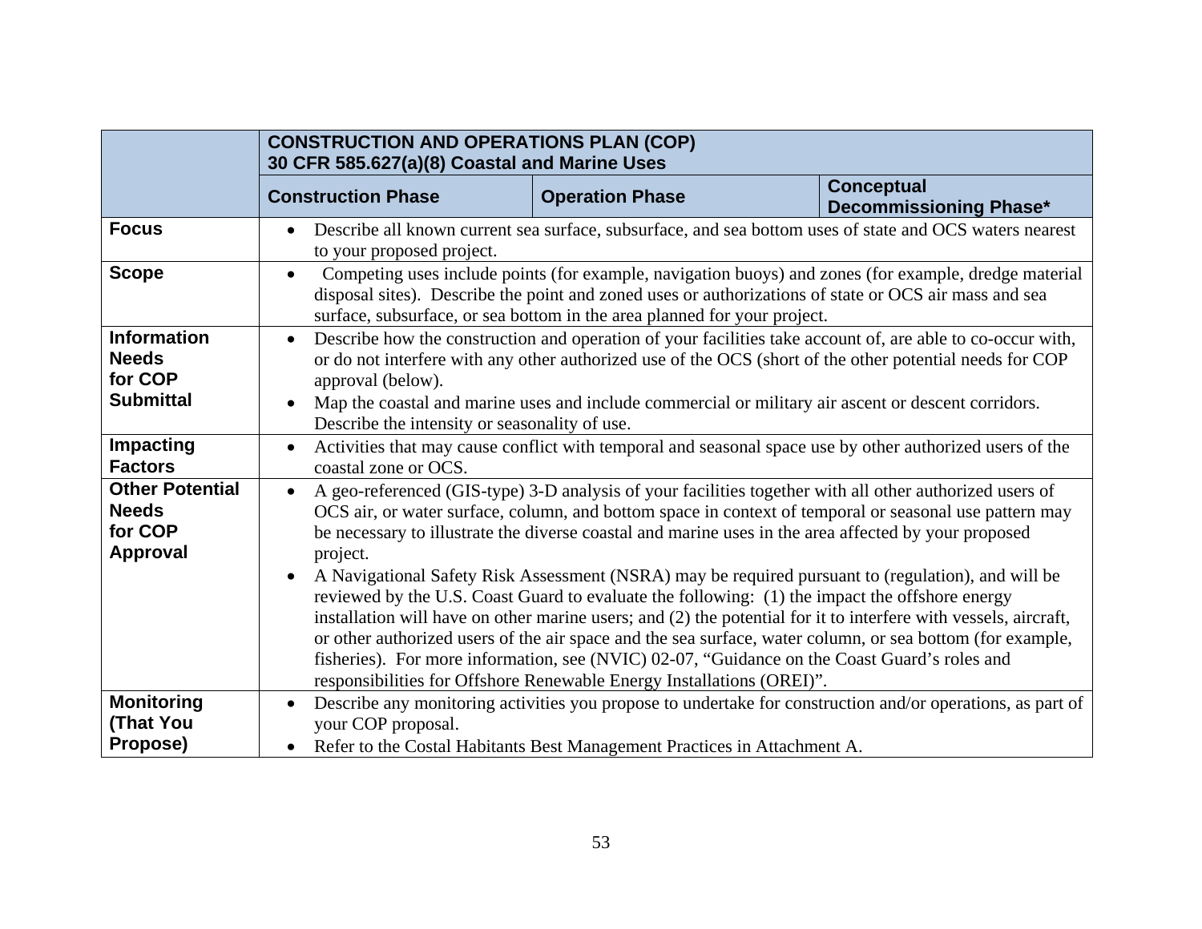| | CONSTRUCTION AND OPERATIONS PLAN (COP)<br>30 CFR 585.627(a)(8) Coastal and Marine Uses | | |
|---|---|---|---|
| | **Construction Phase** | **Operation Phase** | **Conceptual Decommissioning Phase*** |
| **Focus** | • Describe all known current sea surface, subsurface, and sea bottom uses of state and OCS waters nearest to your proposed project. | | |
| **Scope** | • Competing uses include points (for example, navigation buoys) and zones (for example, dredge material disposal sites). Describe the point and zoned uses or authorizations of state or OCS air mass and sea surface, subsurface, or sea bottom in the area planned for your project. | | |
| **Information Needs for COP Submittal** | • Describe how the construction and operation of your facilities take account of, are able to co-occur with, or do not interfere with any other authorized use of the OCS (short of the other potential needs for COP approval (below).<br>• Map the coastal and marine uses and include commercial or military air ascent or descent corridors. Describe the intensity or seasonality of use. | | |
| **Impacting Factors** | • Activities that may cause conflict with temporal and seasonal space use by other authorized users of the coastal zone or OCS. | | |
| **Other Potential Needs for COP Approval** | • A geo-referenced (GIS-type) 3-D analysis of your facilities together with all other authorized users of OCS air, or water surface, column, and bottom space in context of temporal or seasonal use pattern may be necessary to illustrate the diverse coastal and marine uses in the area affected by your proposed project.<br>• A Navigational Safety Risk Assessment (NSRA) may be required pursuant to (regulation), and will be reviewed by the U.S. Coast Guard to evaluate the following: (1) the impact the offshore energy installation will have on other marine users; and (2) the potential for it to interfere with vessels, aircraft, or other authorized users of the air space and the sea surface, water column, or sea bottom (for example, fisheries). For more information, see (NVIC) 02-07, "Guidance on the Coast Guard's roles and responsibilities for Offshore Renewable Energy Installations (OREI)". | | |
| **Monitoring (That You Propose)** | • Describe any monitoring activities you propose to undertake for construction and/or operations, as part of your COP proposal.<br>• Refer to the Costal Habitants Best Management Practices in Attachment A. | | |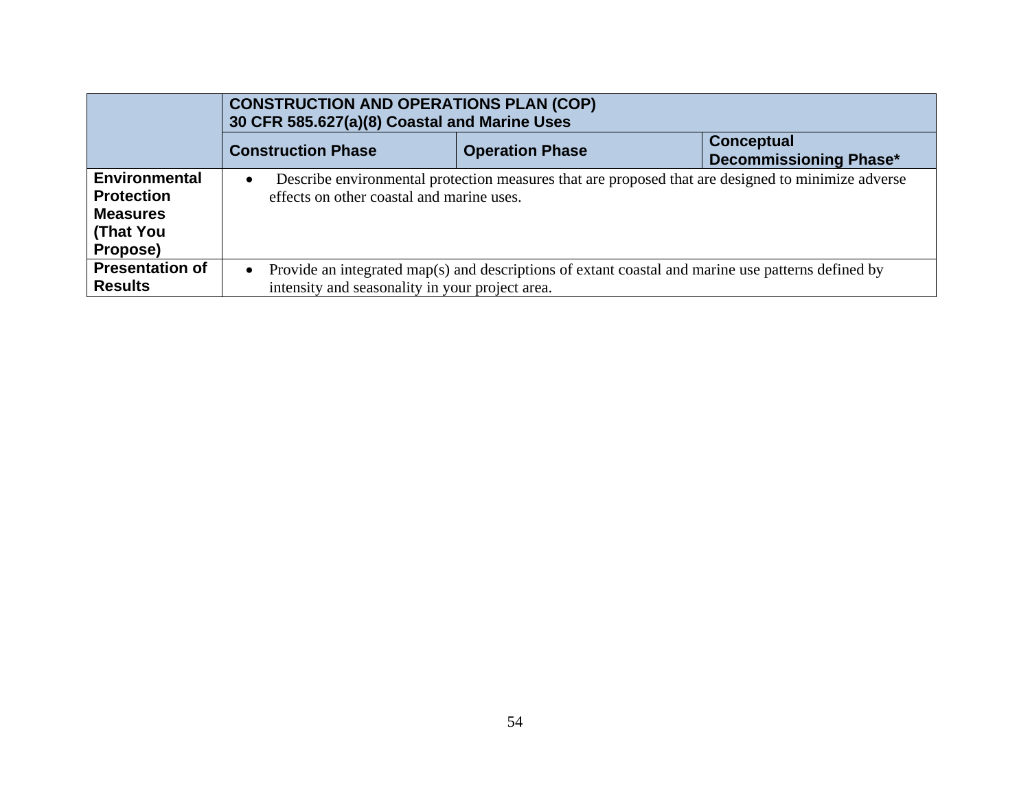| | CONSTRUCTION AND OPERATIONS PLAN (COP)<br>30 CFR 585.627(a)(8) Coastal and Marine Uses | | |
|---|---|---|---|
| | **Construction Phase** | **Operation Phase** | **Conceptual Decommissioning Phase*** |
| **Environmental Protection Measures (That You Propose)** | • Describe environmental protection measures that are proposed that are designed to minimize adverse effects on other coastal and marine uses. | | |
| **Presentation of Results** | • Provide an integrated map(s) and descriptions of extant coastal and marine use patterns defined by intensity and seasonality in your project area. | | |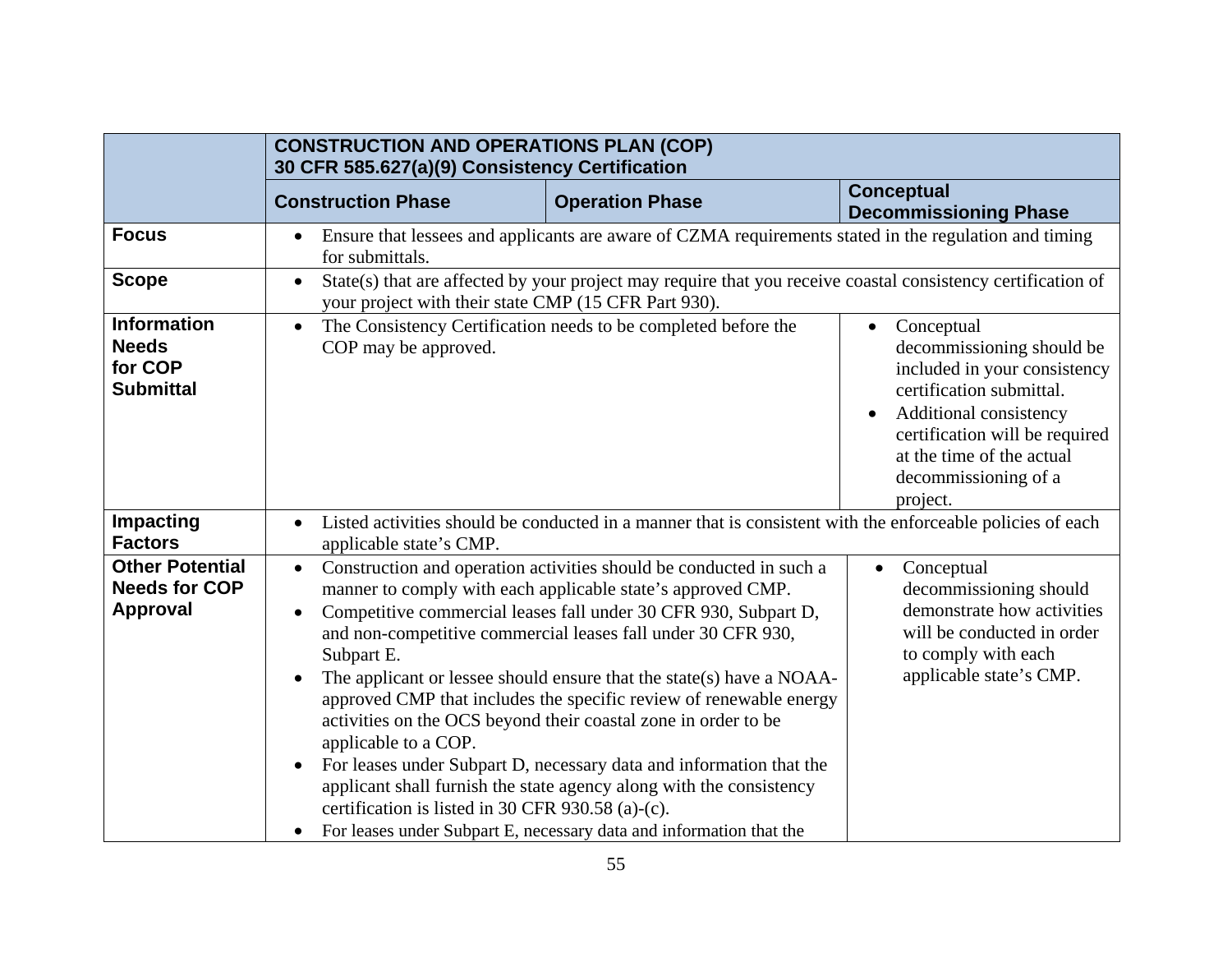| | CONSTRUCTION AND OPERATIONS PLAN (COP) 30 CFR 585.627(a)(9) Consistency Certification | | |
|---|---|---|---|
| | **Construction Phase** | **Operation Phase** | **Conceptual Decommissioning Phase** |
| **Focus** | • Ensure that lessees and applicants are aware of CZMA requirements stated in the regulation and timing for submittals. | | |
| **Scope** | • State(s) that are affected by your project may require that you receive coastal consistency certification of your project with their state CMP (15 CFR Part 930). | | |
| **Information Needs for COP Submittal** | • The Consistency Certification needs to be completed before the COP may be approved. | | • Conceptual decommissioning should be included in your consistency certification submittal.<br>• Additional consistency certification will be required at the time of the actual decommissioning of a project. |
| **Impacting Factors** | • Listed activities should be conducted in a manner that is consistent with the enforceable policies of each applicable state's CMP. | | |
| **Other Potential Needs for COP Approval** | • Construction and operation activities should be conducted in such a manner to comply with each applicable state's approved CMP.<br>• Competitive commercial leases fall under 30 CFR 930, Subpart D, and non-competitive commercial leases fall under 30 CFR 930, Subpart E.<br>• The applicant or lessee should ensure that the state(s) have a NOAA-approved CMP that includes the specific review of renewable energy activities on the OCS beyond their coastal zone in order to be applicable to a COP.<br>• For leases under Subpart D, necessary data and information that the applicant shall furnish the state agency along with the consistency certification is listed in 30 CFR 930.58 (a)-(c).<br>• For leases under Subpart E, necessary data and information that the | | • Conceptual decommissioning should demonstrate how activities will be conducted in order to comply with each applicable state's CMP. |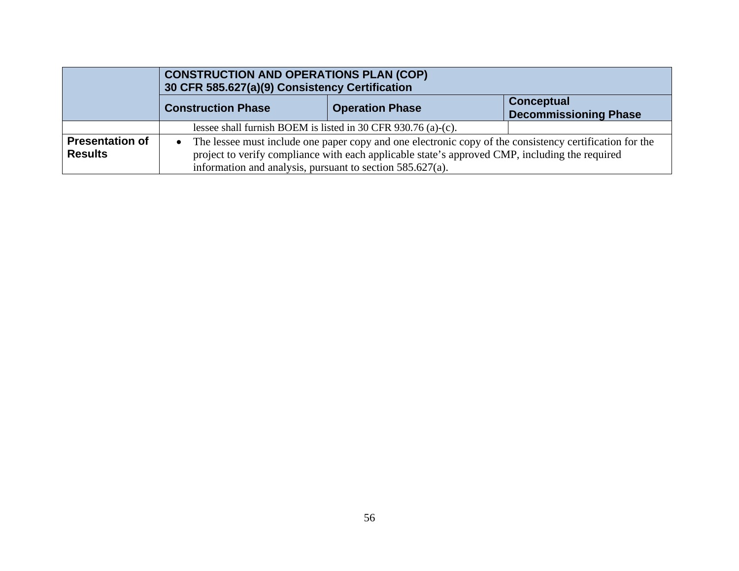| | CONSTRUCTION AND OPERATIONS PLAN (COP) 30 CFR 585.627(a)(9) Consistency Certification | | |
|---|---|---|---|
| | **Construction Phase** | **Operation Phase** | **Conceptual Decommissioning Phase** |
| | lessee shall furnish BOEM is listed in 30 CFR 930.76 (a)-(c). | | |
| **Presentation of Results** | • The lessee must include one paper copy and one electronic copy of the consistency certification for the project to verify compliance with each applicable state's approved CMP, including the required information and analysis, pursuant to section 585.627(a). | | |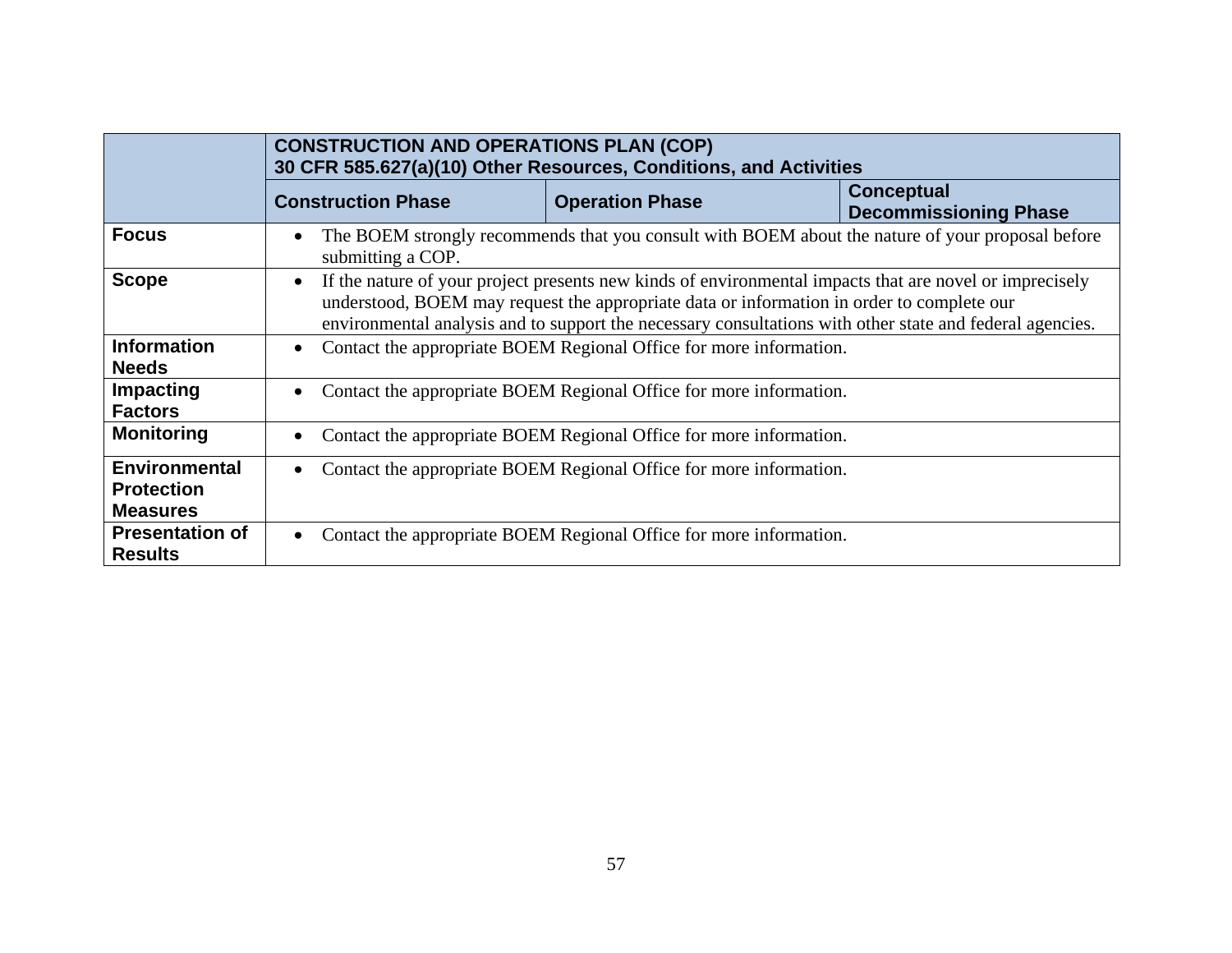| | CONSTRUCTION AND OPERATIONS PLAN (COP) 30 CFR 585.627(a)(10) Other Resources, Conditions, and Activities | | |
|---|---|---|---|
| | **Construction Phase** | **Operation Phase** | **Conceptual Decommissioning Phase** |
| **Focus** | • The BOEM strongly recommends that you consult with BOEM about the nature of your proposal before submitting a COP. | | |
| **Scope** | • If the nature of your project presents new kinds of environmental impacts that are novel or imprecisely understood, BOEM may request the appropriate data or information in order to complete our environmental analysis and to support the necessary consultations with other state and federal agencies. | | |
| **Information Needs** | • Contact the appropriate BOEM Regional Office for more information. | | |
| **Impacting Factors** | • Contact the appropriate BOEM Regional Office for more information. | | |
| **Monitoring** | • Contact the appropriate BOEM Regional Office for more information. | | |
| **Environmental Protection Measures** | • Contact the appropriate BOEM Regional Office for more information. | | |
| **Presentation of Results** | • Contact the appropriate BOEM Regional Office for more information. | | |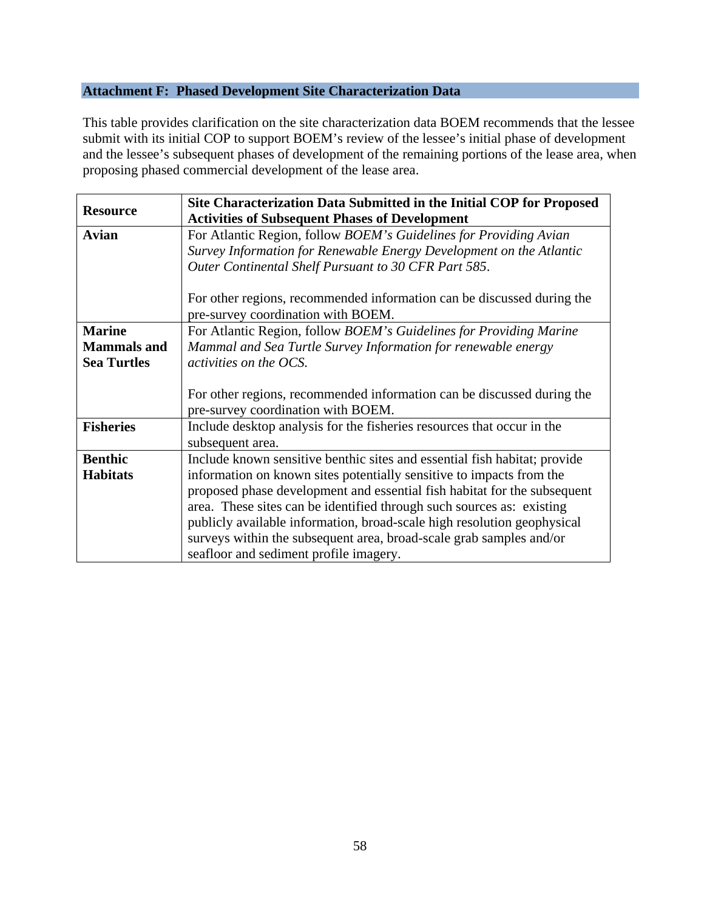## Attachment F: Phased Development Site Characterization Data

This table provides clarification on the site characterization data BOEM recommends that the lessee submit with its initial COP to support BOEM's review of the lessee's initial phase of development and the lessee's subsequent phases of development of the remaining portions of the lease area, when proposing phased commercial development of the lease area.

| Resource | Site Characterization Data Submitted in the Initial COP for Proposed Activities of Subsequent Phases of Development |
|---|---|
| **Avian** | For Atlantic Region, follow *BOEM's Guidelines for Providing Avian Survey Information for Renewable Energy Development on the Atlantic Outer Continental Shelf Pursuant to 30 CFR Part 585*.<br><br>For other regions, recommended information can be discussed during the pre-survey coordination with BOEM. |
| **Marine Mammals and Sea Turtles** | For Atlantic Region, follow *BOEM's Guidelines for Providing Marine Mammal and Sea Turtle Survey Information for renewable energy activities on the OCS.*<br><br>For other regions, recommended information can be discussed during the pre-survey coordination with BOEM. |
| **Fisheries** | Include desktop analysis for the fisheries resources that occur in the subsequent area. |
| **Benthic Habitats** | Include known sensitive benthic sites and essential fish habitat; provide information on known sites potentially sensitive to impacts from the proposed phase development and essential fish habitat for the subsequent area. These sites can be identified through such sources as: existing publicly available information, broad-scale high resolution geophysical surveys within the subsequent area, broad-scale grab samples and/or seafloor and sediment profile imagery. |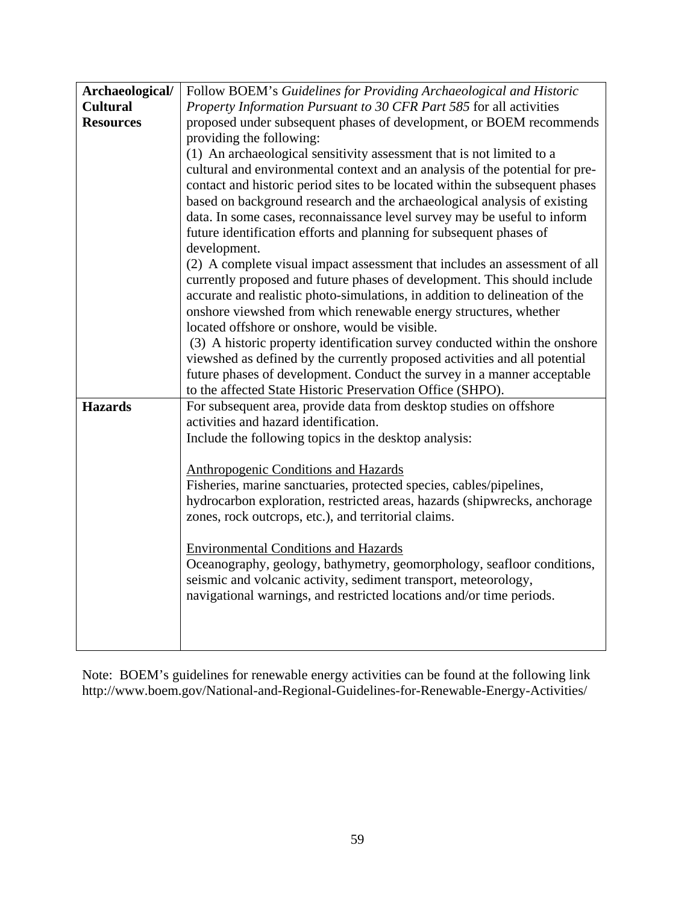| | |
|---|---|
| **Archaeological/ Cultural Resources** | Follow BOEM's *Guidelines for Providing Archaeological and Historic Property Information Pursuant to 30 CFR Part 585* for all activities proposed under subsequent phases of development, or BOEM recommends providing the following:<br>(1) An archaeological sensitivity assessment that is not limited to a cultural and environmental context and an analysis of the potential for pre-contact and historic period sites to be located within the subsequent phases based on background research and the archaeological analysis of existing data. In some cases, reconnaissance level survey may be useful to inform future identification efforts and planning for subsequent phases of development.<br>(2) A complete visual impact assessment that includes an assessment of all currently proposed and future phases of development. This should include accurate and realistic photo-simulations, in addition to delineation of the onshore viewshed from which renewable energy structures, whether located offshore or onshore, would be visible.<br>(3) A historic property identification survey conducted within the onshore viewshed as defined by the currently proposed activities and all potential future phases of development. Conduct the survey in a manner acceptable to the affected State Historic Preservation Office (SHPO). |
| **Hazards** | For subsequent area, provide data from desktop studies on offshore activities and hazard identification.<br>Include the following topics in the desktop analysis:<br><br><u>Anthropogenic Conditions and Hazards</u><br>Fisheries, marine sanctuaries, protected species, cables/pipelines, hydrocarbon exploration, restricted areas, hazards (shipwrecks, anchorage zones, rock outcrops, etc.), and territorial claims.<br><br><u>Environmental Conditions and Hazards</u><br>Oceanography, geology, bathymetry, geomorphology, seafloor conditions, seismic and volcanic activity, sediment transport, meteorology, navigational warnings, and restricted locations and/or time periods. |

Note: BOEM's guidelines for renewable energy activities can be found at the following link http://www.boem.gov/National-and-Regional-Guidelines-for-Renewable-Energy-Activities/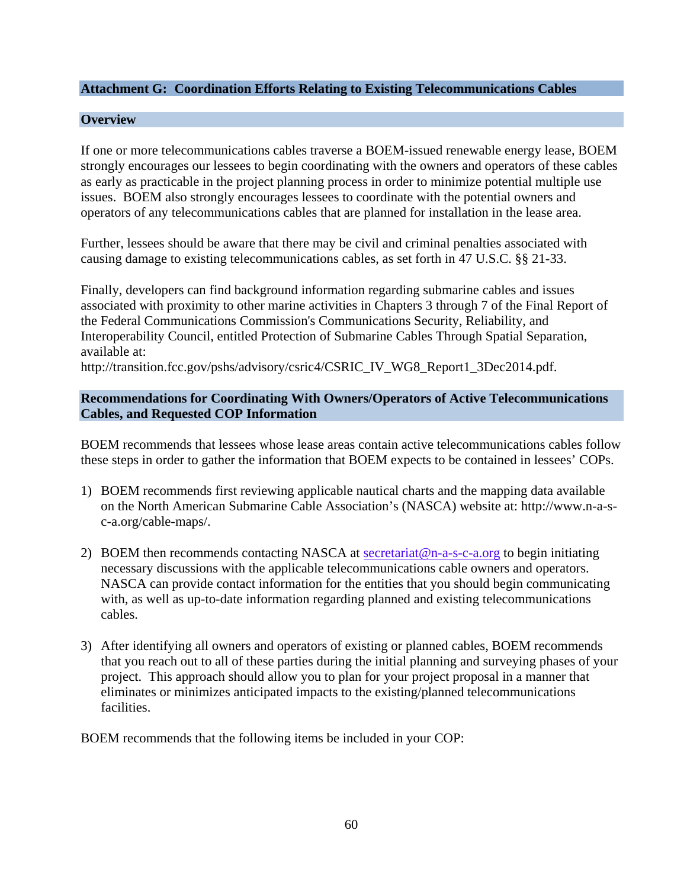## Attachment G: Coordination Efforts Relating to Existing Telecommunications Cables

### Overview

If one or more telecommunications cables traverse a BOEM-issued renewable energy lease, BOEM strongly encourages our lessees to begin coordinating with the owners and operators of these cables as early as practicable in the project planning process in order to minimize potential multiple use issues. BOEM also strongly encourages lessees to coordinate with the potential owners and operators of any telecommunications cables that are planned for installation in the lease area.

Further, lessees should be aware that there may be civil and criminal penalties associated with causing damage to existing telecommunications cables, as set forth in 47 U.S.C. §§ 21-33.

Finally, developers can find background information regarding submarine cables and issues associated with proximity to other marine activities in Chapters 3 through 7 of the Final Report of the Federal Communications Commission's Communications Security, Reliability, and Interoperability Council, entitled Protection of Submarine Cables Through Spatial Separation, available at:
http://transition.fcc.gov/pshs/advisory/csric4/CSRIC_IV_WG8_Report1_3Dec2014.pdf.

### Recommendations for Coordinating With Owners/Operators of Active Telecommunications Cables, and Requested COP Information

BOEM recommends that lessees whose lease areas contain active telecommunications cables follow these steps in order to gather the information that BOEM expects to be contained in lessees' COPs.

1) BOEM recommends first reviewing applicable nautical charts and the mapping data available on the North American Submarine Cable Association's (NASCA) website at: http://www.n-a-s-c-a.org/cable-maps/.

2) BOEM then recommends contacting NASCA at secretariat@n-a-s-c-a.org to begin initiating necessary discussions with the applicable telecommunications cable owners and operators. NASCA can provide contact information for the entities that you should begin communicating with, as well as up-to-date information regarding planned and existing telecommunications cables.

3) After identifying all owners and operators of existing or planned cables, BOEM recommends that you reach out to all of these parties during the initial planning and surveying phases of your project. This approach should allow you to plan for your project proposal in a manner that eliminates or minimizes anticipated impacts to the existing/planned telecommunications facilities.

BOEM recommends that the following items be included in your COP: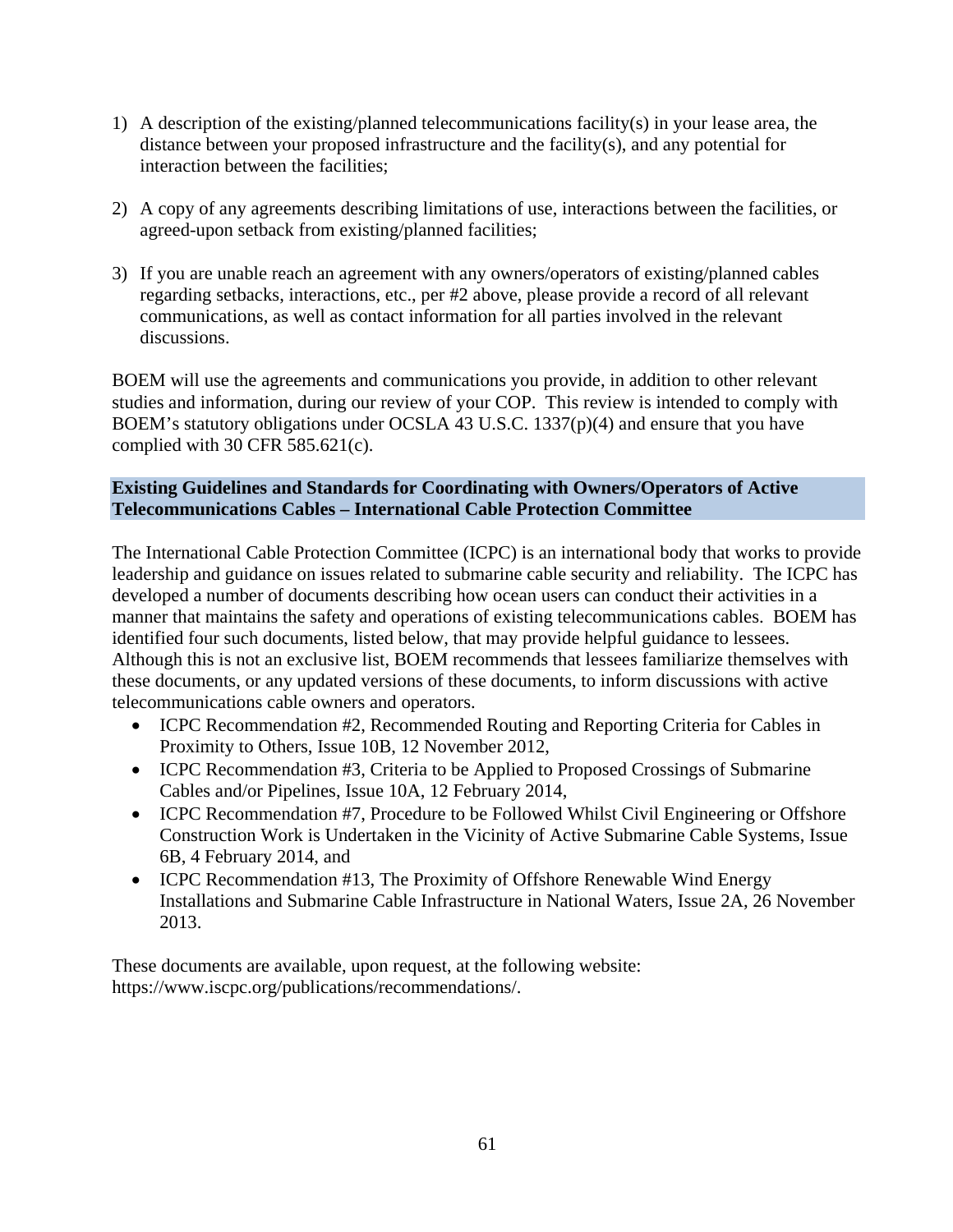1) A description of the existing/planned telecommunications facility(s) in your lease area, the distance between your proposed infrastructure and the facility(s), and any potential for interaction between the facilities;

2) A copy of any agreements describing limitations of use, interactions between the facilities, or agreed-upon setback from existing/planned facilities;

3) If you are unable reach an agreement with any owners/operators of existing/planned cables regarding setbacks, interactions, etc., per #2 above, please provide a record of all relevant communications, as well as contact information for all parties involved in the relevant discussions.

BOEM will use the agreements and communications you provide, in addition to other relevant studies and information, during our review of your COP. This review is intended to comply with BOEM's statutory obligations under OCSLA 43 U.S.C. 1337(p)(4) and ensure that you have complied with 30 CFR 585.621(c).

**Existing Guidelines and Standards for Coordinating with Owners/Operators of Active Telecommunications Cables – International Cable Protection Committee**

The International Cable Protection Committee (ICPC) is an international body that works to provide leadership and guidance on issues related to submarine cable security and reliability. The ICPC has developed a number of documents describing how ocean users can conduct their activities in a manner that maintains the safety and operations of existing telecommunications cables. BOEM has identified four such documents, listed below, that may provide helpful guidance to lessees. Although this is not an exclusive list, BOEM recommends that lessees familiarize themselves with these documents, or any updated versions of these documents, to inform discussions with active telecommunications cable owners and operators.

- ICPC Recommendation #2, Recommended Routing and Reporting Criteria for Cables in Proximity to Others, Issue 10B, 12 November 2012,
- ICPC Recommendation #3, Criteria to be Applied to Proposed Crossings of Submarine Cables and/or Pipelines, Issue 10A, 12 February 2014,
- ICPC Recommendation #7, Procedure to be Followed Whilst Civil Engineering or Offshore Construction Work is Undertaken in the Vicinity of Active Submarine Cable Systems, Issue 6B, 4 February 2014, and
- ICPC Recommendation #13, The Proximity of Offshore Renewable Wind Energy Installations and Submarine Cable Infrastructure in National Waters, Issue 2A, 26 November 2013.

These documents are available, upon request, at the following website: https://www.iscpc.org/publications/recommendations/.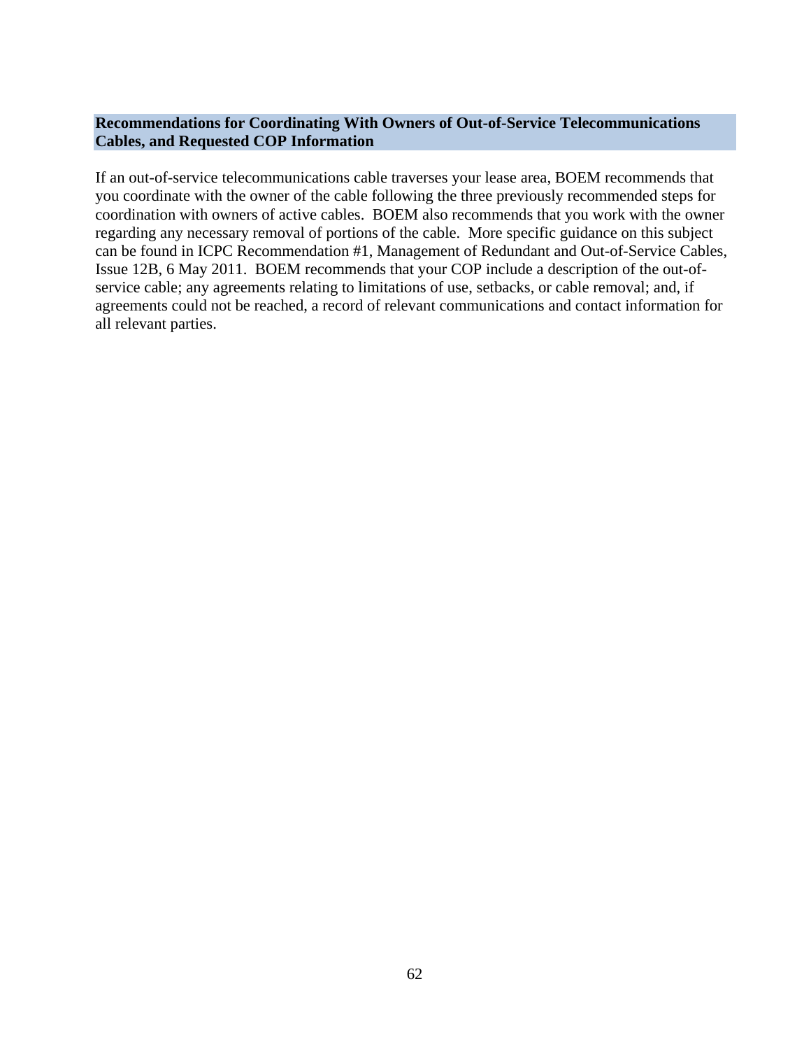### Recommendations for Coordinating With Owners of Out-of-Service Telecommunications Cables, and Requested COP Information

If an out-of-service telecommunications cable traverses your lease area, BOEM recommends that you coordinate with the owner of the cable following the three previously recommended steps for coordination with owners of active cables. BOEM also recommends that you work with the owner regarding any necessary removal of portions of the cable. More specific guidance on this subject can be found in ICPC Recommendation #1, Management of Redundant and Out-of-Service Cables, Issue 12B, 6 May 2011. BOEM recommends that your COP include a description of the out-of-service cable; any agreements relating to limitations of use, setbacks, or cable removal; and, if agreements could not be reached, a record of relevant communications and contact information for all relevant parties.